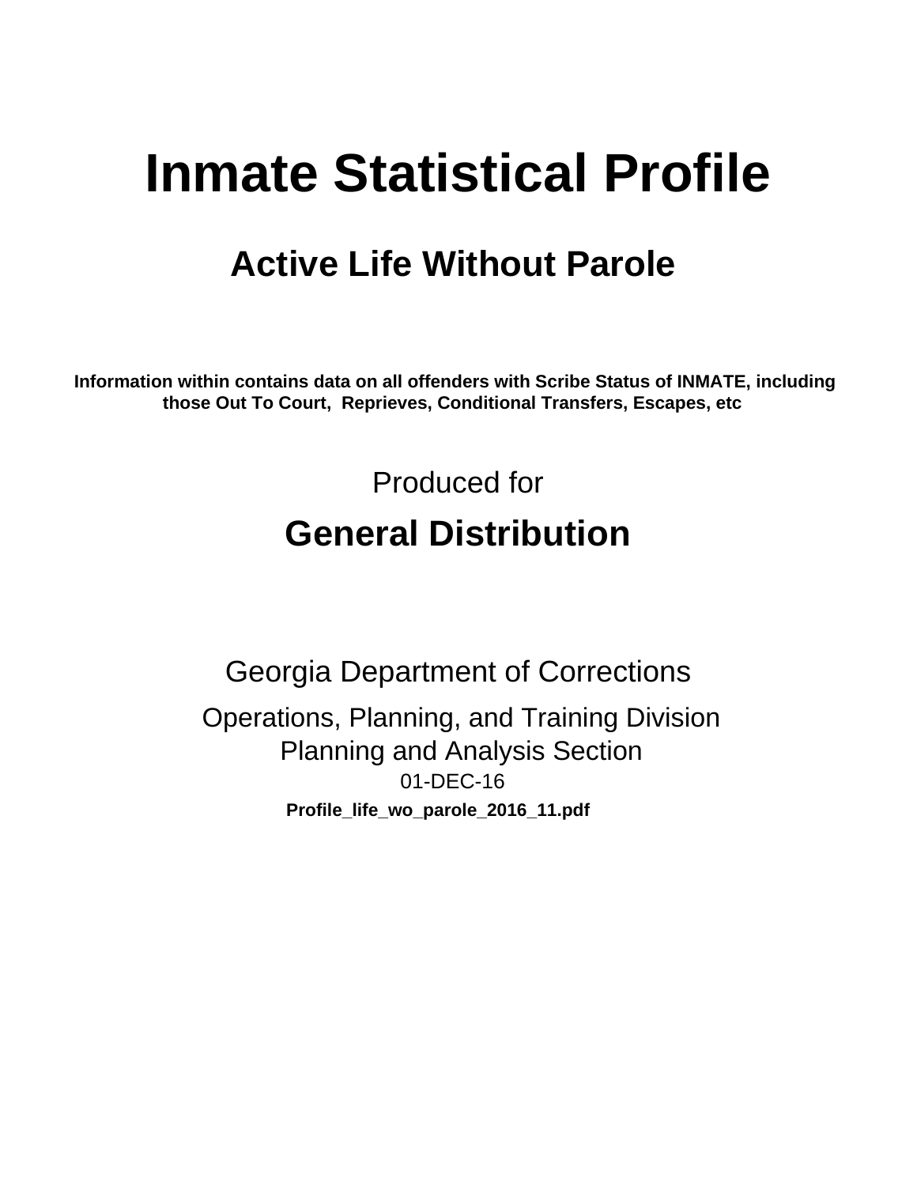# Inmate Statistical Profile

## Active Life Without Parole

**Information within contains data on all offenders with Scribe Status of INMATE, including those Out To Court, Reprieves, Conditional Transfers, Escapes, etc**

Produced for

## General Distribution

Georgia Department of Corrections

Operations, Planning, and Training Division
Planning and Analysis Section
01-DEC-16

**Profile_life_wo_parole_2016_11.pdf**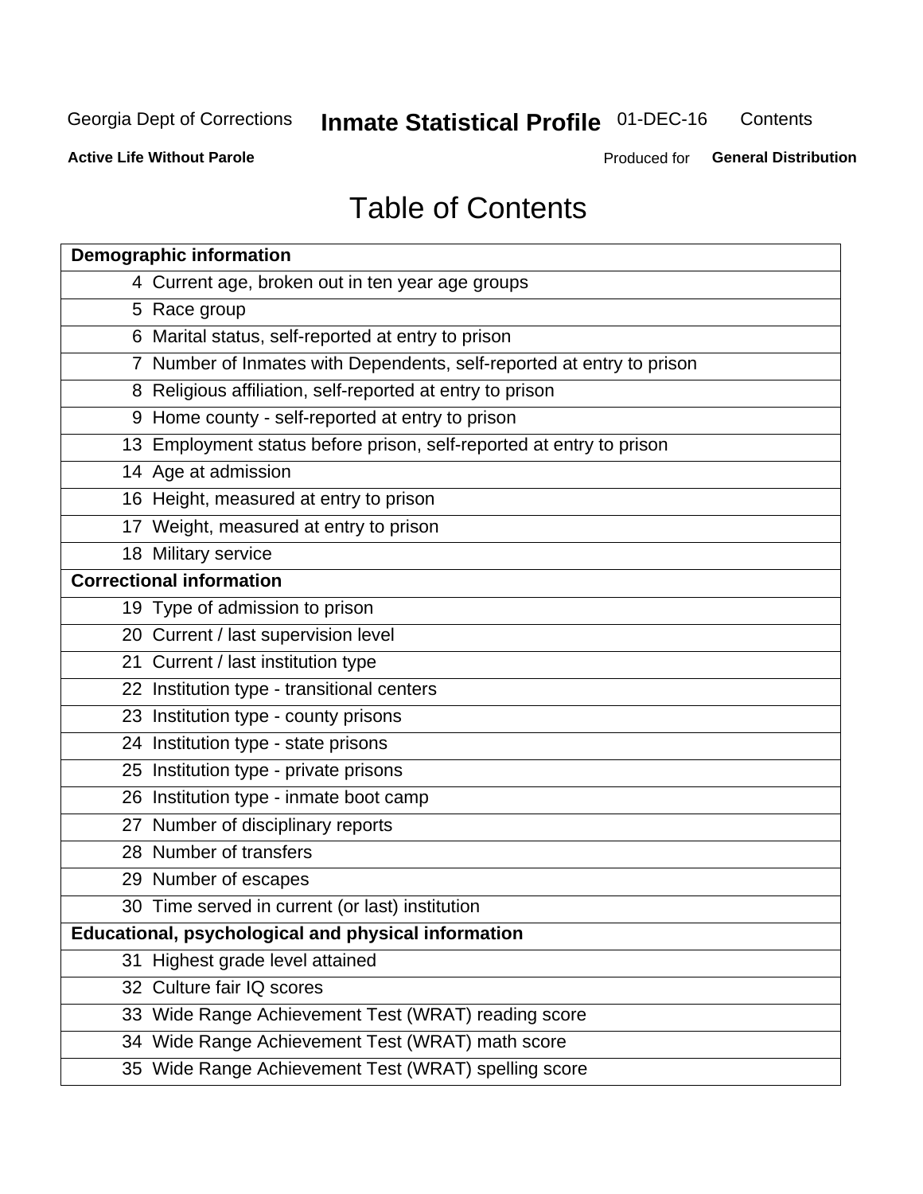# Table of Contents

| Demographic information | |
|---|---|
| 4 | Current age, broken out in ten year age groups |
| 5 | Race group |
| 6 | Marital status, self-reported at entry to prison |
| 7 | Number of Inmates with Dependents, self-reported at entry to prison |
| 8 | Religious affiliation, self-reported at entry to prison |
| 9 | Home county - self-reported at entry to prison |
| 13 | Employment status before prison, self-reported at entry to prison |
| 14 | Age at admission |
| 16 | Height, measured at entry to prison |
| 17 | Weight, measured at entry to prison |
| 18 | Military service |
| **Correctional information** | |
| 19 | Type of admission to prison |
| 20 | Current / last supervision level |
| 21 | Current / last institution type |
| 22 | Institution type - transitional centers |
| 23 | Institution type - county prisons |
| 24 | Institution type - state prisons |
| 25 | Institution type - private prisons |
| 26 | Institution type - inmate boot camp |
| 27 | Number of disciplinary reports |
| 28 | Number of transfers |
| 29 | Number of escapes |
| 30 | Time served in current (or last) institution |
| **Educational, psychological and physical information** | |
| 31 | Highest grade level attained |
| 32 | Culture fair IQ scores |
| 33 | Wide Range Achievement Test (WRAT) reading score |
| 34 | Wide Range Achievement Test (WRAT) math score |
| 35 | Wide Range Achievement Test (WRAT) spelling score |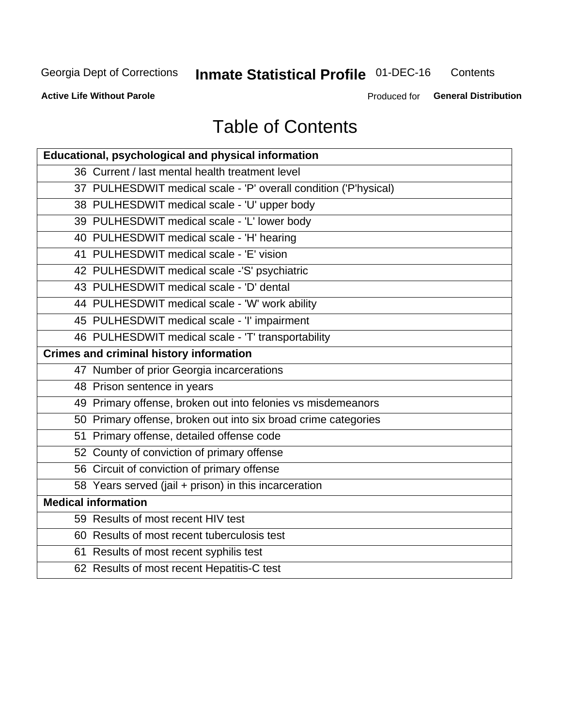# Table of Contents

| Educational, psychological and physical information |
|---|
| 36 Current / last mental health treatment level |
| 37 PULHESDWIT medical scale - 'P' overall condition ('P'hysical) |
| 38 PULHESDWIT medical scale - 'U' upper body |
| 39 PULHESDWIT medical scale - 'L' lower body |
| 40 PULHESDWIT medical scale - 'H' hearing |
| 41 PULHESDWIT medical scale - 'E' vision |
| 42 PULHESDWIT medical scale -'S' psychiatric |
| 43 PULHESDWIT medical scale - 'D' dental |
| 44 PULHESDWIT medical scale - 'W' work ability |
| 45 PULHESDWIT medical scale - 'I' impairment |
| 46 PULHESDWIT medical scale - 'T' transportability |
| **Crimes and criminal history information** |
| 47 Number of prior Georgia incarcerations |
| 48 Prison sentence in years |
| 49 Primary offense, broken out into felonies vs misdemeanors |
| 50 Primary offense, broken out into six broad crime categories |
| 51 Primary offense, detailed offense code |
| 52 County of conviction of primary offense |
| 56 Circuit of conviction of primary offense |
| 58 Years served (jail + prison) in this incarceration |
| **Medical information** |
| 59 Results of most recent HIV test |
| 60 Results of most recent tuberculosis test |
| 61 Results of most recent syphilis test |
| 62 Results of most recent Hepatitis-C test |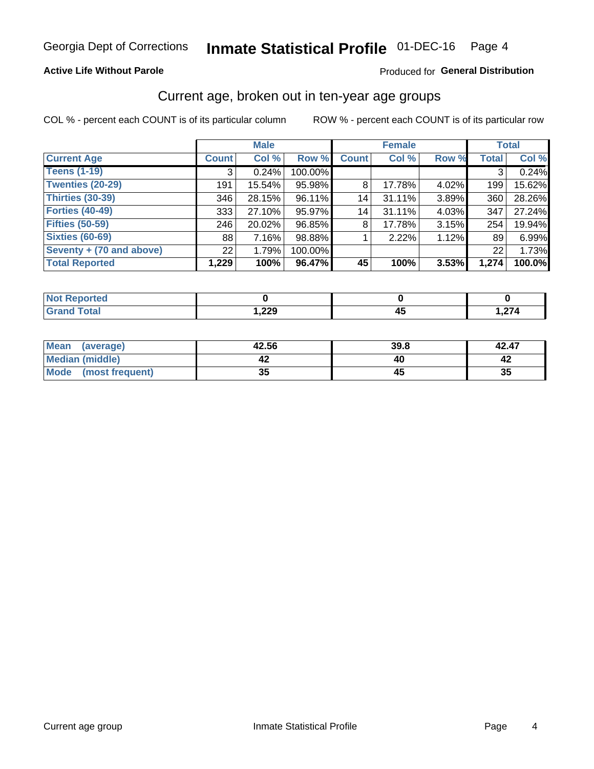Georgia Dept of Corrections **Inmate Statistical Profile** 01-DEC-16

**Active Life Without Parole**

Produced for **General Distribution**

## Current age, broken out in ten-year age groups

COL % - percent each COUNT is of its particular column    ROW % - percent each COUNT is of its particular row

| | Male | | | Female | | | Total | |
|---|---|---|---|---|---|---|---|---|
| **Current Age** | **Count** | **Col %** | **Row %** | **Count** | **Col %** | **Row %** | **Total** | **Col %** |
| **Teens (1-19)** | 3 | 0.24% | 100.00% | | | | 3 | 0.24% |
| **Twenties (20-29)** | 191 | 15.54% | 95.98% | 8 | 17.78% | 4.02% | 199 | 15.62% |
| **Thirties (30-39)** | 346 | 28.15% | 96.11% | 14 | 31.11% | 3.89% | 360 | 28.26% |
| **Forties (40-49)** | 333 | 27.10% | 95.97% | 14 | 31.11% | 4.03% | 347 | 27.24% |
| **Fifties (50-59)** | 246 | 20.02% | 96.85% | 8 | 17.78% | 3.15% | 254 | 19.94% |
| **Sixties (60-69)** | 88 | 7.16% | 98.88% | 1 | 2.22% | 1.12% | 89 | 6.99% |
| **Seventy + (70 and above)** | 22 | 1.79% | 100.00% | | | | 22 | 1.73% |
| **Total Reported** | **1,229** | **100%** | **96.47%** | **45** | **100%** | **3.53%** | **1,274** | **100.0%** |

| | Male | Female | Total |
|---|---|---|---|
| **Not Reported** | **0** | **0** | **0** |
| **Grand Total** | **1,229** | **45** | **1,274** |

| | Male | Female | Total |
|---|---|---|---|
| **Mean (average)** | **42.56** | **39.8** | **42.47** |
| **Median (middle)** | **42** | **40** | **42** |
| **Mode (most frequent)** | **35** | **45** | **35** |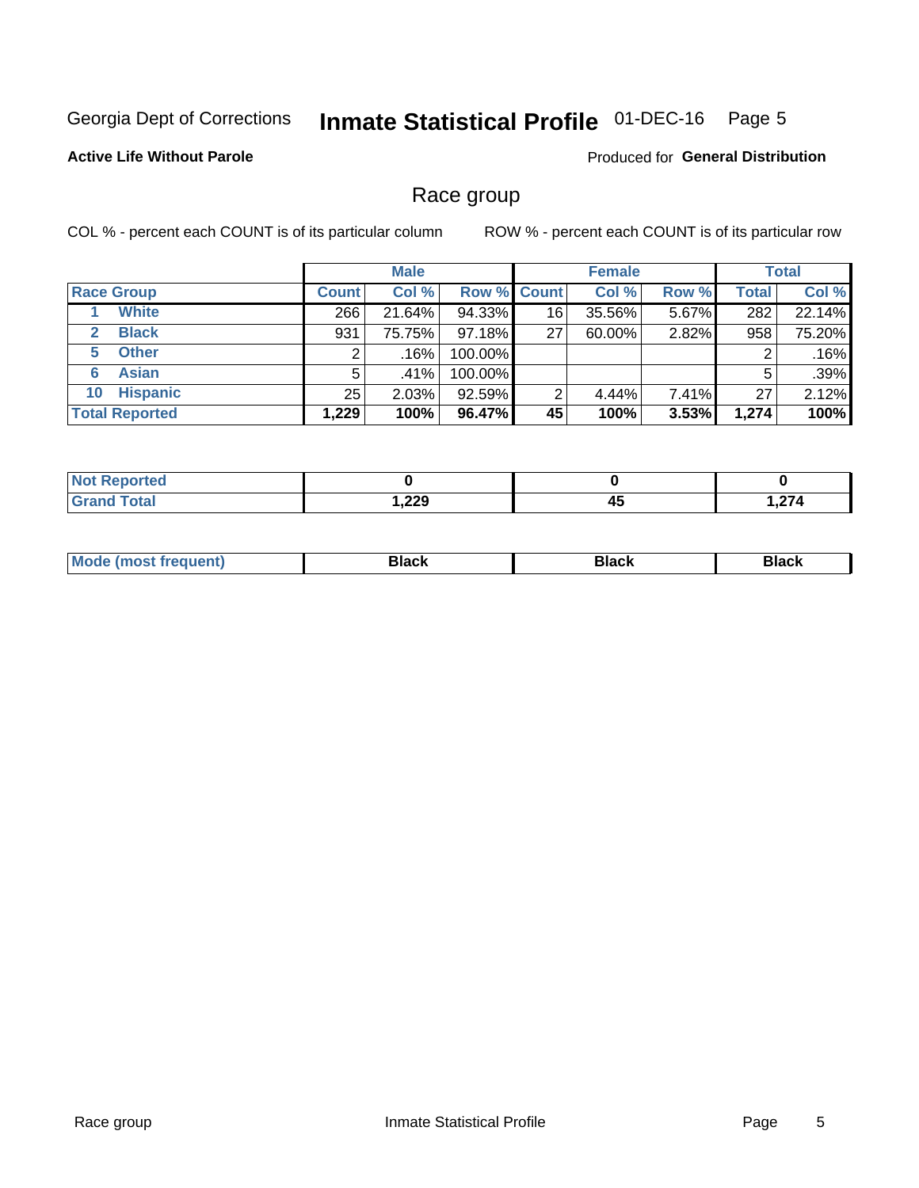Georgia Dept of Corrections **Inmate Statistical Profile** 01-DEC-16 Page 5

**Active Life Without Parole**

Produced for **General Distribution**

## Race group

COL % - percent each COUNT is of its particular column ROW % - percent each COUNT is of its particular row

| | Male | | | Female | | | Total | |
|---|---|---|---|---|---|---|---|---|
| **Race Group** | **Count** | **Col %** | **Row %** | **Count** | **Col %** | **Row %** | **Total** | **Col %** |
| 1 White | 266 | 21.64% | 94.33% | 16 | 35.56% | 5.67% | 282 | 22.14% |
| 2 Black | 931 | 75.75% | 97.18% | 27 | 60.00% | 2.82% | 958 | 75.20% |
| 5 Other | 2 | .16% | 100.00% | | | | 2 | .16% |
| 6 Asian | 5 | .41% | 100.00% | | | | 5 | .39% |
| 10 Hispanic | 25 | 2.03% | 92.59% | 2 | 4.44% | 7.41% | 27 | 2.12% |
| **Total Reported** | **1,229** | **100%** | **96.47%** | **45** | **100%** | **3.53%** | **1,274** | **100%** |

| | Male | Female | Total |
|---|---|---|---|
| Not Reported | **0** | **0** | **0** |
| Grand Total | **1,229** | **45** | **1,274** |

| | Male | Female | Total |
|---|---|---|---|
| Mode (most frequent) | **Black** | **Black** | **Black** |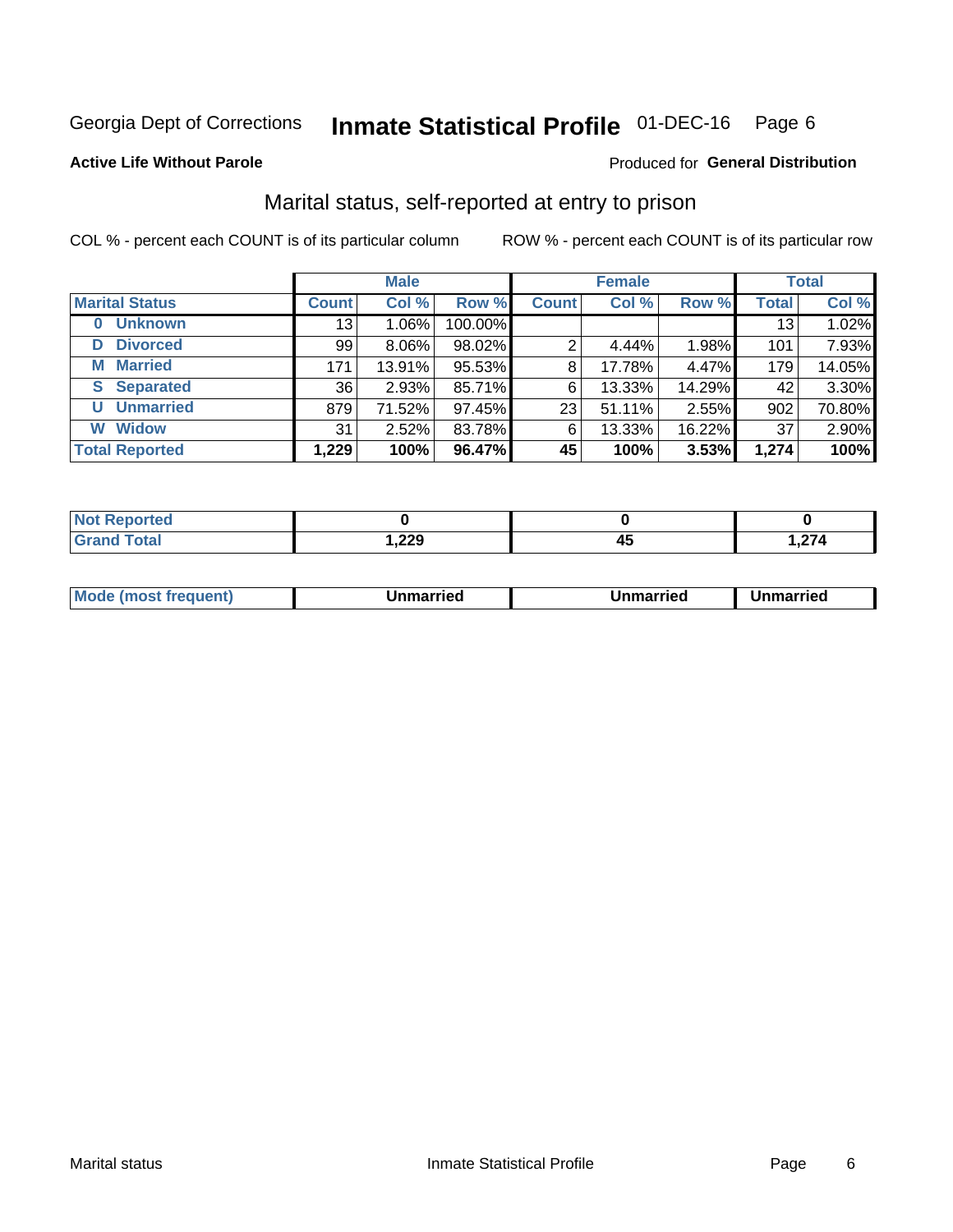Georgia Dept of Corrections **Inmate Statistical Profile** 01-DEC-16

**Active Life Without Parole**

Produced for **General Distribution**

## Marital status, self-reported at entry to prison

COL % - percent each COUNT is of its particular column

ROW % - percent each COUNT is of its particular row

| | Male | | | Female | | | Total | |
|---|---|---|---|---|---|---|---|---|
| **Marital Status** | **Count** | **Col %** | **Row %** | **Count** | **Col %** | **Row %** | **Total** | **Col %** |
| **0 Unknown** | 13 | 1.06% | 100.00% | | | | 13 | 1.02% |
| **D Divorced** | 99 | 8.06% | 98.02% | 2 | 4.44% | 1.98% | 101 | 7.93% |
| **M Married** | 171 | 13.91% | 95.53% | 8 | 17.78% | 4.47% | 179 | 14.05% |
| **S Separated** | 36 | 2.93% | 85.71% | 6 | 13.33% | 14.29% | 42 | 3.30% |
| **U Unmarried** | 879 | 71.52% | 97.45% | 23 | 51.11% | 2.55% | 902 | 70.80% |
| **W Widow** | 31 | 2.52% | 83.78% | 6 | 13.33% | 16.22% | 37 | 2.90% |
| **Total Reported** | **1,229** | **100%** | **96.47%** | **45** | **100%** | **3.53%** | **1,274** | **100%** |

| | Male | Female | Total |
|---|---|---|---|
| **Not Reported** | **0** | **0** | **0** |
| **Grand Total** | **1,229** | **45** | **1,274** |

| | Male | Female | Total |
|---|---|---|---|
| **Mode (most frequent)** | **Unmarried** | **Unmarried** | **Unmarried** |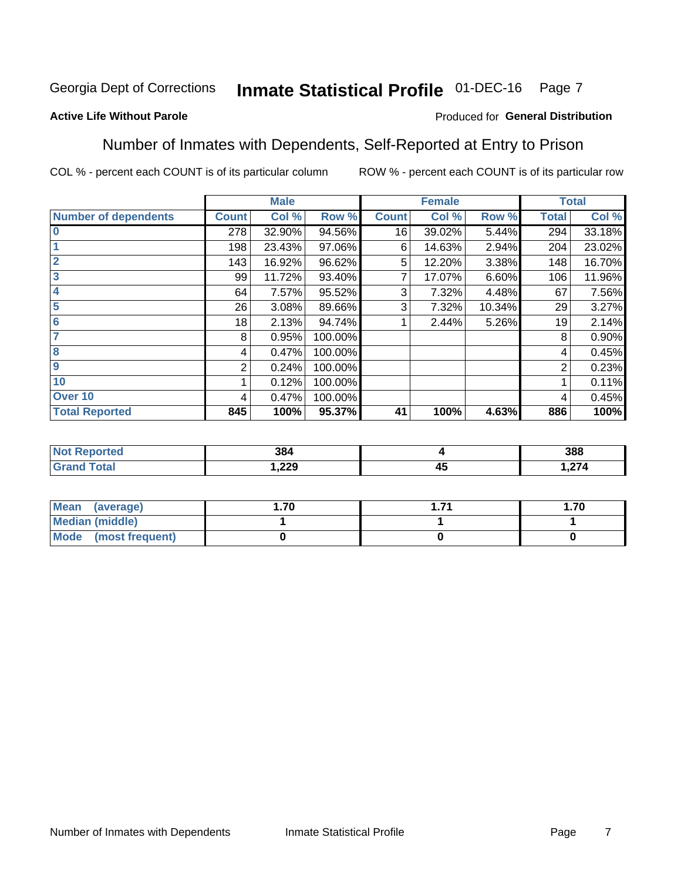Georgia Dept of Corrections **Inmate Statistical Profile** 01-DEC-16

**Active Life Without Parole**

Produced for **General Distribution**

## Number of Inmates with Dependents, Self-Reported at Entry to Prison

COL % - percent each COUNT is of its particular column ROW % - percent each COUNT is of its particular row

| | Male | | | Female | | | Total | |
|---|---|---|---|---|---|---|---|---|
| **Number of dependents** | **Count** | **Col %** | **Row %** | **Count** | **Col %** | **Row %** | **Total** | **Col %** |
| 0 | 278 | 32.90% | 94.56% | 16 | 39.02% | 5.44% | 294 | 33.18% |
| 1 | 198 | 23.43% | 97.06% | 6 | 14.63% | 2.94% | 204 | 23.02% |
| 2 | 143 | 16.92% | 96.62% | 5 | 12.20% | 3.38% | 148 | 16.70% |
| 3 | 99 | 11.72% | 93.40% | 7 | 17.07% | 6.60% | 106 | 11.96% |
| 4 | 64 | 7.57% | 95.52% | 3 | 7.32% | 4.48% | 67 | 7.56% |
| 5 | 26 | 3.08% | 89.66% | 3 | 7.32% | 10.34% | 29 | 3.27% |
| 6 | 18 | 2.13% | 94.74% | 1 | 2.44% | 5.26% | 19 | 2.14% |
| 7 | 8 | 0.95% | 100.00% | | | | 8 | 0.90% |
| 8 | 4 | 0.47% | 100.00% | | | | 4 | 0.45% |
| 9 | 2 | 0.24% | 100.00% | | | | 2 | 0.23% |
| 10 | 1 | 0.12% | 100.00% | | | | 1 | 0.11% |
| Over 10 | 4 | 0.47% | 100.00% | | | | 4 | 0.45% |
| **Total Reported** | **845** | **100%** | **95.37%** | **41** | **100%** | **4.63%** | **886** | **100%** |

| | Male | Female | Total |
|---|---|---|---|
| **Not Reported** | **384** | **4** | **388** |
| **Grand Total** | **1,229** | **45** | **1,274** |

| | Male | Female | Total |
|---|---|---|---|
| **Mean (average)** | **1.70** | **1.71** | **1.70** |
| **Median (middle)** | **1** | **1** | **1** |
| **Mode (most frequent)** | **0** | **0** | **0** |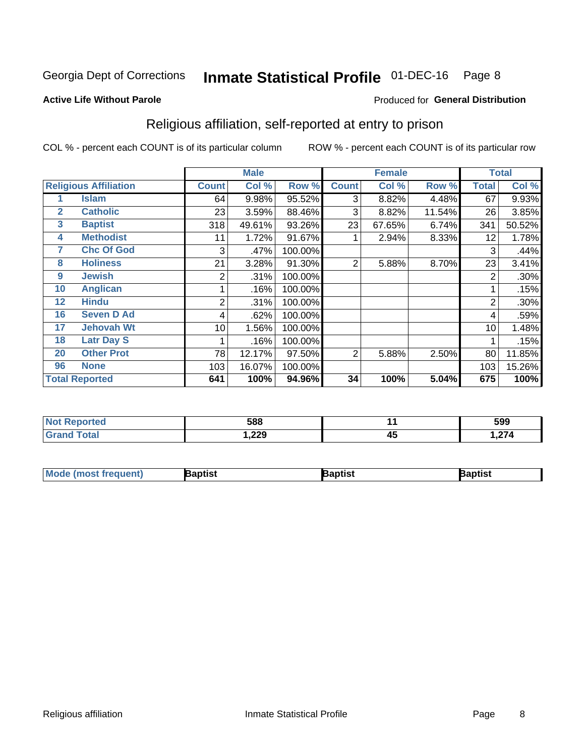Georgia Dept of Corrections **Inmate Statistical Profile** 01-DEC-16 Page 8

**Active Life Without Parole**

Produced for **General Distribution**

## Religious affiliation, self-reported at entry to prison

COL % - percent each COUNT is of its particular column

ROW % - percent each COUNT is of its particular row

| | | Male | | | Female | | | Total | |
|---|---|---|---|---|---|---|---|---|---|
| **Religious Affiliation** | | **Count** | **Col %** | **Row %** | **Count** | **Col %** | **Row %** | **Total** | **Col %** |
| 1 | Islam | 64 | 9.98% | 95.52% | 3 | 8.82% | 4.48% | 67 | 9.93% |
| 2 | Catholic | 23 | 3.59% | 88.46% | 3 | 8.82% | 11.54% | 26 | 3.85% |
| 3 | Baptist | 318 | 49.61% | 93.26% | 23 | 67.65% | 6.74% | 341 | 50.52% |
| 4 | Methodist | 11 | 1.72% | 91.67% | 1 | 2.94% | 8.33% | 12 | 1.78% |
| 7 | Chc Of God | 3 | .47% | 100.00% | | | | 3 | .44% |
| 8 | Holiness | 21 | 3.28% | 91.30% | 2 | 5.88% | 8.70% | 23 | 3.41% |
| 9 | Jewish | 2 | .31% | 100.00% | | | | 2 | .30% |
| 10 | Anglican | 1 | .16% | 100.00% | | | | 1 | .15% |
| 12 | Hindu | 2 | .31% | 100.00% | | | | 2 | .30% |
| 16 | Seven D Ad | 4 | .62% | 100.00% | | | | 4 | .59% |
| 17 | Jehovah Wt | 10 | 1.56% | 100.00% | | | | 10 | 1.48% |
| 18 | Latr Day S | 1 | .16% | 100.00% | | | | 1 | .15% |
| 20 | Other Prot | 78 | 12.17% | 97.50% | 2 | 5.88% | 2.50% | 80 | 11.85% |
| 96 | None | 103 | 16.07% | 100.00% | | | | 103 | 15.26% |
| **Total Reported** | | **641** | **100%** | **94.96%** | **34** | **100%** | **5.04%** | **675** | **100%** |

| | Male | Female | Total |
|---|---|---|---|
| **Not Reported** | **588** | **11** | **599** |
| **Grand Total** | **1,229** | **45** | **1,274** |

| | Male | Female | Total |
|---|---|---|---|
| **Mode (most frequent)** | **Baptist** | **Baptist** | **Baptist** |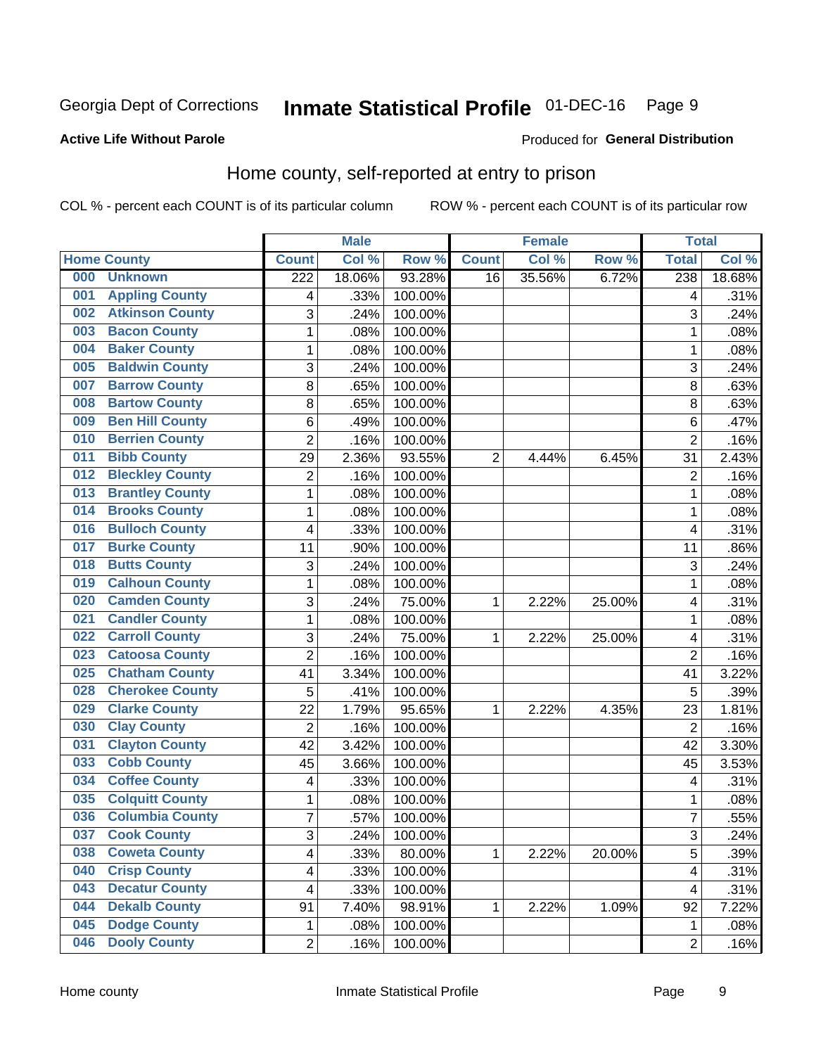Georgia Dept of Corrections **Inmate Statistical Profile** 01-DEC-16

**Active Life Without Parole**

Produced for **General Distribution**

## Home county, self-reported at entry to prison

COL % - percent each COUNT is of its particular column ROW % - percent each COUNT is of its particular row

| Home County | | Male | | | Female | | | Total | |
|---|---|---|---|---|---|---|---|---|---|
| | | Count | Col % | Row % | Count | Col % | Row % | Total | Col % |
| 000 | Unknown | 222 | 18.06% | 93.28% | 16 | 35.56% | 6.72% | 238 | 18.68% |
| 001 | Appling County | 4 | .33% | 100.00% | | | | 4 | .31% |
| 002 | Atkinson County | 3 | .24% | 100.00% | | | | 3 | .24% |
| 003 | Bacon County | 1 | .08% | 100.00% | | | | 1 | .08% |
| 004 | Baker County | 1 | .08% | 100.00% | | | | 1 | .08% |
| 005 | Baldwin County | 3 | .24% | 100.00% | | | | 3 | .24% |
| 007 | Barrow County | 8 | .65% | 100.00% | | | | 8 | .63% |
| 008 | Bartow County | 8 | .65% | 100.00% | | | | 8 | .63% |
| 009 | Ben Hill County | 6 | .49% | 100.00% | | | | 6 | .47% |
| 010 | Berrien County | 2 | .16% | 100.00% | | | | 2 | .16% |
| 011 | Bibb County | 29 | 2.36% | 93.55% | 2 | 4.44% | 6.45% | 31 | 2.43% |
| 012 | Bleckley County | 2 | .16% | 100.00% | | | | 2 | .16% |
| 013 | Brantley County | 1 | .08% | 100.00% | | | | 1 | .08% |
| 014 | Brooks County | 1 | .08% | 100.00% | | | | 1 | .08% |
| 016 | Bulloch County | 4 | .33% | 100.00% | | | | 4 | .31% |
| 017 | Burke County | 11 | .90% | 100.00% | | | | 11 | .86% |
| 018 | Butts County | 3 | .24% | 100.00% | | | | 3 | .24% |
| 019 | Calhoun County | 1 | .08% | 100.00% | | | | 1 | .08% |
| 020 | Camden County | 3 | .24% | 75.00% | 1 | 2.22% | 25.00% | 4 | .31% |
| 021 | Candler County | 1 | .08% | 100.00% | | | | 1 | .08% |
| 022 | Carroll County | 3 | .24% | 75.00% | 1 | 2.22% | 25.00% | 4 | .31% |
| 023 | Catoosa County | 2 | .16% | 100.00% | | | | 2 | .16% |
| 025 | Chatham County | 41 | 3.34% | 100.00% | | | | 41 | 3.22% |
| 028 | Cherokee County | 5 | .41% | 100.00% | | | | 5 | .39% |
| 029 | Clarke County | 22 | 1.79% | 95.65% | 1 | 2.22% | 4.35% | 23 | 1.81% |
| 030 | Clay County | 2 | .16% | 100.00% | | | | 2 | .16% |
| 031 | Clayton County | 42 | 3.42% | 100.00% | | | | 42 | 3.30% |
| 033 | Cobb County | 45 | 3.66% | 100.00% | | | | 45 | 3.53% |
| 034 | Coffee County | 4 | .33% | 100.00% | | | | 4 | .31% |
| 035 | Colquitt County | 1 | .08% | 100.00% | | | | 1 | .08% |
| 036 | Columbia County | 7 | .57% | 100.00% | | | | 7 | .55% |
| 037 | Cook County | 3 | .24% | 100.00% | | | | 3 | .24% |
| 038 | Coweta County | 4 | .33% | 80.00% | 1 | 2.22% | 20.00% | 5 | .39% |
| 040 | Crisp County | 4 | .33% | 100.00% | | | | 4 | .31% |
| 043 | Decatur County | 4 | .33% | 100.00% | | | | 4 | .31% |
| 044 | Dekalb County | 91 | 7.40% | 98.91% | 1 | 2.22% | 1.09% | 92 | 7.22% |
| 045 | Dodge County | 1 | .08% | 100.00% | | | | 1 | .08% |
| 046 | Dooly County | 2 | .16% | 100.00% | | | | 2 | .16% |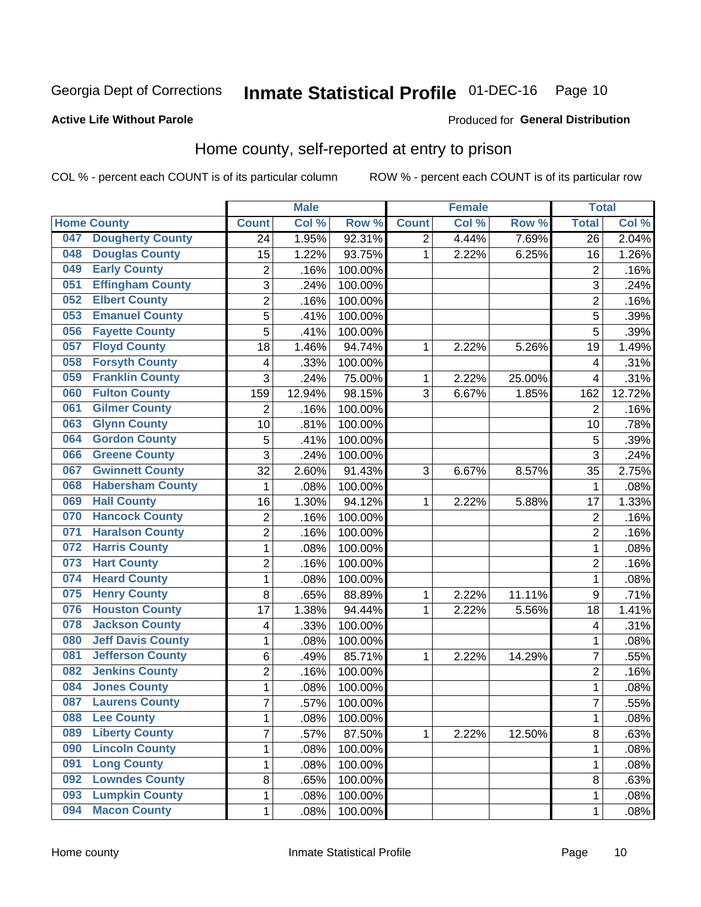Georgia Dept of Corrections **Inmate Statistical Profile** 01-DEC-16

**Active Life Without Parole** Produced for **General Distribution**

## Home county, self-reported at entry to prison

COL % - percent each COUNT is of its particular column ROW % - percent each COUNT is of its particular row

| Home County | Male | | | Female | | | Total | |
|---|---|---|---|---|---|---|---|---|
| | Count | Col % | Row % | Count | Col % | Row % | Total | Col % |
| 047 Dougherty County | 24 | 1.95% | 92.31% | 2 | 4.44% | 7.69% | 26 | 2.04% |
| 048 Douglas County | 15 | 1.22% | 93.75% | 1 | 2.22% | 6.25% | 16 | 1.26% |
| 049 Early County | 2 | .16% | 100.00% | | | | 2 | .16% |
| 051 Effingham County | 3 | .24% | 100.00% | | | | 3 | .24% |
| 052 Elbert County | 2 | .16% | 100.00% | | | | 2 | .16% |
| 053 Emanuel County | 5 | .41% | 100.00% | | | | 5 | .39% |
| 056 Fayette County | 5 | .41% | 100.00% | | | | 5 | .39% |
| 057 Floyd County | 18 | 1.46% | 94.74% | 1 | 2.22% | 5.26% | 19 | 1.49% |
| 058 Forsyth County | 4 | .33% | 100.00% | | | | 4 | .31% |
| 059 Franklin County | 3 | .24% | 75.00% | 1 | 2.22% | 25.00% | 4 | .31% |
| 060 Fulton County | 159 | 12.94% | 98.15% | 3 | 6.67% | 1.85% | 162 | 12.72% |
| 061 Gilmer County | 2 | .16% | 100.00% | | | | 2 | .16% |
| 063 Glynn County | 10 | .81% | 100.00% | | | | 10 | .78% |
| 064 Gordon County | 5 | .41% | 100.00% | | | | 5 | .39% |
| 066 Greene County | 3 | .24% | 100.00% | | | | 3 | .24% |
| 067 Gwinnett County | 32 | 2.60% | 91.43% | 3 | 6.67% | 8.57% | 35 | 2.75% |
| 068 Habersham County | 1 | .08% | 100.00% | | | | 1 | .08% |
| 069 Hall County | 16 | 1.30% | 94.12% | 1 | 2.22% | 5.88% | 17 | 1.33% |
| 070 Hancock County | 2 | .16% | 100.00% | | | | 2 | .16% |
| 071 Haralson County | 2 | .16% | 100.00% | | | | 2 | .16% |
| 072 Harris County | 1 | .08% | 100.00% | | | | 1 | .08% |
| 073 Hart County | 2 | .16% | 100.00% | | | | 2 | .16% |
| 074 Heard County | 1 | .08% | 100.00% | | | | 1 | .08% |
| 075 Henry County | 8 | .65% | 88.89% | 1 | 2.22% | 11.11% | 9 | .71% |
| 076 Houston County | 17 | 1.38% | 94.44% | 1 | 2.22% | 5.56% | 18 | 1.41% |
| 078 Jackson County | 4 | .33% | 100.00% | | | | 4 | .31% |
| 080 Jeff Davis County | 1 | .08% | 100.00% | | | | 1 | .08% |
| 081 Jefferson County | 6 | .49% | 85.71% | 1 | 2.22% | 14.29% | 7 | .55% |
| 082 Jenkins County | 2 | .16% | 100.00% | | | | 2 | .16% |
| 084 Jones County | 1 | .08% | 100.00% | | | | 1 | .08% |
| 087 Laurens County | 7 | .57% | 100.00% | | | | 7 | .55% |
| 088 Lee County | 1 | .08% | 100.00% | | | | 1 | .08% |
| 089 Liberty County | 7 | .57% | 87.50% | 1 | 2.22% | 12.50% | 8 | .63% |
| 090 Lincoln County | 1 | .08% | 100.00% | | | | 1 | .08% |
| 091 Long County | 1 | .08% | 100.00% | | | | 1 | .08% |
| 092 Lowndes County | 8 | .65% | 100.00% | | | | 8 | .63% |
| 093 Lumpkin County | 1 | .08% | 100.00% | | | | 1 | .08% |
| 094 Macon County | 1 | .08% | 100.00% | | | | 1 | .08% |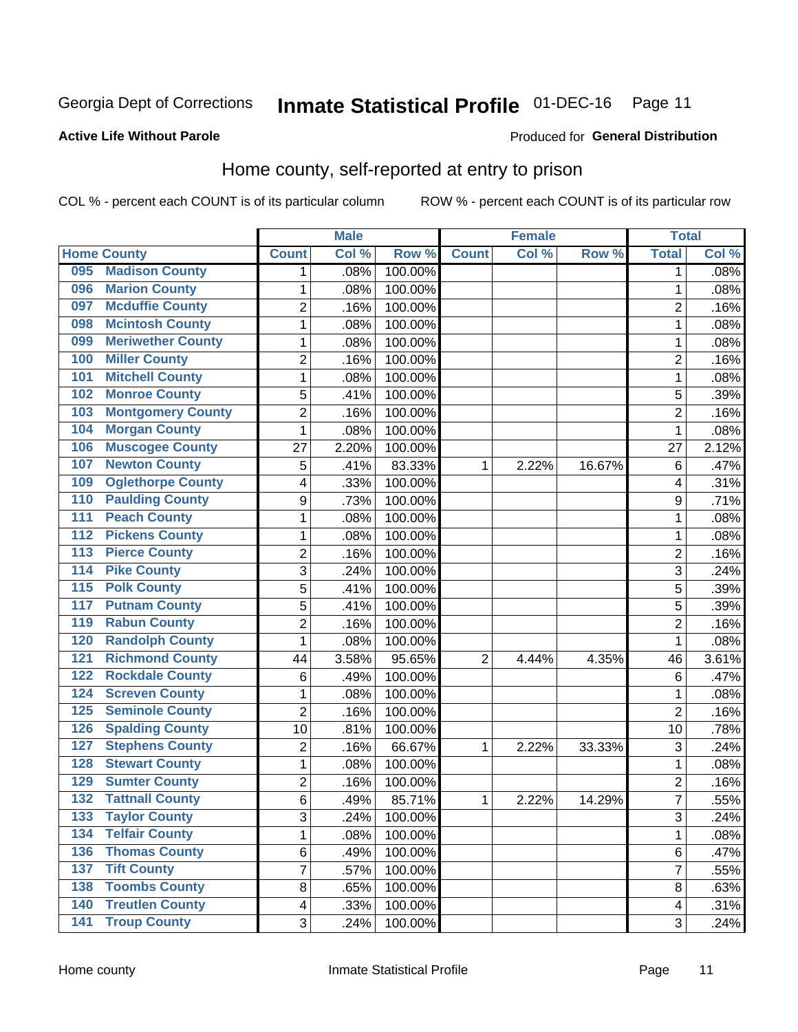Georgia Dept of Corrections **Inmate Statistical Profile** 01-DEC-16

**Active Life Without Parole**

Produced for **General Distribution**

## Home county, self-reported at entry to prison

COL % - percent each COUNT is of its particular column ROW % - percent each COUNT is of its particular row

| Home County | | Male | | | Female | | | Total | |
|---|---|---|---|---|---|---|---|---|---|
| | | Count | Col % | Row % | Count | Col % | Row % | Total | Col % |
| 095 | Madison County | 1 | .08% | 100.00% | | | | 1 | .08% |
| 096 | Marion County | 1 | .08% | 100.00% | | | | 1 | .08% |
| 097 | Mcduffie County | 2 | .16% | 100.00% | | | | 2 | .16% |
| 098 | Mcintosh County | 1 | .08% | 100.00% | | | | 1 | .08% |
| 099 | Meriwether County | 1 | .08% | 100.00% | | | | 1 | .08% |
| 100 | Miller County | 2 | .16% | 100.00% | | | | 2 | .16% |
| 101 | Mitchell County | 1 | .08% | 100.00% | | | | 1 | .08% |
| 102 | Monroe County | 5 | .41% | 100.00% | | | | 5 | .39% |
| 103 | Montgomery County | 2 | .16% | 100.00% | | | | 2 | .16% |
| 104 | Morgan County | 1 | .08% | 100.00% | | | | 1 | .08% |
| 106 | Muscogee County | 27 | 2.20% | 100.00% | | | | 27 | 2.12% |
| 107 | Newton County | 5 | .41% | 83.33% | 1 | 2.22% | 16.67% | 6 | .47% |
| 109 | Oglethorpe County | 4 | .33% | 100.00% | | | | 4 | .31% |
| 110 | Paulding County | 9 | .73% | 100.00% | | | | 9 | .71% |
| 111 | Peach County | 1 | .08% | 100.00% | | | | 1 | .08% |
| 112 | Pickens County | 1 | .08% | 100.00% | | | | 1 | .08% |
| 113 | Pierce County | 2 | .16% | 100.00% | | | | 2 | .16% |
| 114 | Pike County | 3 | .24% | 100.00% | | | | 3 | .24% |
| 115 | Polk County | 5 | .41% | 100.00% | | | | 5 | .39% |
| 117 | Putnam County | 5 | .41% | 100.00% | | | | 5 | .39% |
| 119 | Rabun County | 2 | .16% | 100.00% | | | | 2 | .16% |
| 120 | Randolph County | 1 | .08% | 100.00% | | | | 1 | .08% |
| 121 | Richmond County | 44 | 3.58% | 95.65% | 2 | 4.44% | 4.35% | 46 | 3.61% |
| 122 | Rockdale County | 6 | .49% | 100.00% | | | | 6 | .47% |
| 124 | Screven County | 1 | .08% | 100.00% | | | | 1 | .08% |
| 125 | Seminole County | 2 | .16% | 100.00% | | | | 2 | .16% |
| 126 | Spalding County | 10 | .81% | 100.00% | | | | 10 | .78% |
| 127 | Stephens County | 2 | .16% | 66.67% | 1 | 2.22% | 33.33% | 3 | .24% |
| 128 | Stewart County | 1 | .08% | 100.00% | | | | 1 | .08% |
| 129 | Sumter County | 2 | .16% | 100.00% | | | | 2 | .16% |
| 132 | Tattnall County | 6 | .49% | 85.71% | 1 | 2.22% | 14.29% | 7 | .55% |
| 133 | Taylor County | 3 | .24% | 100.00% | | | | 3 | .24% |
| 134 | Telfair County | 1 | .08% | 100.00% | | | | 1 | .08% |
| 136 | Thomas County | 6 | .49% | 100.00% | | | | 6 | .47% |
| 137 | Tift County | 7 | .57% | 100.00% | | | | 7 | .55% |
| 138 | Toombs County | 8 | .65% | 100.00% | | | | 8 | .63% |
| 140 | Treutlen County | 4 | .33% | 100.00% | | | | 4 | .31% |
| 141 | Troup County | 3 | .24% | 100.00% | | | | 3 | .24% |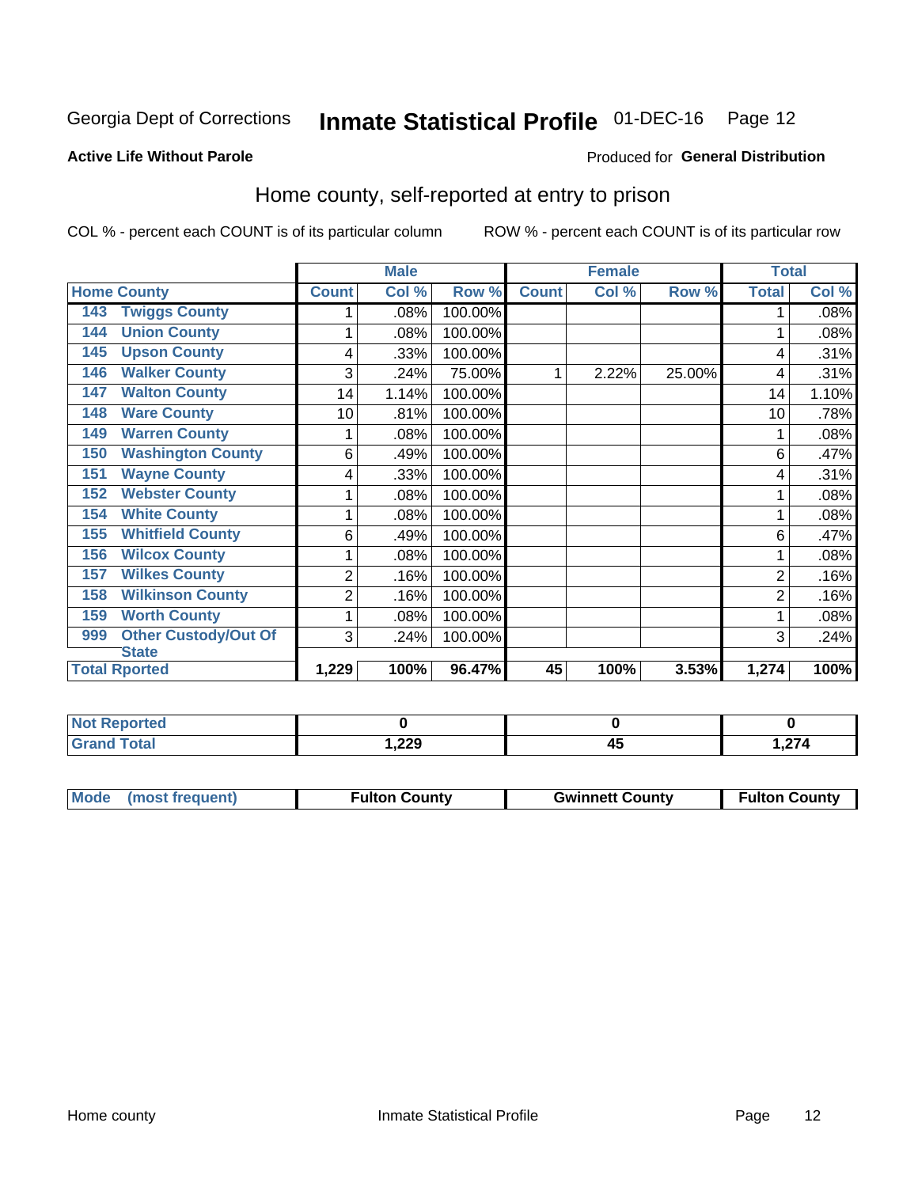Georgia Dept of Corrections **Inmate Statistical Profile** 01-DEC-16

**Active Life Without Parole**

Produced for **General Distribution**

## Home county, self-reported at entry to prison

COL % - percent each COUNT is of its particular column ROW % - percent each COUNT is of its particular row

| Home County | | Male | | | Female | | | Total | |
|---|---|---|---|---|---|---|---|---|---|
| | | Count | Col % | Row % | Count | Col % | Row % | Total | Col % |
| 143 | Twiggs County | 1 | .08% | 100.00% | | | | 1 | .08% |
| 144 | Union County | 1 | .08% | 100.00% | | | | 1 | .08% |
| 145 | Upson County | 4 | .33% | 100.00% | | | | 4 | .31% |
| 146 | Walker County | 3 | .24% | 75.00% | 1 | 2.22% | 25.00% | 4 | .31% |
| 147 | Walton County | 14 | 1.14% | 100.00% | | | | 14 | 1.10% |
| 148 | Ware County | 10 | .81% | 100.00% | | | | 10 | .78% |
| 149 | Warren County | 1 | .08% | 100.00% | | | | 1 | .08% |
| 150 | Washington County | 6 | .49% | 100.00% | | | | 6 | .47% |
| 151 | Wayne County | 4 | .33% | 100.00% | | | | 4 | .31% |
| 152 | Webster County | 1 | .08% | 100.00% | | | | 1 | .08% |
| 154 | White County | 1 | .08% | 100.00% | | | | 1 | .08% |
| 155 | Whitfield County | 6 | .49% | 100.00% | | | | 6 | .47% |
| 156 | Wilcox County | 1 | .08% | 100.00% | | | | 1 | .08% |
| 157 | Wilkes County | 2 | .16% | 100.00% | | | | 2 | .16% |
| 158 | Wilkinson County | 2 | .16% | 100.00% | | | | 2 | .16% |
| 159 | Worth County | 1 | .08% | 100.00% | | | | 1 | .08% |
| 999 | Other Custody/Out Of State | 3 | .24% | 100.00% | | | | 3 | .24% |
| **Total Rported** | | **1,229** | **100%** | **96.47%** | **45** | **100%** | **3.53%** | **1,274** | **100%** |

| | Male | Female | Total |
|---|---|---|---|
| Not Reported | 0 | 0 | 0 |
| Grand Total | 1,229 | 45 | 1,274 |

| Mode (most frequent) | Fulton County | Gwinnett County | Fulton County |
|---|---|---|---|

Home county Inmate Statistical Profile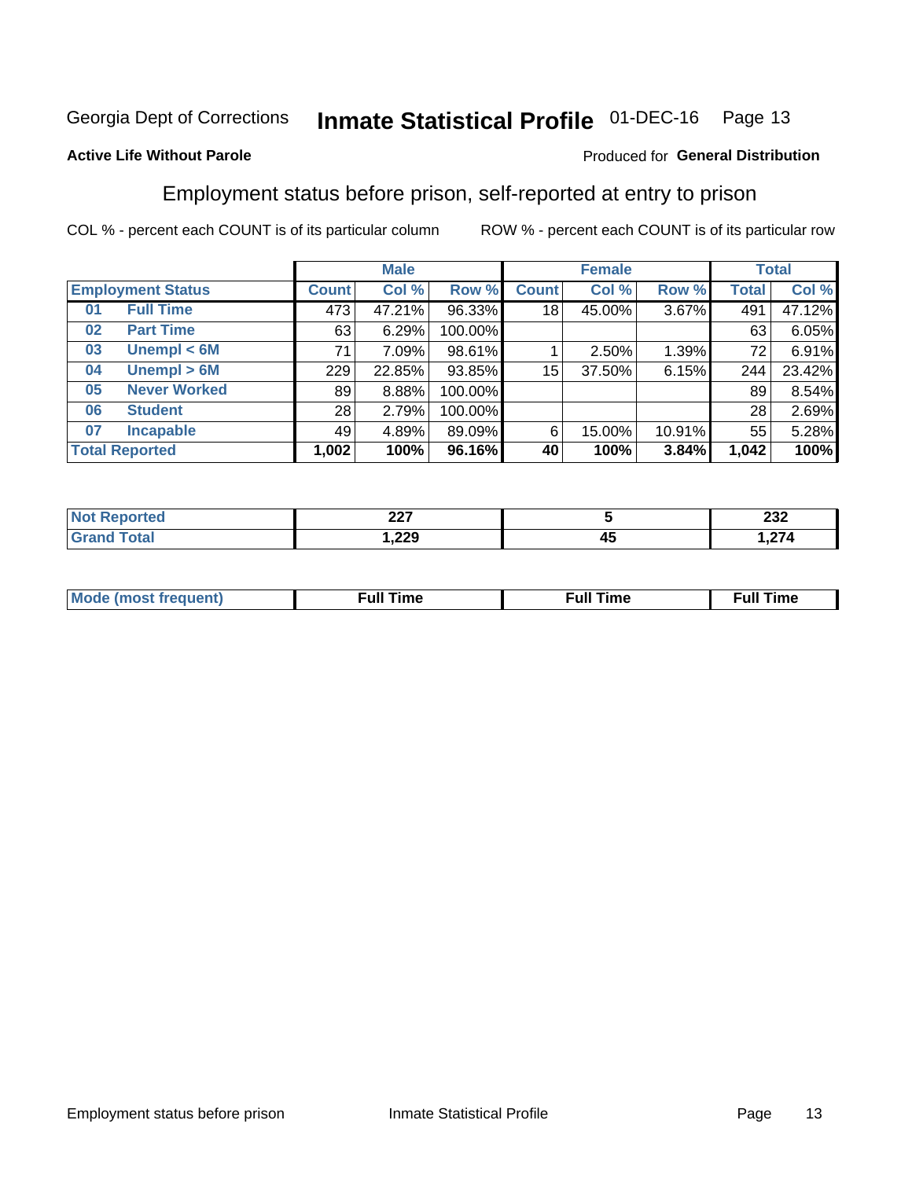Georgia Dept of Corrections **Inmate Statistical Profile** 01-DEC-16

**Active Life Without Parole**

Produced for **General Distribution**

## Employment status before prison, self-reported at entry to prison

COL % - percent each COUNT is of its particular column ROW % - percent each COUNT is of its particular row

| Employment Status | | Male | | | Female | | | Total | |
|---|---|---|---|---|---|---|---|---|---|
| | | Count | Col % | Row % | Count | Col % | Row % | Total | Col % |
| 01 | Full Time | 473 | 47.21% | 96.33% | 18 | 45.00% | 3.67% | 491 | 47.12% |
| 02 | Part Time | 63 | 6.29% | 100.00% | | | | 63 | 6.05% |
| 03 | Unempl < 6M | 71 | 7.09% | 98.61% | 1 | 2.50% | 1.39% | 72 | 6.91% |
| 04 | Unempl > 6M | 229 | 22.85% | 93.85% | 15 | 37.50% | 6.15% | 244 | 23.42% |
| 05 | Never Worked | 89 | 8.88% | 100.00% | | | | 89 | 8.54% |
| 06 | Student | 28 | 2.79% | 100.00% | | | | 28 | 2.69% |
| 07 | Incapable | 49 | 4.89% | 89.09% | 6 | 15.00% | 10.91% | 55 | 5.28% |
| **Total Reported** | | **1,002** | **100%** | **96.16%** | **40** | **100%** | **3.84%** | **1,042** | **100%** |

| | Male | Female | Total |
|---|---|---|---|
| Not Reported | 227 | 5 | 232 |
| Grand Total | 1,229 | 45 | 1,274 |

| | Male | Female | Total |
|---|---|---|---|
| Mode (most frequent) | Full Time | Full Time | Full Time |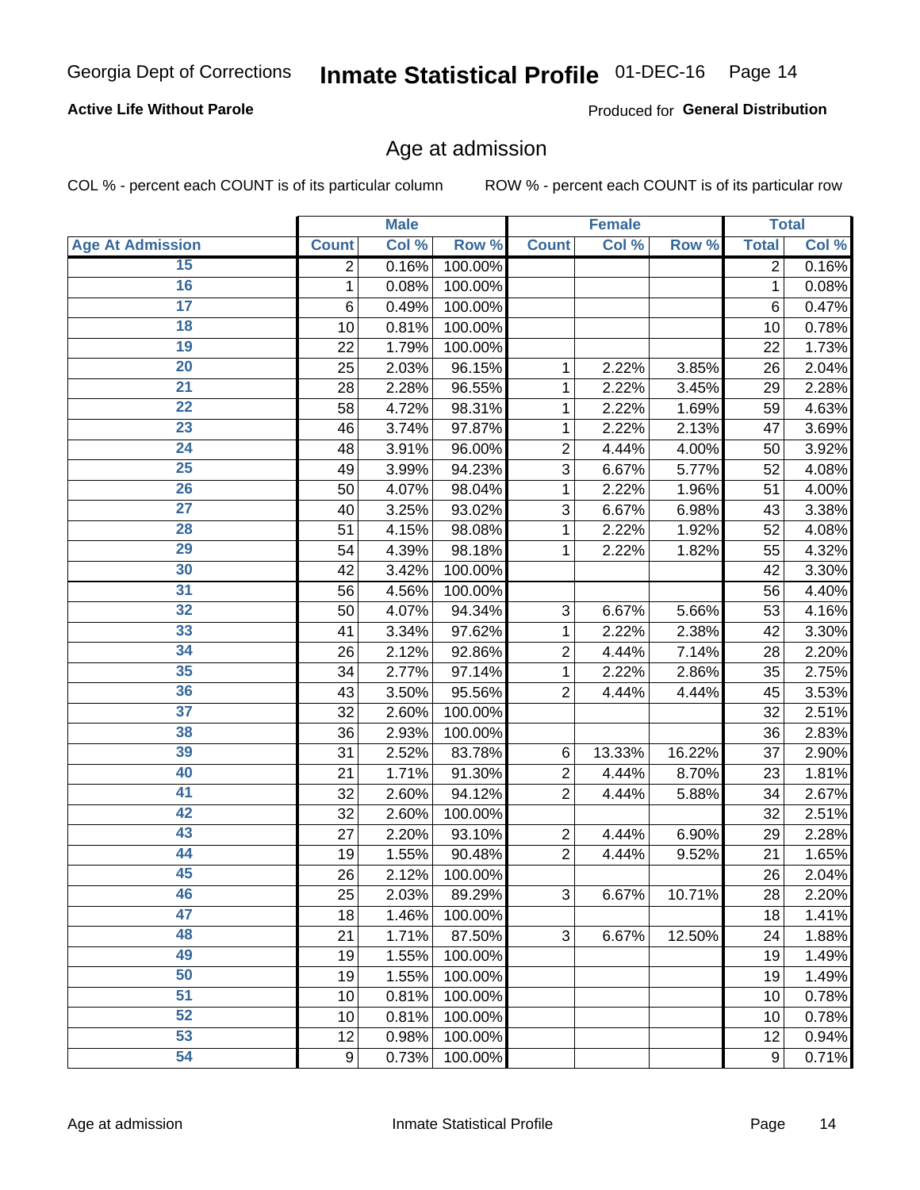Georgia Dept of Corrections **Inmate Statistical Profile** 01-DEC-16

**Active Life Without Parole**

Produced for **General Distribution**

## Age at admission

COL % - percent each COUNT is of its particular column ROW % - percent each COUNT is of its particular row

| | Male | | | Female | | | Total | |
|---|---|---|---|---|---|---|---|---|
| **Age At Admission** | **Count** | **Col %** | **Row %** | **Count** | **Col %** | **Row %** | **Total** | **Col %** |
| 15 | 2 | 0.16% | 100.00% | | | | 2 | 0.16% |
| 16 | 1 | 0.08% | 100.00% | | | | 1 | 0.08% |
| 17 | 6 | 0.49% | 100.00% | | | | 6 | 0.47% |
| 18 | 10 | 0.81% | 100.00% | | | | 10 | 0.78% |
| 19 | 22 | 1.79% | 100.00% | | | | 22 | 1.73% |
| 20 | 25 | 2.03% | 96.15% | 1 | 2.22% | 3.85% | 26 | 2.04% |
| 21 | 28 | 2.28% | 96.55% | 1 | 2.22% | 3.45% | 29 | 2.28% |
| 22 | 58 | 4.72% | 98.31% | 1 | 2.22% | 1.69% | 59 | 4.63% |
| 23 | 46 | 3.74% | 97.87% | 1 | 2.22% | 2.13% | 47 | 3.69% |
| 24 | 48 | 3.91% | 96.00% | 2 | 4.44% | 4.00% | 50 | 3.92% |
| 25 | 49 | 3.99% | 94.23% | 3 | 6.67% | 5.77% | 52 | 4.08% |
| 26 | 50 | 4.07% | 98.04% | 1 | 2.22% | 1.96% | 51 | 4.00% |
| 27 | 40 | 3.25% | 93.02% | 3 | 6.67% | 6.98% | 43 | 3.38% |
| 28 | 51 | 4.15% | 98.08% | 1 | 2.22% | 1.92% | 52 | 4.08% |
| 29 | 54 | 4.39% | 98.18% | 1 | 2.22% | 1.82% | 55 | 4.32% |
| 30 | 42 | 3.42% | 100.00% | | | | 42 | 3.30% |
| 31 | 56 | 4.56% | 100.00% | | | | 56 | 4.40% |
| 32 | 50 | 4.07% | 94.34% | 3 | 6.67% | 5.66% | 53 | 4.16% |
| 33 | 41 | 3.34% | 97.62% | 1 | 2.22% | 2.38% | 42 | 3.30% |
| 34 | 26 | 2.12% | 92.86% | 2 | 4.44% | 7.14% | 28 | 2.20% |
| 35 | 34 | 2.77% | 97.14% | 1 | 2.22% | 2.86% | 35 | 2.75% |
| 36 | 43 | 3.50% | 95.56% | 2 | 4.44% | 4.44% | 45 | 3.53% |
| 37 | 32 | 2.60% | 100.00% | | | | 32 | 2.51% |
| 38 | 36 | 2.93% | 100.00% | | | | 36 | 2.83% |
| 39 | 31 | 2.52% | 83.78% | 6 | 13.33% | 16.22% | 37 | 2.90% |
| 40 | 21 | 1.71% | 91.30% | 2 | 4.44% | 8.70% | 23 | 1.81% |
| 41 | 32 | 2.60% | 94.12% | 2 | 4.44% | 5.88% | 34 | 2.67% |
| 42 | 32 | 2.60% | 100.00% | | | | 32 | 2.51% |
| 43 | 27 | 2.20% | 93.10% | 2 | 4.44% | 6.90% | 29 | 2.28% |
| 44 | 19 | 1.55% | 90.48% | 2 | 4.44% | 9.52% | 21 | 1.65% |
| 45 | 26 | 2.12% | 100.00% | | | | 26 | 2.04% |
| 46 | 25 | 2.03% | 89.29% | 3 | 6.67% | 10.71% | 28 | 2.20% |
| 47 | 18 | 1.46% | 100.00% | | | | 18 | 1.41% |
| 48 | 21 | 1.71% | 87.50% | 3 | 6.67% | 12.50% | 24 | 1.88% |
| 49 | 19 | 1.55% | 100.00% | | | | 19 | 1.49% |
| 50 | 19 | 1.55% | 100.00% | | | | 19 | 1.49% |
| 51 | 10 | 0.81% | 100.00% | | | | 10 | 0.78% |
| 52 | 10 | 0.81% | 100.00% | | | | 10 | 0.78% |
| 53 | 12 | 0.98% | 100.00% | | | | 12 | 0.94% |
| 54 | 9 | 0.73% | 100.00% | | | | 9 | 0.71% |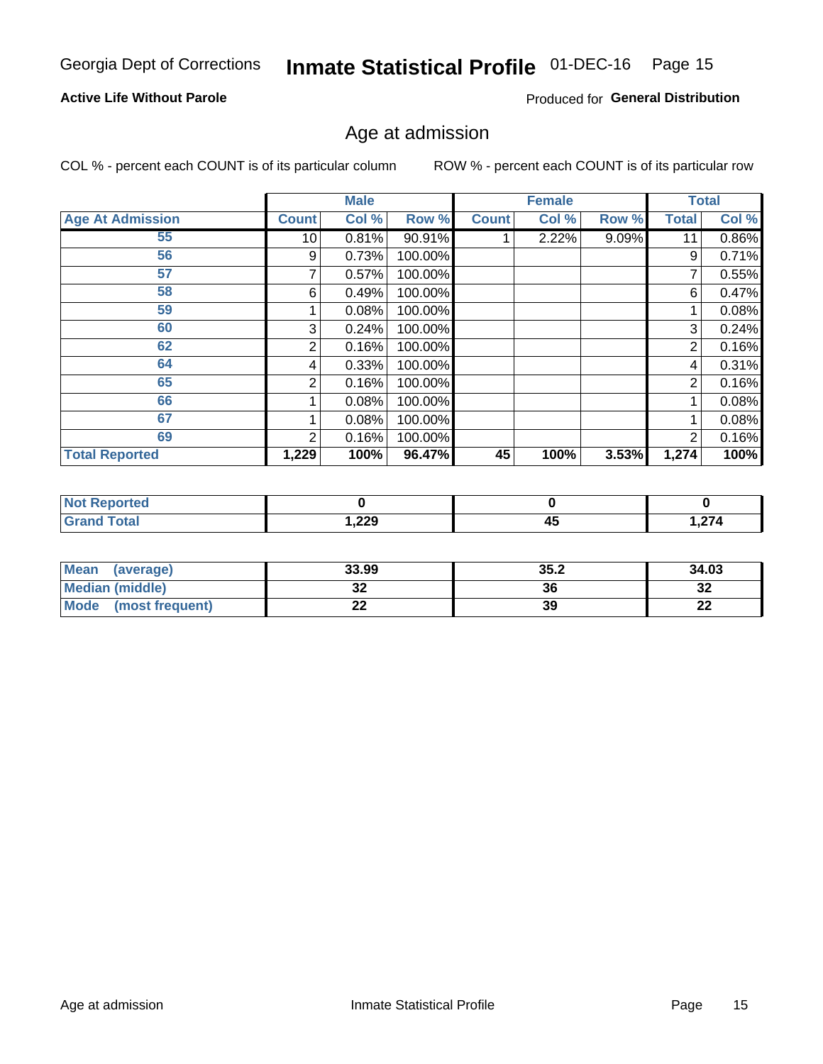Georgia Dept of Corrections **Inmate Statistical Profile** 01-DEC-16

**Active Life Without Parole**

Produced for **General Distribution**

## Age at admission

COL % - percent each COUNT is of its particular column

ROW % - percent each COUNT is of its particular row

| | Male | | | Female | | | Total | |
|---|---|---|---|---|---|---|---|---|
| **Age At Admission** | **Count** | **Col %** | **Row %** | **Count** | **Col %** | **Row %** | **Total** | **Col %** |
| 55 | 10 | 0.81% | 90.91% | 1 | 2.22% | 9.09% | 11 | 0.86% |
| 56 | 9 | 0.73% | 100.00% | | | | 9 | 0.71% |
| 57 | 7 | 0.57% | 100.00% | | | | 7 | 0.55% |
| 58 | 6 | 0.49% | 100.00% | | | | 6 | 0.47% |
| 59 | 1 | 0.08% | 100.00% | | | | 1 | 0.08% |
| 60 | 3 | 0.24% | 100.00% | | | | 3 | 0.24% |
| 62 | 2 | 0.16% | 100.00% | | | | 2 | 0.16% |
| 64 | 4 | 0.33% | 100.00% | | | | 4 | 0.31% |
| 65 | 2 | 0.16% | 100.00% | | | | 2 | 0.16% |
| 66 | 1 | 0.08% | 100.00% | | | | 1 | 0.08% |
| 67 | 1 | 0.08% | 100.00% | | | | 1 | 0.08% |
| 69 | 2 | 0.16% | 100.00% | | | | 2 | 0.16% |
| **Total Reported** | **1,229** | **100%** | **96.47%** | **45** | **100%** | **3.53%** | **1,274** | **100%** |

| | Male | Female | Total |
|---|---|---|---|
| **Not Reported** | **0** | **0** | **0** |
| **Grand Total** | **1,229** | **45** | **1,274** |

| | Male | Female | Total |
|---|---|---|---|
| **Mean (average)** | **33.99** | **35.2** | **34.03** |
| **Median (middle)** | **32** | **36** | **32** |
| **Mode (most frequent)** | **22** | **39** | **22** |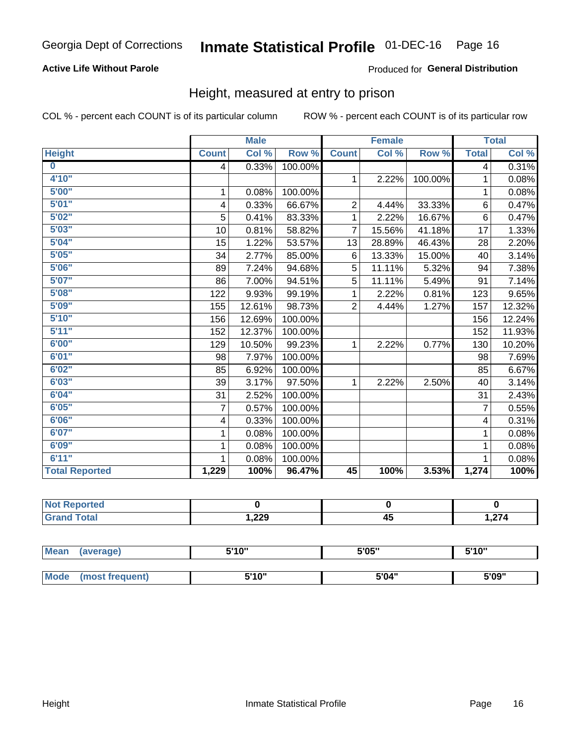Georgia Dept of Corrections **Inmate Statistical Profile** 01-DEC-16 Page 16

**Active Life Without Parole**

Produced for **General Distribution**

## Height, measured at entry to prison

COL % - percent each COUNT is of its particular column ROW % - percent each COUNT is of its particular row

| | Male | | | Female | | | Total | |
|---|---|---|---|---|---|---|---|---|
| **Height** | **Count** | **Col %** | **Row %** | **Count** | **Col %** | **Row %** | **Total** | **Col %** |
| **0** | 4 | 0.33% | 100.00% | | | | 4 | 0.31% |
| **4'10"** | | | | 1 | 2.22% | 100.00% | 1 | 0.08% |
| **5'00"** | 1 | 0.08% | 100.00% | | | | 1 | 0.08% |
| **5'01"** | 4 | 0.33% | 66.67% | 2 | 4.44% | 33.33% | 6 | 0.47% |
| **5'02"** | 5 | 0.41% | 83.33% | 1 | 2.22% | 16.67% | 6 | 0.47% |
| **5'03"** | 10 | 0.81% | 58.82% | 7 | 15.56% | 41.18% | 17 | 1.33% |
| **5'04"** | 15 | 1.22% | 53.57% | 13 | 28.89% | 46.43% | 28 | 2.20% |
| **5'05"** | 34 | 2.77% | 85.00% | 6 | 13.33% | 15.00% | 40 | 3.14% |
| **5'06"** | 89 | 7.24% | 94.68% | 5 | 11.11% | 5.32% | 94 | 7.38% |
| **5'07"** | 86 | 7.00% | 94.51% | 5 | 11.11% | 5.49% | 91 | 7.14% |
| **5'08"** | 122 | 9.93% | 99.19% | 1 | 2.22% | 0.81% | 123 | 9.65% |
| **5'09"** | 155 | 12.61% | 98.73% | 2 | 4.44% | 1.27% | 157 | 12.32% |
| **5'10"** | 156 | 12.69% | 100.00% | | | | 156 | 12.24% |
| **5'11"** | 152 | 12.37% | 100.00% | | | | 152 | 11.93% |
| **6'00"** | 129 | 10.50% | 99.23% | 1 | 2.22% | 0.77% | 130 | 10.20% |
| **6'01"** | 98 | 7.97% | 100.00% | | | | 98 | 7.69% |
| **6'02"** | 85 | 6.92% | 100.00% | | | | 85 | 6.67% |
| **6'03"** | 39 | 3.17% | 97.50% | 1 | 2.22% | 2.50% | 40 | 3.14% |
| **6'04"** | 31 | 2.52% | 100.00% | | | | 31 | 2.43% |
| **6'05"** | 7 | 0.57% | 100.00% | | | | 7 | 0.55% |
| **6'06"** | 4 | 0.33% | 100.00% | | | | 4 | 0.31% |
| **6'07"** | 1 | 0.08% | 100.00% | | | | 1 | 0.08% |
| **6'09"** | 1 | 0.08% | 100.00% | | | | 1 | 0.08% |
| **6'11"** | 1 | 0.08% | 100.00% | | | | 1 | 0.08% |
| **Total Reported** | **1,229** | **100%** | **96.47%** | **45** | **100%** | **3.53%** | **1,274** | **100%** |

| | Male | Female | Total |
|---|---|---|---|
| **Not Reported** | **0** | **0** | **0** |
| **Grand Total** | **1,229** | **45** | **1,274** |

| | Male | Female | Total |
|---|---|---|---|
| **Mean (average)** | **5'10"** | **5'05"** | **5'10"** |
| **Mode (most frequent)** | **5'10"** | **5'04"** | **5'09"** |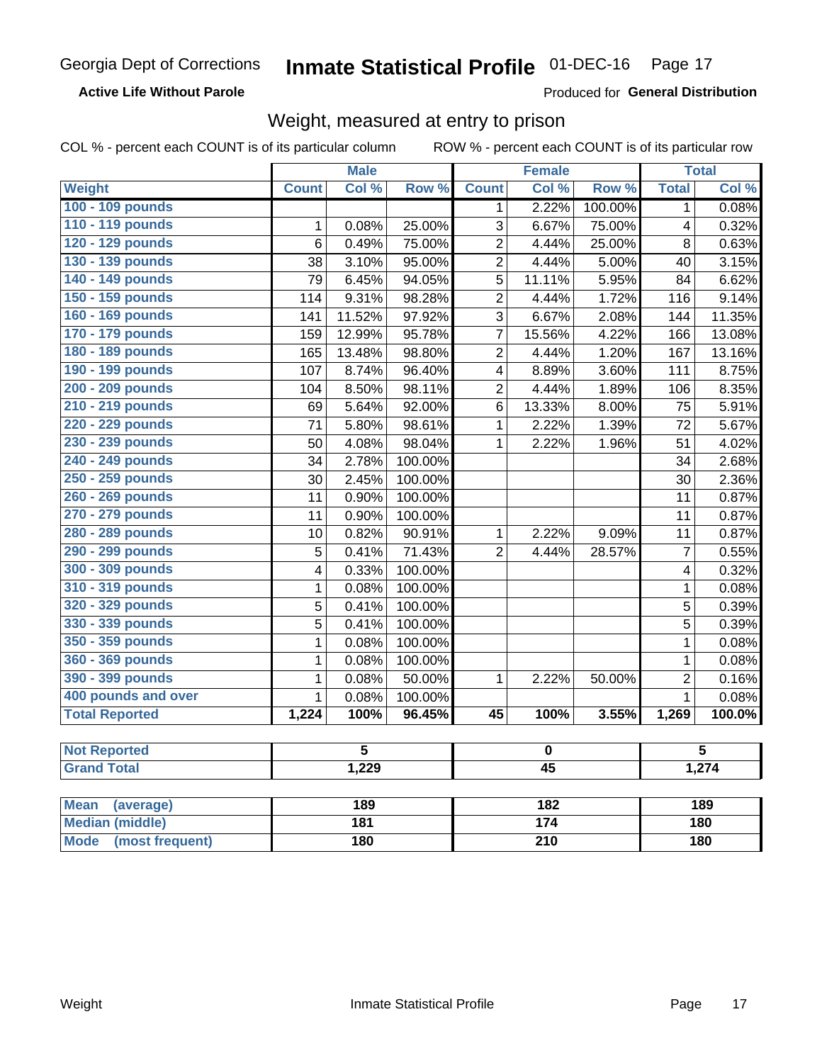Georgia Dept of Corrections **Inmate Statistical Profile** 01-DEC-16

**Active Life Without Parole**

Produced for **General Distribution**

## Weight, measured at entry to prison

COL % - percent each COUNT is of its particular column ROW % - percent each COUNT is of its particular row

| | Male | | | Female | | | Total | |
|---|---|---|---|---|---|---|---|---|
| **Weight** | **Count** | **Col %** | **Row %** | **Count** | **Col %** | **Row %** | **Total** | **Col %** |
| 100 - 109 pounds | | | | 1 | 2.22% | 100.00% | 1 | 0.08% |
| 110 - 119 pounds | 1 | 0.08% | 25.00% | 3 | 6.67% | 75.00% | 4 | 0.32% |
| 120 - 129 pounds | 6 | 0.49% | 75.00% | 2 | 4.44% | 25.00% | 8 | 0.63% |
| 130 - 139 pounds | 38 | 3.10% | 95.00% | 2 | 4.44% | 5.00% | 40 | 3.15% |
| 140 - 149 pounds | 79 | 6.45% | 94.05% | 5 | 11.11% | 5.95% | 84 | 6.62% |
| 150 - 159 pounds | 114 | 9.31% | 98.28% | 2 | 4.44% | 1.72% | 116 | 9.14% |
| 160 - 169 pounds | 141 | 11.52% | 97.92% | 3 | 6.67% | 2.08% | 144 | 11.35% |
| 170 - 179 pounds | 159 | 12.99% | 95.78% | 7 | 15.56% | 4.22% | 166 | 13.08% |
| 180 - 189 pounds | 165 | 13.48% | 98.80% | 2 | 4.44% | 1.20% | 167 | 13.16% |
| 190 - 199 pounds | 107 | 8.74% | 96.40% | 4 | 8.89% | 3.60% | 111 | 8.75% |
| 200 - 209 pounds | 104 | 8.50% | 98.11% | 2 | 4.44% | 1.89% | 106 | 8.35% |
| 210 - 219 pounds | 69 | 5.64% | 92.00% | 6 | 13.33% | 8.00% | 75 | 5.91% |
| 220 - 229 pounds | 71 | 5.80% | 98.61% | 1 | 2.22% | 1.39% | 72 | 5.67% |
| 230 - 239 pounds | 50 | 4.08% | 98.04% | 1 | 2.22% | 1.96% | 51 | 4.02% |
| 240 - 249 pounds | 34 | 2.78% | 100.00% | | | | 34 | 2.68% |
| 250 - 259 pounds | 30 | 2.45% | 100.00% | | | | 30 | 2.36% |
| 260 - 269 pounds | 11 | 0.90% | 100.00% | | | | 11 | 0.87% |
| 270 - 279 pounds | 11 | 0.90% | 100.00% | | | | 11 | 0.87% |
| 280 - 289 pounds | 10 | 0.82% | 90.91% | 1 | 2.22% | 9.09% | 11 | 0.87% |
| 290 - 299 pounds | 5 | 0.41% | 71.43% | 2 | 4.44% | 28.57% | 7 | 0.55% |
| 300 - 309 pounds | 4 | 0.33% | 100.00% | | | | 4 | 0.32% |
| 310 - 319 pounds | 1 | 0.08% | 100.00% | | | | 1 | 0.08% |
| 320 - 329 pounds | 5 | 0.41% | 100.00% | | | | 5 | 0.39% |
| 330 - 339 pounds | 5 | 0.41% | 100.00% | | | | 5 | 0.39% |
| 350 - 359 pounds | 1 | 0.08% | 100.00% | | | | 1 | 0.08% |
| 360 - 369 pounds | 1 | 0.08% | 100.00% | | | | 1 | 0.08% |
| 390 - 399 pounds | 1 | 0.08% | 50.00% | 1 | 2.22% | 50.00% | 2 | 0.16% |
| 400 pounds and over | 1 | 0.08% | 100.00% | | | | 1 | 0.08% |
| **Total Reported** | **1,224** | **100%** | **96.45%** | **45** | **100%** | **3.55%** | **1,269** | **100.0%** |

| | Male | Female | Total |
|---|---|---|---|
| **Not Reported** | **5** | **0** | **5** |
| **Grand Total** | **1,229** | **45** | **1,274** |

| | Male | Female | Total |
|---|---|---|---|
| **Mean (average)** | **189** | **182** | **189** |
| **Median (middle)** | **181** | **174** | **180** |
| **Mode (most frequent)** | **180** | **210** | **180** |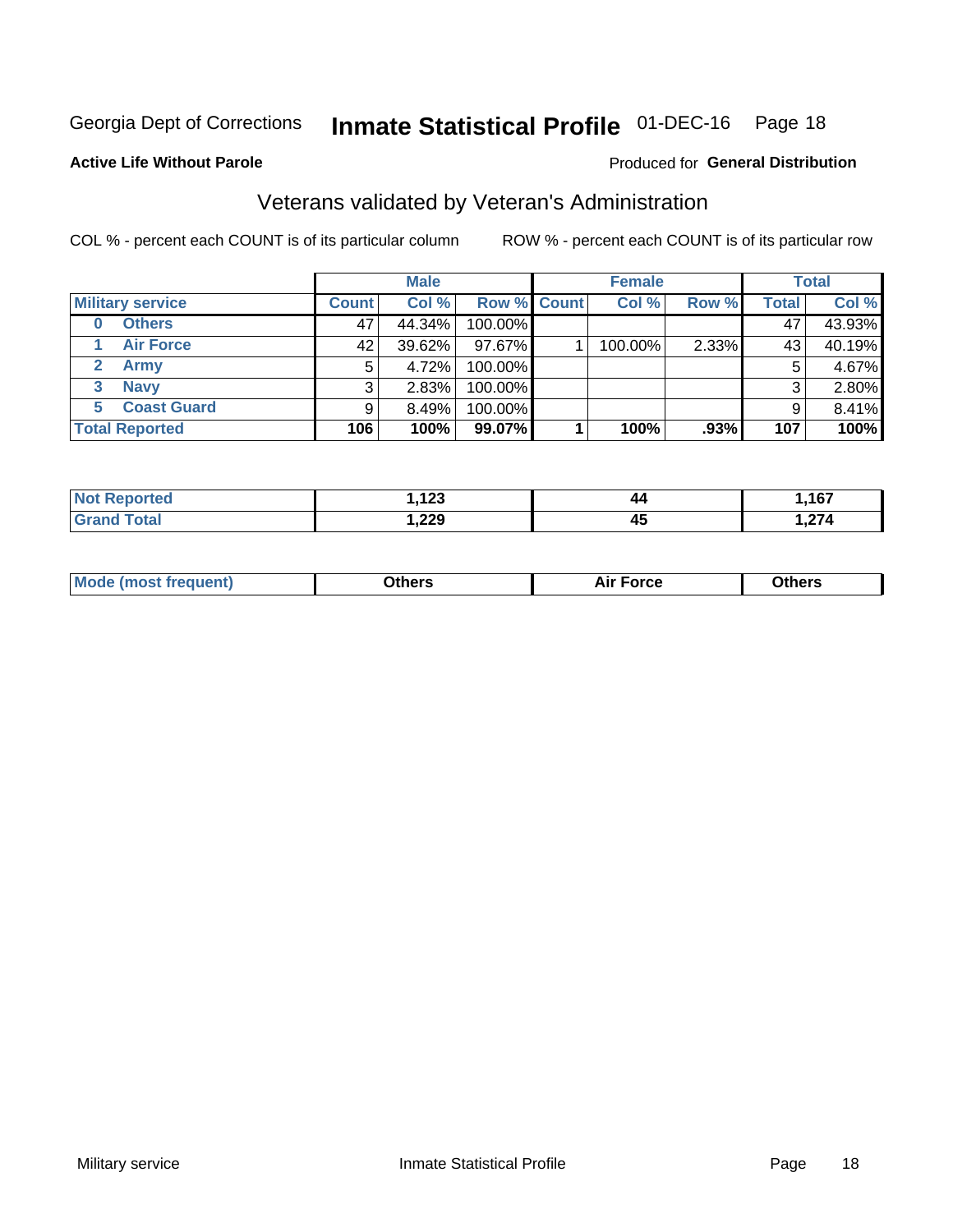Georgia Dept of Corrections **Inmate Statistical Profile** 01-DEC-16 Page 18

**Active Life Without Parole**

Produced for **General Distribution**

## Veterans validated by Veteran's Administration

COL % - percent each COUNT is of its particular column

ROW % - percent each COUNT is of its particular row

| | Male | | | Female | | | Total | |
|---|---|---|---|---|---|---|---|---|
| **Military service** | **Count** | **Col %** | **Row %** | **Count** | **Col %** | **Row %** | **Total** | **Col %** |
| **0 Others** | 47 | 44.34% | 100.00% | | | | 47 | 43.93% |
| **1 Air Force** | 42 | 39.62% | 97.67% | 1 | 100.00% | 2.33% | 43 | 40.19% |
| **2 Army** | 5 | 4.72% | 100.00% | | | | 5 | 4.67% |
| **3 Navy** | 3 | 2.83% | 100.00% | | | | 3 | 2.80% |
| **5 Coast Guard** | 9 | 8.49% | 100.00% | | | | 9 | 8.41% |
| **Total Reported** | **106** | **100%** | **99.07%** | **1** | **100%** | **.93%** | **107** | **100%** |

| | Male | Female | Total |
|---|---|---|---|
| **Not Reported** | **1,123** | **44** | **1,167** |
| **Grand Total** | **1,229** | **45** | **1,274** |

| | Male | Female | Total |
|---|---|---|---|
| **Mode (most frequent)** | **Others** | **Air Force** | **Others** |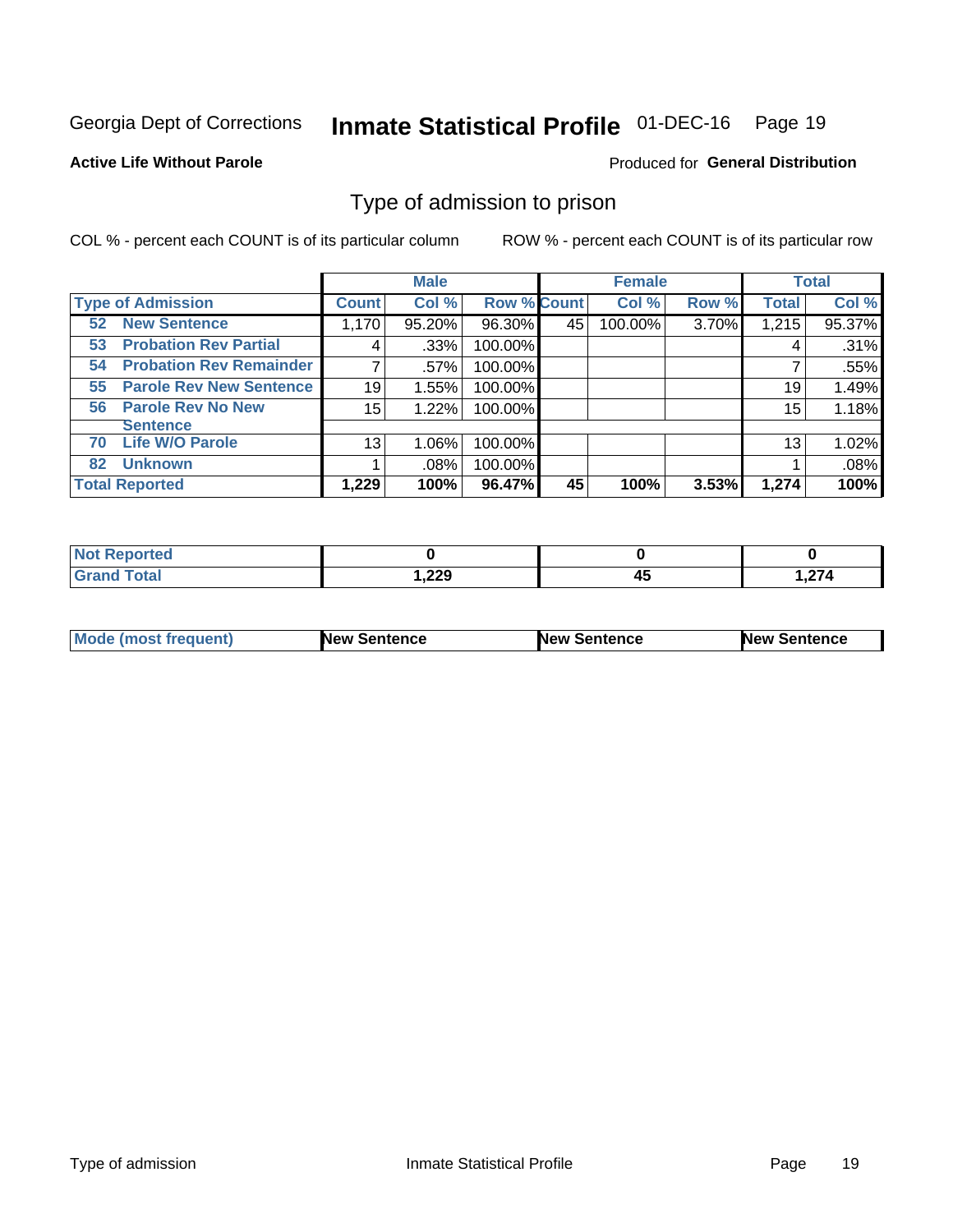Georgia Dept of Corrections **Inmate Statistical Profile** 01-DEC-16

**Active Life Without Parole**

Produced for **General Distribution**

## Type of admission to prison

COL % - percent each COUNT is of its particular column ROW % - percent each COUNT is of its particular row

| Type of Admission | Male | | | Female | | | Total | |
|---|---|---|---|---|---|---|---|---|
| | Count | Col % | Row % | Count | Col % | Row % | Total | Col % |
| 52 New Sentence | 1,170 | 95.20% | 96.30% | 45 | 100.00% | 3.70% | 1,215 | 95.37% |
| 53 Probation Rev Partial | 4 | .33% | 100.00% | | | | 4 | .31% |
| 54 Probation Rev Remainder | 7 | .57% | 100.00% | | | | 7 | .55% |
| 55 Parole Rev New Sentence | 19 | 1.55% | 100.00% | | | | 19 | 1.49% |
| 56 Parole Rev No New Sentence | 15 | 1.22% | 100.00% | | | | 15 | 1.18% |
| 70 Life W/O Parole | 13 | 1.06% | 100.00% | | | | 13 | 1.02% |
| 82 Unknown | 1 | .08% | 100.00% | | | | 1 | .08% |
| **Total Reported** | **1,229** | **100%** | **96.47%** | **45** | **100%** | **3.53%** | **1,274** | **100%** |

| | Male | Female | Total |
|---|---|---|---|
| Not Reported | **0** | **0** | **0** |
| Grand Total | **1,229** | **45** | **1,274** |

| Mode (most frequent) | New Sentence | New Sentence | New Sentence |
|---|---|---|---|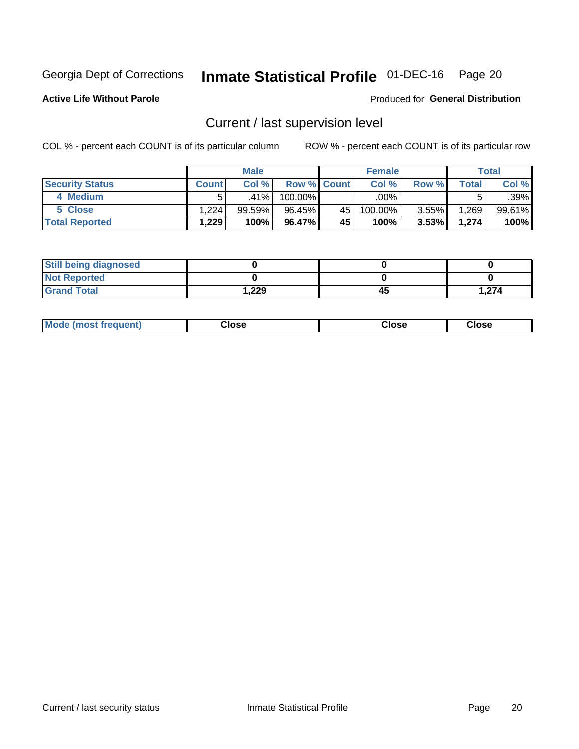Georgia Dept of Corrections **Inmate Statistical Profile** 01-DEC-16

**Active Life Without Parole**

Produced for **General Distribution**

## Current / last supervision level

COL % - percent each COUNT is of its particular column

ROW % - percent each COUNT is of its particular row

| | Male | | | Female | | | Total | |
|---|---|---|---|---|---|---|---|---|
| **Security Status** | **Count** | **Col %** | **Row %** | **Count** | **Col %** | **Row %** | **Total** | **Col %** |
| 4 Medium | 5 | .41% | 100.00% | | .00% | | 5 | .39% |
| 5 Close | 1,224 | 99.59% | 96.45% | 45 | 100.00% | 3.55% | 1,269 | 99.61% |
| **Total Reported** | **1,229** | **100%** | **96.47%** | **45** | **100%** | **3.53%** | **1,274** | **100%** |

| | Male | Female | Total |
|---|---|---|---|
| **Still being diagnosed** | **0** | **0** | **0** |
| **Not Reported** | **0** | **0** | **0** |
| **Grand Total** | **1,229** | **45** | **1,274** |

| | Male | Female | Total |
|---|---|---|---|
| **Mode (most frequent)** | **Close** | **Close** | **Close** |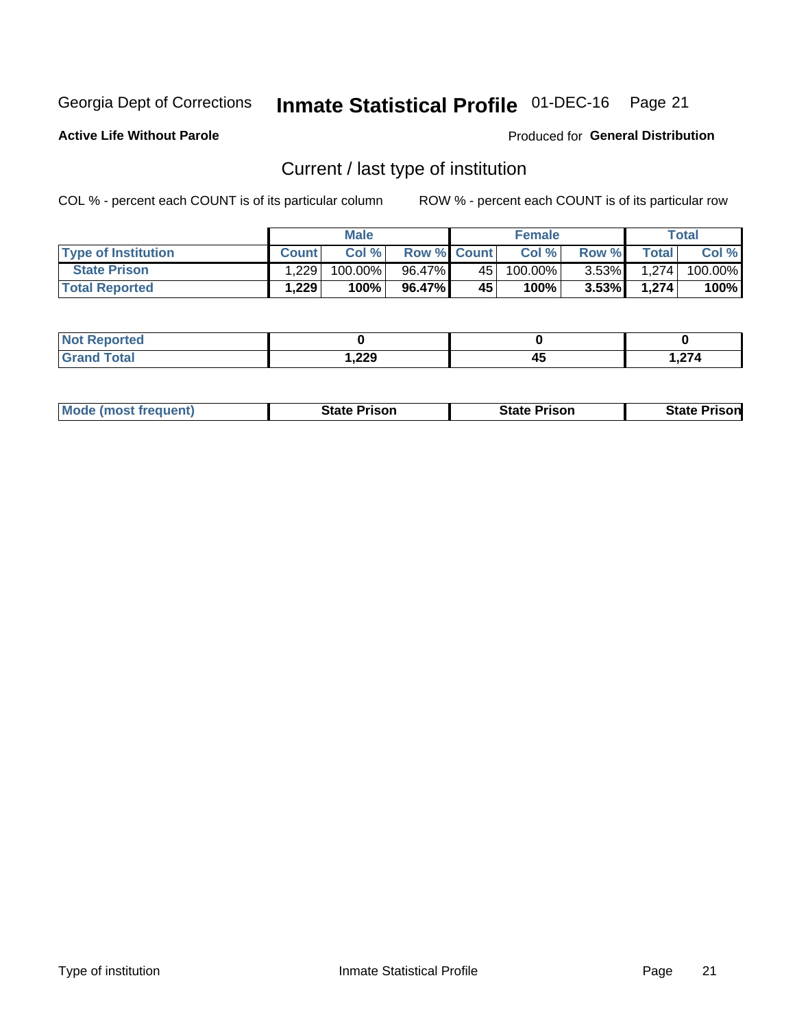Georgia Dept of Corrections **Inmate Statistical Profile** 01-DEC-16

**Active Life Without Parole**

Produced for **General Distribution**

## Current / last type of institution

COL % - percent each COUNT is of its particular column ROW % - percent each COUNT is of its particular row

| | Male | | | Female | | | Total | |
|---|---|---|---|---|---|---|---|---|
| Type of Institution | Count | Col % | Row % | Count | Col % | Row % | Total | Col % |
| State Prison | 1,229 | 100.00% | 96.47% | 45 | 100.00% | 3.53% | 1,274 | 100.00% |
| **Total Reported** | **1,229** | **100%** | **96.47%** | **45** | **100%** | **3.53%** | **1,274** | **100%** |

| | Male | Female | Total |
|---|---|---|---|
| Not Reported | **0** | **0** | **0** |
| Grand Total | **1,229** | **45** | **1,274** |

| | Male | Female | Total |
|---|---|---|---|
| Mode (most frequent) | **State Prison** | **State Prison** | **State Prison** |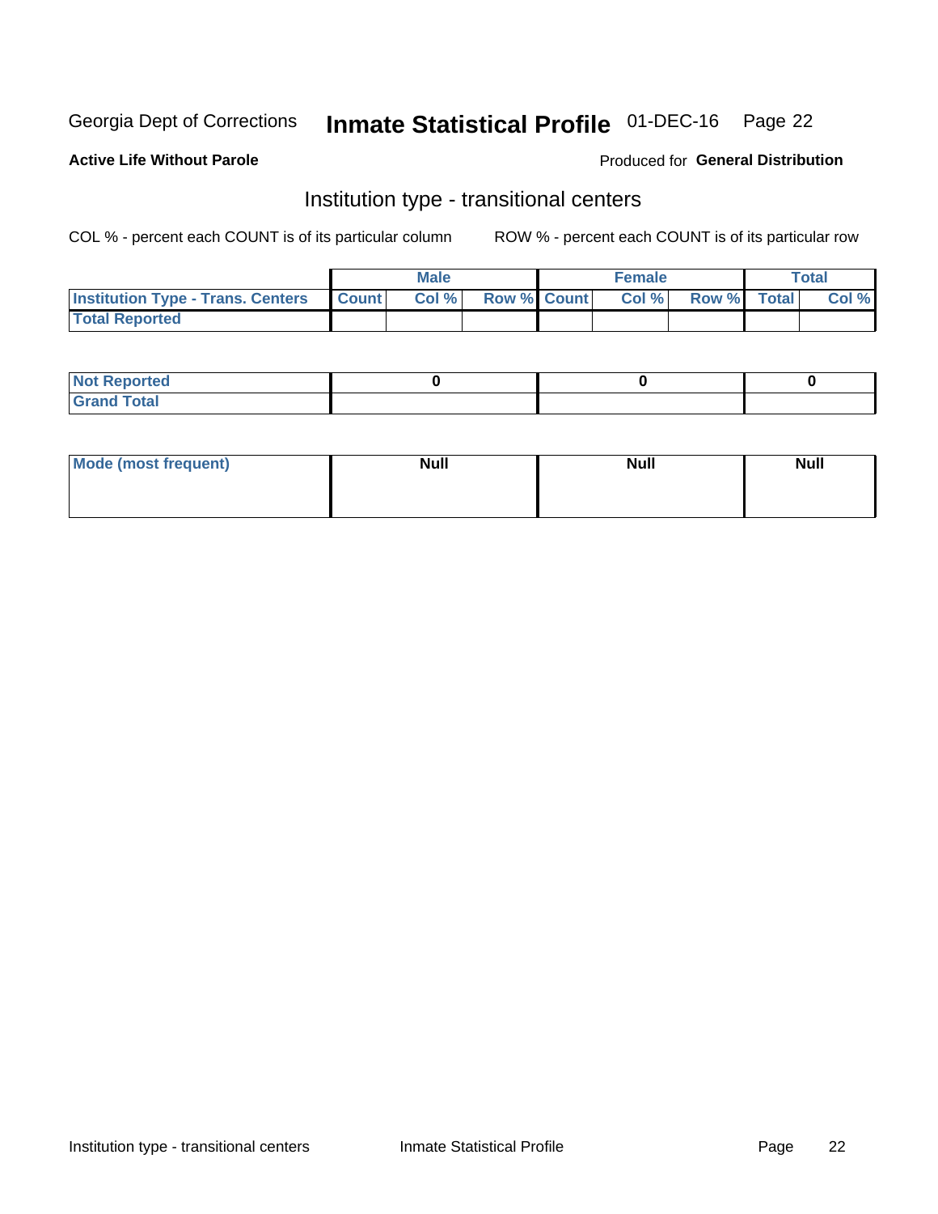Georgia Dept of Corrections **Inmate Statistical Profile** 01-DEC-16 Page 22

**Active Life Without Parole**

Produced for **General Distribution**

## Institution type - transitional centers

COL % - percent each COUNT is of its particular column

ROW % - percent each COUNT is of its particular row

| | Male | | | Female | | | Total | |
|---|---|---|---|---|---|---|---|---|
| Institution Type - Trans. Centers | Count | Col % | Row % | Count | Col % | Row % | Total | Col % |
| Total Reported | | | | | | | | |

| | Male | Female | Total |
|---|---|---|---|
| Not Reported | 0 | 0 | 0 |
| Grand Total | | | |

| | Male | Female | Total |
|---|---|---|---|
| Mode (most frequent) | Null | Null | Null |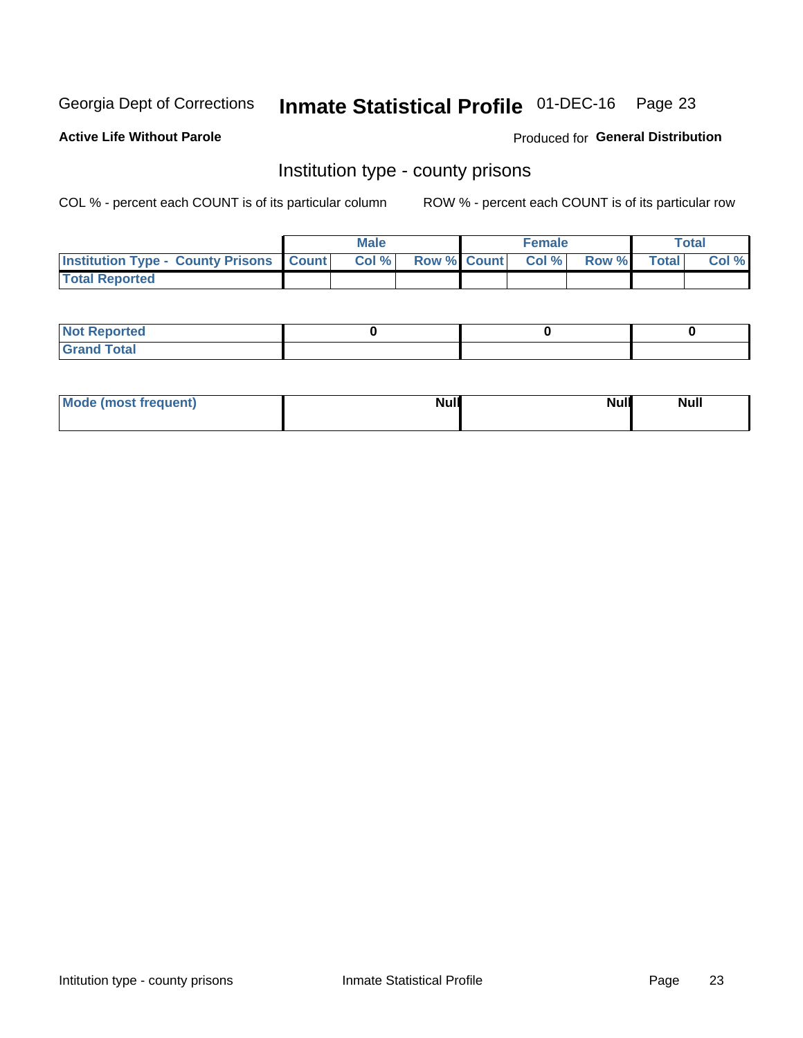Georgia Dept of Corrections **Inmate Statistical Profile** 01-DEC-16

**Active Life Without Parole** Produced for **General Distribution**

## Institution type - county prisons

COL % - percent each COUNT is of its particular column ROW % - percent each COUNT is of its particular row

| | Male | | | Female | | | Total | |
|---|---|---|---|---|---|---|---|---|
| **Institution Type - County Prisons** | **Count** | **Col %** | **Row %** | **Count** | **Col %** | **Row %** | **Total** | **Col %** |
| **Total Reported** | | | | | | | | |

| | Male | Female | Total |
|---|---|---|---|
| **Not Reported** | 0 | 0 | 0 |
| **Grand Total** | | | |

| | Male | Female | Total |
|---|---|---|---|
| **Mode (most frequent)** | Null | Null | Null |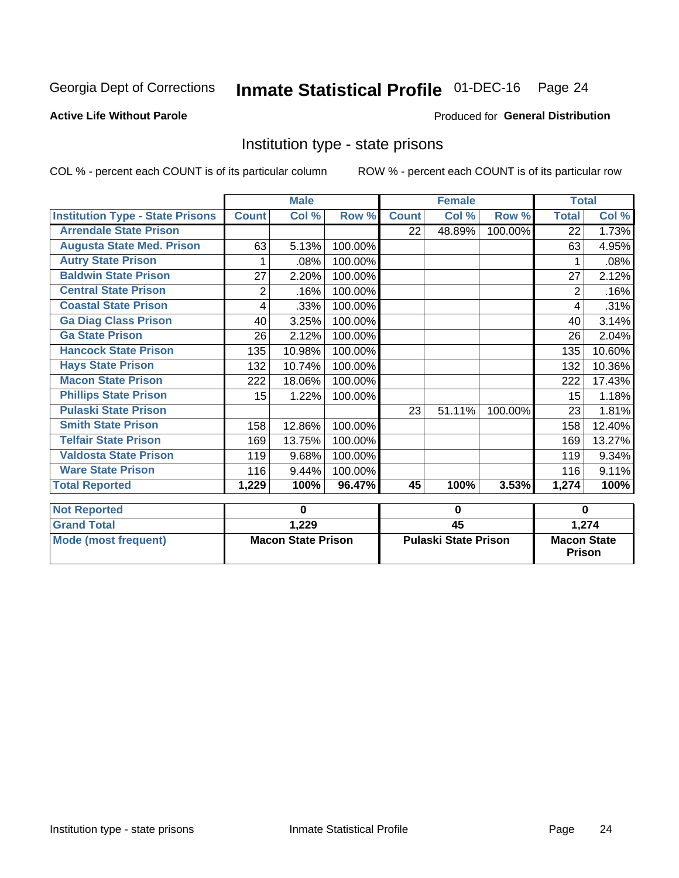Georgia Dept of Corrections **Inmate Statistical Profile** 01-DEC-16

**Active Life Without Parole**

Produced for **General Distribution**

## Institution type - state prisons

COL % - percent each COUNT is of its particular column

ROW % - percent each COUNT is of its particular row

| | Male | | | Female | | | Total | |
|---|---|---|---|---|---|---|---|---|
| **Institution Type - State Prisons** | **Count** | **Col %** | **Row %** | **Count** | **Col %** | **Row %** | **Total** | **Col %** |
| **Arrendale State Prison** | | | | 22 | 48.89% | 100.00% | 22 | 1.73% |
| **Augusta State Med. Prison** | 63 | 5.13% | 100.00% | | | | 63 | 4.95% |
| **Autry State Prison** | 1 | .08% | 100.00% | | | | 1 | .08% |
| **Baldwin State Prison** | 27 | 2.20% | 100.00% | | | | 27 | 2.12% |
| **Central State Prison** | 2 | .16% | 100.00% | | | | 2 | .16% |
| **Coastal State Prison** | 4 | .33% | 100.00% | | | | 4 | .31% |
| **Ga Diag Class Prison** | 40 | 3.25% | 100.00% | | | | 40 | 3.14% |
| **Ga State Prison** | 26 | 2.12% | 100.00% | | | | 26 | 2.04% |
| **Hancock State Prison** | 135 | 10.98% | 100.00% | | | | 135 | 10.60% |
| **Hays State Prison** | 132 | 10.74% | 100.00% | | | | 132 | 10.36% |
| **Macon State Prison** | 222 | 18.06% | 100.00% | | | | 222 | 17.43% |
| **Phillips State Prison** | 15 | 1.22% | 100.00% | | | | 15 | 1.18% |
| **Pulaski State Prison** | | | | 23 | 51.11% | 100.00% | 23 | 1.81% |
| **Smith State Prison** | 158 | 12.86% | 100.00% | | | | 158 | 12.40% |
| **Telfair State Prison** | 169 | 13.75% | 100.00% | | | | 169 | 13.27% |
| **Valdosta State Prison** | 119 | 9.68% | 100.00% | | | | 119 | 9.34% |
| **Ware State Prison** | 116 | 9.44% | 100.00% | | | | 116 | 9.11% |
| **Total Reported** | **1,229** | **100%** | **96.47%** | **45** | **100%** | **3.53%** | **1,274** | **100%** |

| | Male | Female | Total |
|---|---|---|---|
| **Not Reported** | 0 | 0 | 0 |
| **Grand Total** | 1,229 | 45 | 1,274 |
| **Mode (most frequent)** | Macon State Prison | Pulaski State Prison | Macon State Prison |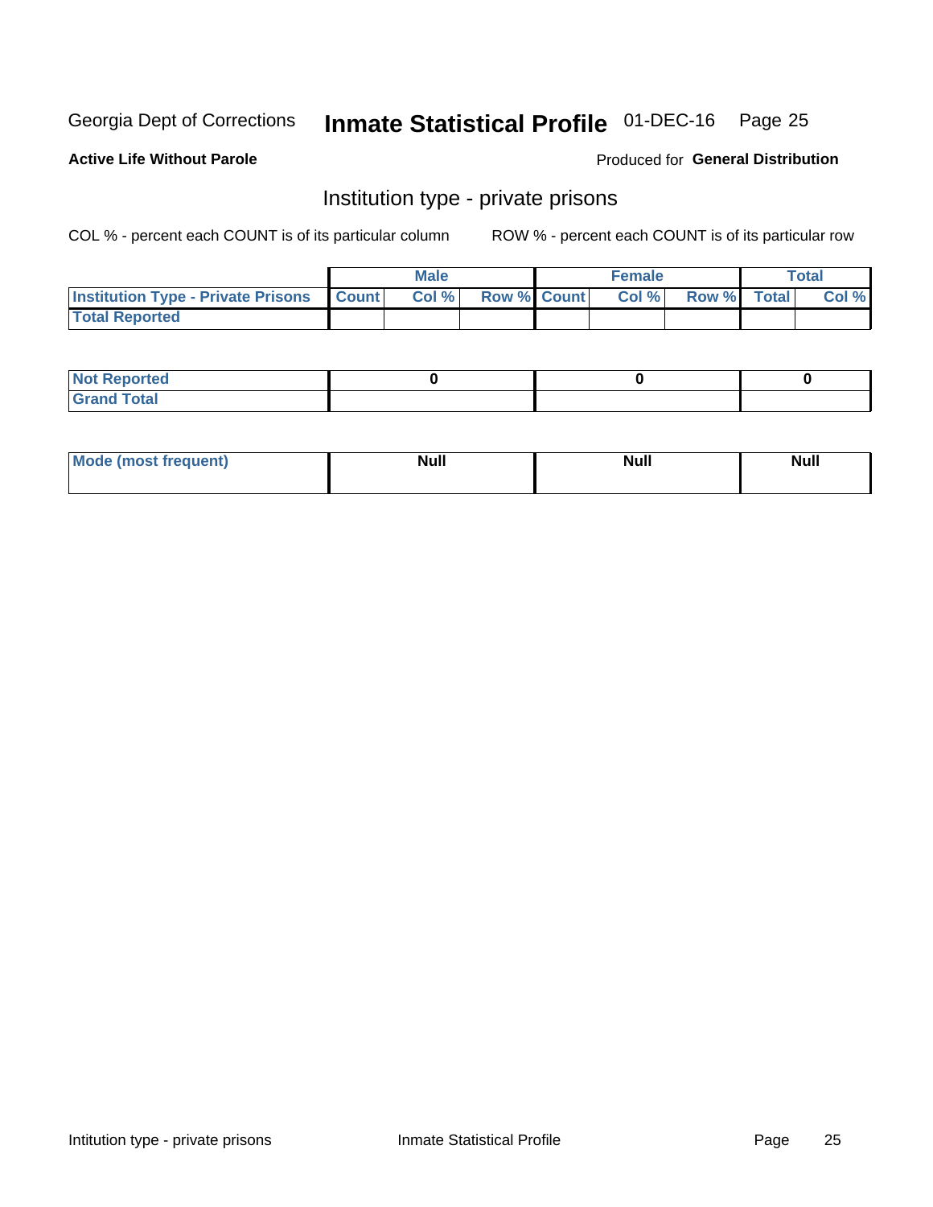Georgia Dept of Corrections **Inmate Statistical Profile** 01-DEC-16

**Active Life Without Parole**

Produced for **General Distribution**

## Institution type - private prisons

COL % - percent each COUNT is of its particular column        ROW % - percent each COUNT is of its particular row

| | Male | | | Female | | | Total | |
|---|---|---|---|---|---|---|---|---|
| **Institution Type - Private Prisons** | **Count** | **Col %** | **Row %** | **Count** | **Col %** | **Row %** | **Total** | **Col %** |
| **Total Reported** | | | | | | | | |

| | Male | Female | Total |
|---|---|---|---|
| **Not Reported** | 0 | 0 | 0 |
| **Grand Total** | | | |

| | Male | Female | Total |
|---|---|---|---|
| **Mode (most frequent)** | **Null** | **Null** | **Null** |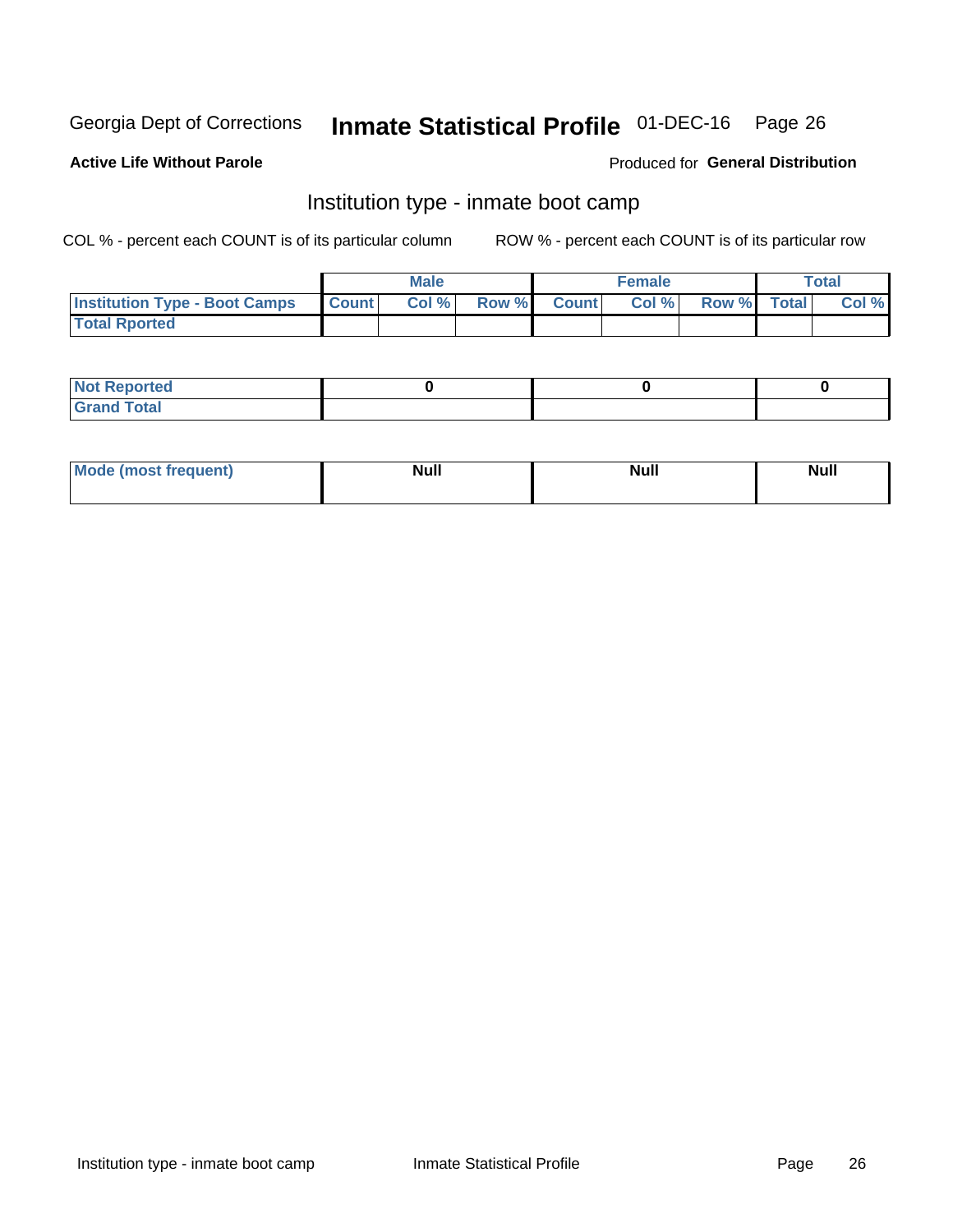Georgia Dept of Corrections **Inmate Statistical Profile** 01-DEC-16 Page 26

**Active Life Without Parole**

Produced for **General Distribution**

## Institution type - inmate boot camp

COL % - percent each COUNT is of its particular column

ROW % - percent each COUNT is of its particular row

| | Male | | | Female | | | Total | |
|---|---|---|---|---|---|---|---|---|
| **Institution Type - Boot Camps** | **Count** | **Col %** | **Row %** | **Count** | **Col %** | **Row %** | **Total** | **Col %** |
| **Total Rported** | | | | | | | | |

| | Male | Female | Total |
|---|---|---|---|
| **Not Reported** | 0 | 0 | 0 |
| **Grand Total** | | | |

| | Male | Female | Total |
|---|---|---|---|
| **Mode (most frequent)** | **Null** | **Null** | **Null** |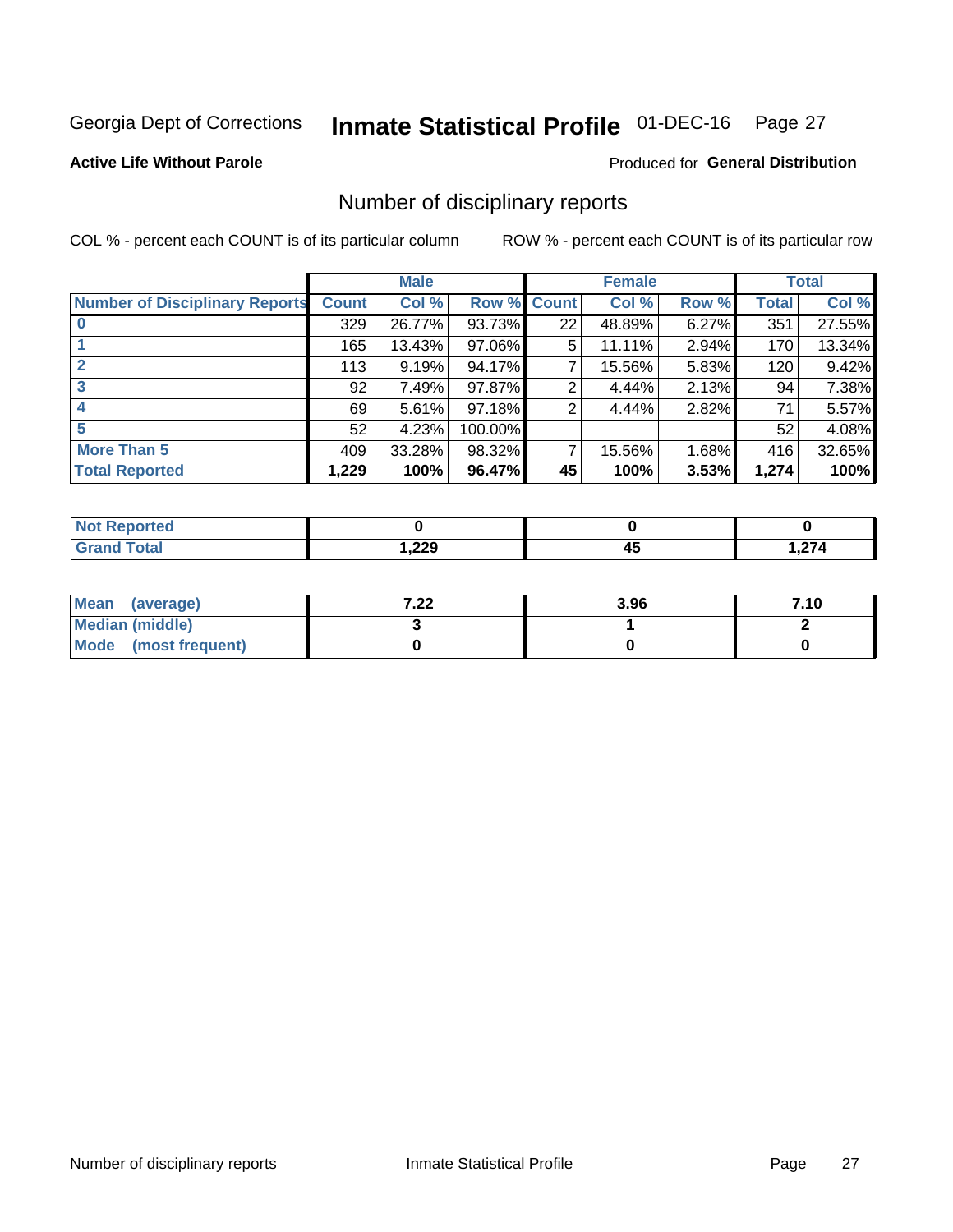Georgia Dept of Corrections **Inmate Statistical Profile** 01-DEC-16

**Active Life Without Parole**

Produced for **General Distribution**

## Number of disciplinary reports

COL % - percent each COUNT is of its particular column

ROW % - percent each COUNT is of its particular row

| | Male | | | Female | | | Total | |
|---|---|---|---|---|---|---|---|---|
| **Number of Disciplinary Reports** | **Count** | **Col %** | **Row %** | **Count** | **Col %** | **Row %** | **Total** | **Col %** |
| **0** | 329 | 26.77% | 93.73% | 22 | 48.89% | 6.27% | 351 | 27.55% |
| **1** | 165 | 13.43% | 97.06% | 5 | 11.11% | 2.94% | 170 | 13.34% |
| **2** | 113 | 9.19% | 94.17% | 7 | 15.56% | 5.83% | 120 | 9.42% |
| **3** | 92 | 7.49% | 97.87% | 2 | 4.44% | 2.13% | 94 | 7.38% |
| **4** | 69 | 5.61% | 97.18% | 2 | 4.44% | 2.82% | 71 | 5.57% |
| **5** | 52 | 4.23% | 100.00% | | | | 52 | 4.08% |
| **More Than 5** | 409 | 33.28% | 98.32% | 7 | 15.56% | 1.68% | 416 | 32.65% |
| **Total Reported** | **1,229** | **100%** | **96.47%** | **45** | **100%** | **3.53%** | **1,274** | **100%** |

| | Male | Female | Total |
|---|---|---|---|
| **Not Reported** | **0** | **0** | **0** |
| **Grand Total** | **1,229** | **45** | **1,274** |

| | Male | Female | Total |
|---|---|---|---|
| **Mean (average)** | **7.22** | **3.96** | **7.10** |
| **Median (middle)** | **3** | **1** | **2** |
| **Mode (most frequent)** | **0** | **0** | **0** |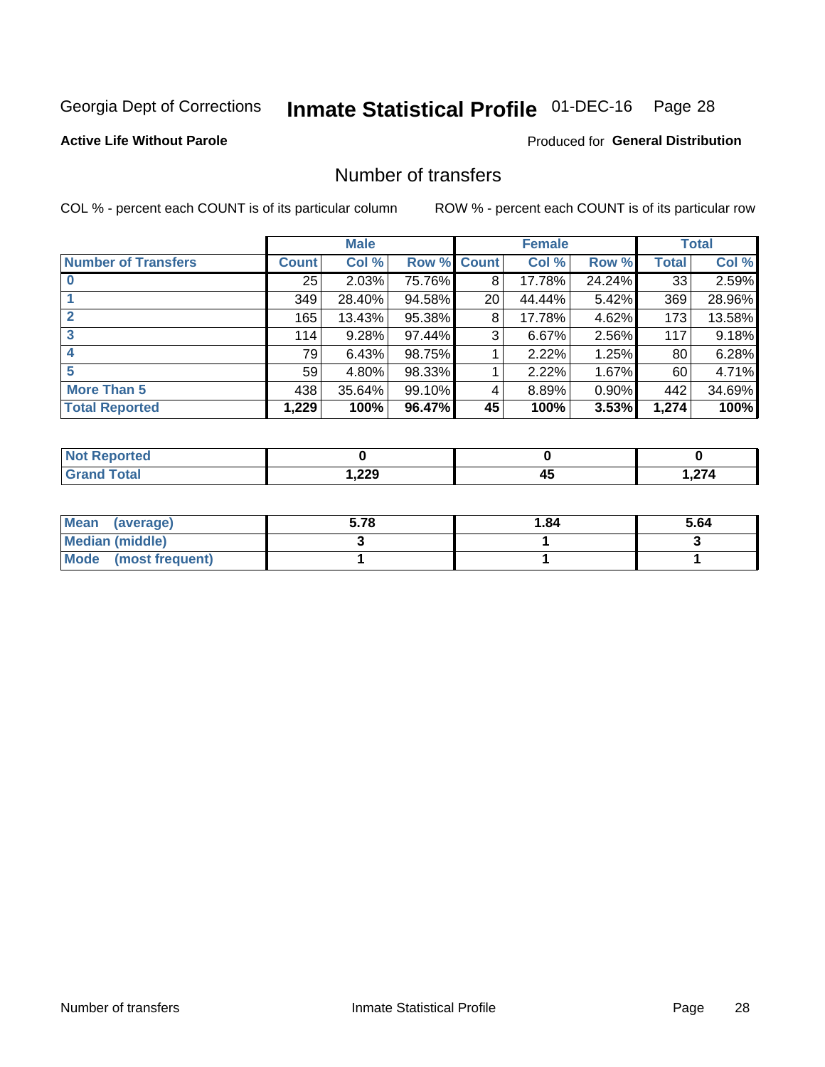Georgia Dept of Corrections **Inmate Statistical Profile** 01-DEC-16

**Active Life Without Parole**

Produced for **General Distribution**

## Number of transfers

COL % - percent each COUNT is of its particular column ROW % - percent each COUNT is of its particular row

| | Male | | | Female | | | Total | |
|---|---|---|---|---|---|---|---|---|
| **Number of Transfers** | **Count** | **Col %** | **Row %** | **Count** | **Col %** | **Row %** | **Total** | **Col %** |
| **0** | 25 | 2.03% | 75.76% | 8 | 17.78% | 24.24% | 33 | 2.59% |
| **1** | 349 | 28.40% | 94.58% | 20 | 44.44% | 5.42% | 369 | 28.96% |
| **2** | 165 | 13.43% | 95.38% | 8 | 17.78% | 4.62% | 173 | 13.58% |
| **3** | 114 | 9.28% | 97.44% | 3 | 6.67% | 2.56% | 117 | 9.18% |
| **4** | 79 | 6.43% | 98.75% | 1 | 2.22% | 1.25% | 80 | 6.28% |
| **5** | 59 | 4.80% | 98.33% | 1 | 2.22% | 1.67% | 60 | 4.71% |
| **More Than 5** | 438 | 35.64% | 99.10% | 4 | 8.89% | 0.90% | 442 | 34.69% |
| **Total Reported** | **1,229** | **100%** | **96.47%** | **45** | **100%** | **3.53%** | **1,274** | **100%** |

| | Male | Female | Total |
|---|---|---|---|
| **Not Reported** | **0** | **0** | **0** |
| **Grand Total** | **1,229** | **45** | **1,274** |

| | Male | Female | Total |
|---|---|---|---|
| **Mean (average)** | **5.78** | **1.84** | **5.64** |
| **Median (middle)** | **3** | **1** | **3** |
| **Mode (most frequent)** | **1** | **1** | **1** |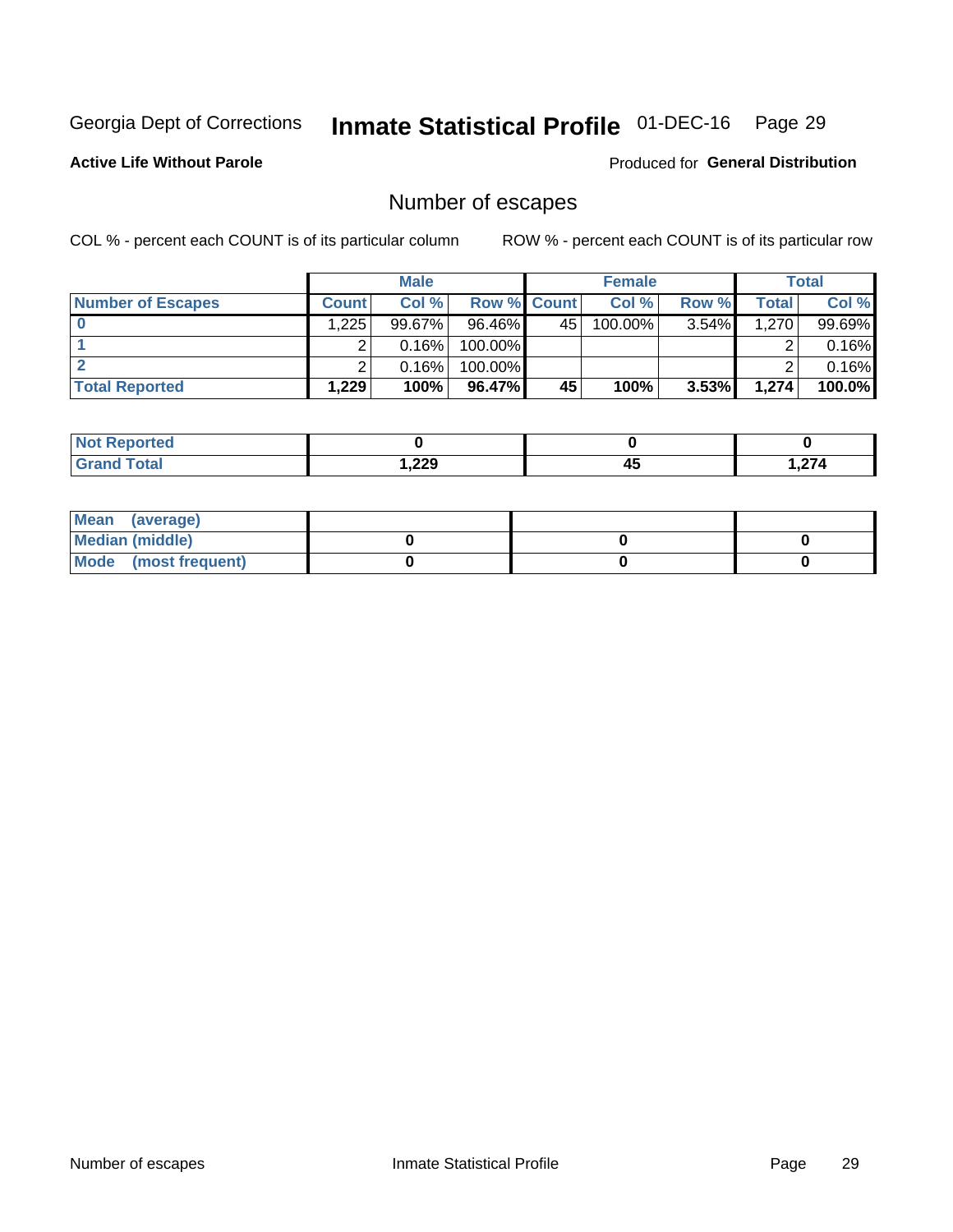Georgia Dept of Corrections **Inmate Statistical Profile** 01-DEC-16

**Active Life Without Parole**

Produced for **General Distribution**

## Number of escapes

COL % - percent each COUNT is of its particular column          ROW % - percent each COUNT is of its particular row

| | Male | | | Female | | | Total | |
|---|---|---|---|---|---|---|---|---|
| **Number of Escapes** | **Count** | **Col %** | **Row %** | **Count** | **Col %** | **Row %** | **Total** | **Col %** |
| **0** | 1,225 | 99.67% | 96.46% | 45 | 100.00% | 3.54% | 1,270 | 99.69% |
| **1** | 2 | 0.16% | 100.00% | | | | 2 | 0.16% |
| **2** | 2 | 0.16% | 100.00% | | | | 2 | 0.16% |
| **Total Reported** | **1,229** | **100%** | **96.47%** | **45** | **100%** | **3.53%** | **1,274** | **100.0%** |

| | Male | Female | Total |
|---|---|---|---|
| **Not Reported** | **0** | **0** | **0** |
| **Grand Total** | **1,229** | **45** | **1,274** |

| | Male | Female | Total |
|---|---|---|---|
| **Mean (average)** | | | |
| **Median (middle)** | **0** | **0** | **0** |
| **Mode (most frequent)** | **0** | **0** | **0** |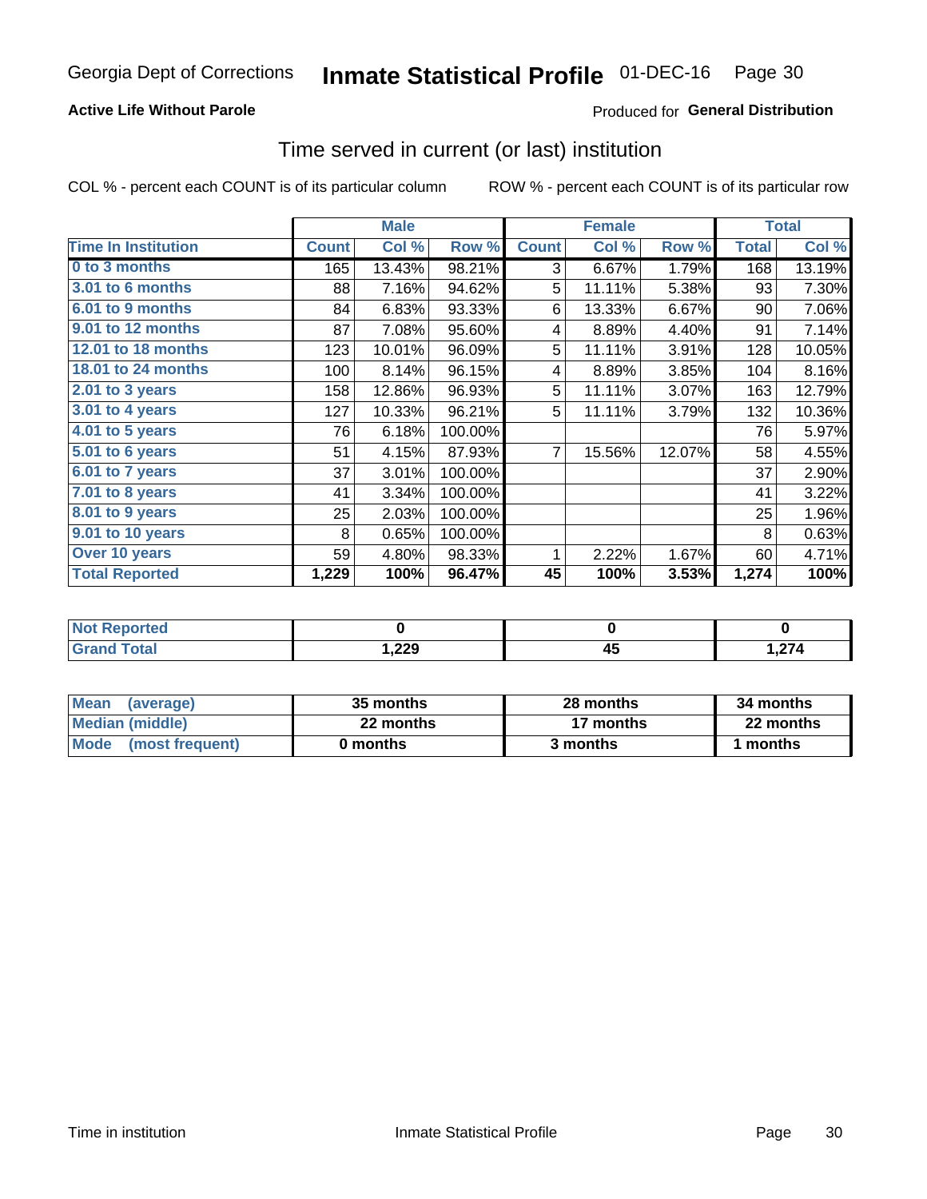Georgia Dept of Corrections **Inmate Statistical Profile** 01-DEC-16

**Active Life Without Parole**

Produced for **General Distribution**

## Time served in current (or last) institution

COL % - percent each COUNT is of its particular column

ROW % - percent each COUNT is of its particular row

| | Male | | | Female | | | Total | |
|---|---|---|---|---|---|---|---|---|
| **Time In Institution** | **Count** | **Col %** | **Row %** | **Count** | **Col %** | **Row %** | **Total** | **Col %** |
| **0 to 3 months** | 165 | 13.43% | 98.21% | 3 | 6.67% | 1.79% | 168 | 13.19% |
| **3.01 to 6 months** | 88 | 7.16% | 94.62% | 5 | 11.11% | 5.38% | 93 | 7.30% |
| **6.01 to 9 months** | 84 | 6.83% | 93.33% | 6 | 13.33% | 6.67% | 90 | 7.06% |
| **9.01 to 12 months** | 87 | 7.08% | 95.60% | 4 | 8.89% | 4.40% | 91 | 7.14% |
| **12.01 to 18 months** | 123 | 10.01% | 96.09% | 5 | 11.11% | 3.91% | 128 | 10.05% |
| **18.01 to 24 months** | 100 | 8.14% | 96.15% | 4 | 8.89% | 3.85% | 104 | 8.16% |
| **2.01 to 3 years** | 158 | 12.86% | 96.93% | 5 | 11.11% | 3.07% | 163 | 12.79% |
| **3.01 to 4 years** | 127 | 10.33% | 96.21% | 5 | 11.11% | 3.79% | 132 | 10.36% |
| **4.01 to 5 years** | 76 | 6.18% | 100.00% | | | | 76 | 5.97% |
| **5.01 to 6 years** | 51 | 4.15% | 87.93% | 7 | 15.56% | 12.07% | 58 | 4.55% |
| **6.01 to 7 years** | 37 | 3.01% | 100.00% | | | | 37 | 2.90% |
| **7.01 to 8 years** | 41 | 3.34% | 100.00% | | | | 41 | 3.22% |
| **8.01 to 9 years** | 25 | 2.03% | 100.00% | | | | 25 | 1.96% |
| **9.01 to 10 years** | 8 | 0.65% | 100.00% | | | | 8 | 0.63% |
| **Over 10 years** | 59 | 4.80% | 98.33% | 1 | 2.22% | 1.67% | 60 | 4.71% |
| **Total Reported** | **1,229** | **100%** | **96.47%** | **45** | **100%** | **3.53%** | **1,274** | **100%** |

| | Male | Female | Total |
|---|---|---|---|
| **Not Reported** | **0** | **0** | **0** |
| **Grand Total** | **1,229** | **45** | **1,274** |

| | Male | Female | Total |
|---|---|---|---|
| **Mean (average)** | **35 months** | **28 months** | **34 months** |
| **Median (middle)** | **22 months** | **17 months** | **22 months** |
| **Mode (most frequent)** | **0 months** | **3 months** | **1 months** |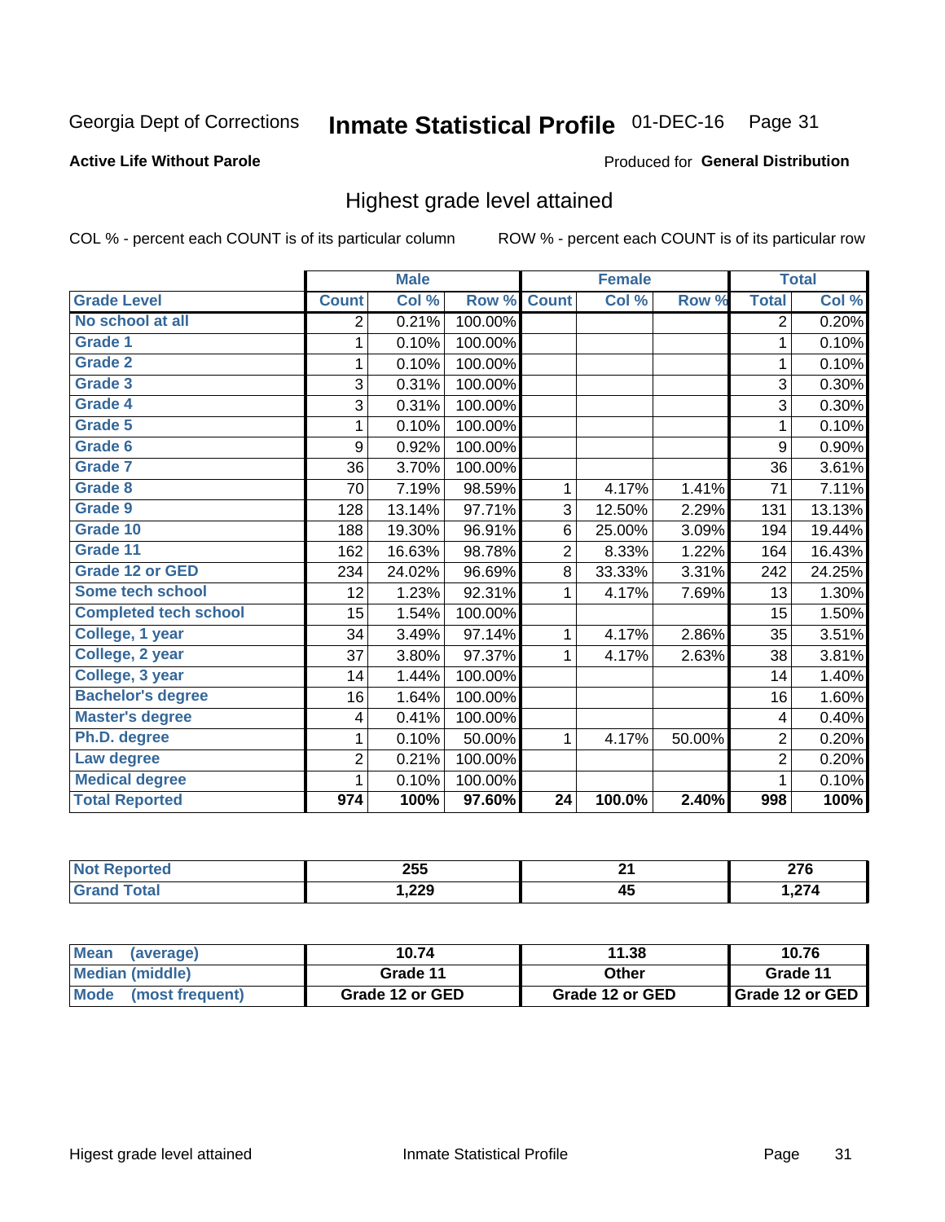Georgia Dept of Corrections **Inmate Statistical Profile** 01-DEC-16

**Active Life Without Parole**

Produced for **General Distribution**

## Highest grade level attained

COL % - percent each COUNT is of its particular column

ROW % - percent each COUNT is of its particular row

| | Male | | | Female | | | Total | |
|---|---|---|---|---|---|---|---|---|
| **Grade Level** | **Count** | **Col %** | **Row %** | **Count** | **Col %** | **Row %** | **Total** | **Col %** |
| No school at all | 2 | 0.21% | 100.00% | | | | 2 | 0.20% |
| Grade 1 | 1 | 0.10% | 100.00% | | | | 1 | 0.10% |
| Grade 2 | 1 | 0.10% | 100.00% | | | | 1 | 0.10% |
| Grade 3 | 3 | 0.31% | 100.00% | | | | 3 | 0.30% |
| Grade 4 | 3 | 0.31% | 100.00% | | | | 3 | 0.30% |
| Grade 5 | 1 | 0.10% | 100.00% | | | | 1 | 0.10% |
| Grade 6 | 9 | 0.92% | 100.00% | | | | 9 | 0.90% |
| Grade 7 | 36 | 3.70% | 100.00% | | | | 36 | 3.61% |
| Grade 8 | 70 | 7.19% | 98.59% | 1 | 4.17% | 1.41% | 71 | 7.11% |
| Grade 9 | 128 | 13.14% | 97.71% | 3 | 12.50% | 2.29% | 131 | 13.13% |
| Grade 10 | 188 | 19.30% | 96.91% | 6 | 25.00% | 3.09% | 194 | 19.44% |
| Grade 11 | 162 | 16.63% | 98.78% | 2 | 8.33% | 1.22% | 164 | 16.43% |
| Grade 12 or GED | 234 | 24.02% | 96.69% | 8 | 33.33% | 3.31% | 242 | 24.25% |
| Some tech school | 12 | 1.23% | 92.31% | 1 | 4.17% | 7.69% | 13 | 1.30% |
| Completed tech school | 15 | 1.54% | 100.00% | | | | 15 | 1.50% |
| College, 1 year | 34 | 3.49% | 97.14% | 1 | 4.17% | 2.86% | 35 | 3.51% |
| College, 2 year | 37 | 3.80% | 97.37% | 1 | 4.17% | 2.63% | 38 | 3.81% |
| College, 3 year | 14 | 1.44% | 100.00% | | | | 14 | 1.40% |
| Bachelor's degree | 16 | 1.64% | 100.00% | | | | 16 | 1.60% |
| Master's degree | 4 | 0.41% | 100.00% | | | | 4 | 0.40% |
| Ph.D. degree | 1 | 0.10% | 50.00% | 1 | 4.17% | 50.00% | 2 | 0.20% |
| Law degree | 2 | 0.21% | 100.00% | | | | 2 | 0.20% |
| Medical degree | 1 | 0.10% | 100.00% | | | | 1 | 0.10% |
| **Total Reported** | **974** | **100%** | **97.60%** | **24** | **100.0%** | **2.40%** | **998** | **100%** |

| | Male | Female | Total |
|---|---|---|---|
| Not Reported | 255 | 21 | 276 |
| Grand Total | 1,229 | 45 | 1,274 |

| | Male | Female | Total |
|---|---|---|---|
| Mean (average) | 10.74 | 11.38 | 10.76 |
| Median (middle) | Grade 11 | Other | Grade 11 |
| Mode (most frequent) | Grade 12 or GED | Grade 12 or GED | Grade 12 or GED |

Higest grade level attained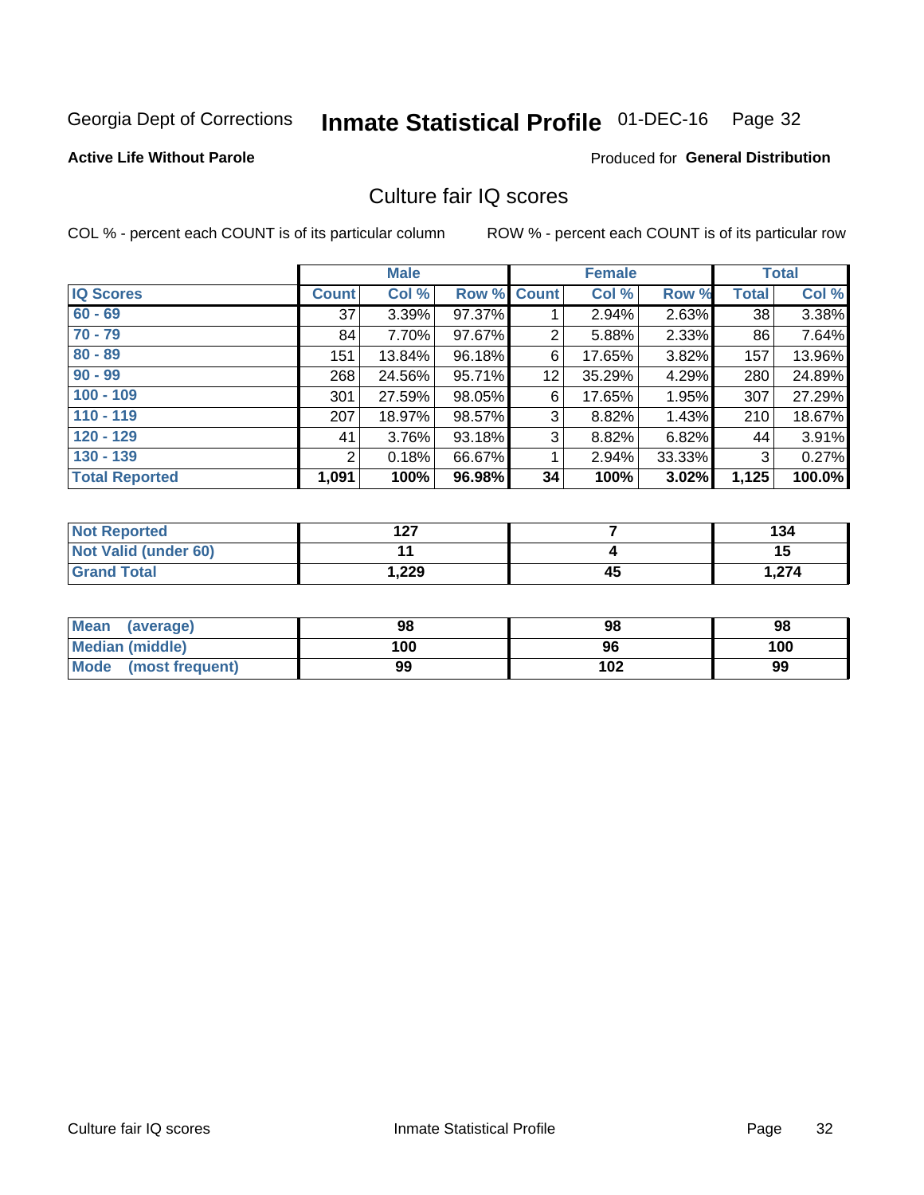Georgia Dept of Corrections **Inmate Statistical Profile** 01-DEC-16

**Active Life Without Parole**

Produced for **General Distribution**

## Culture fair IQ scores

COL % - percent each COUNT is of its particular column

ROW % - percent each COUNT is of its particular row

| | Male | | | Female | | | Total | |
|---|---|---|---|---|---|---|---|---|
| **IQ Scores** | **Count** | **Col %** | **Row %** | **Count** | **Col %** | **Row %** | **Total** | **Col %** |
| 60 - 69 | 37 | 3.39% | 97.37% | 1 | 2.94% | 2.63% | 38 | 3.38% |
| 70 - 79 | 84 | 7.70% | 97.67% | 2 | 5.88% | 2.33% | 86 | 7.64% |
| 80 - 89 | 151 | 13.84% | 96.18% | 6 | 17.65% | 3.82% | 157 | 13.96% |
| 90 - 99 | 268 | 24.56% | 95.71% | 12 | 35.29% | 4.29% | 280 | 24.89% |
| 100 - 109 | 301 | 27.59% | 98.05% | 6 | 17.65% | 1.95% | 307 | 27.29% |
| 110 - 119 | 207 | 18.97% | 98.57% | 3 | 8.82% | 1.43% | 210 | 18.67% |
| 120 - 129 | 41 | 3.76% | 93.18% | 3 | 8.82% | 6.82% | 44 | 3.91% |
| 130 - 139 | 2 | 0.18% | 66.67% | 1 | 2.94% | 33.33% | 3 | 0.27% |
| **Total Reported** | **1,091** | **100%** | **96.98%** | **34** | **100%** | **3.02%** | **1,125** | **100.0%** |

| | Male | Female | Total |
|---|---|---|---|
| Not Reported | 127 | 7 | 134 |
| Not Valid (under 60) | 11 | 4 | 15 |
| Grand Total | 1,229 | 45 | 1,274 |

| | Male | Female | Total |
|---|---|---|---|
| Mean (average) | 98 | 98 | 98 |
| Median (middle) | 100 | 96 | 100 |
| Mode (most frequent) | 99 | 102 | 99 |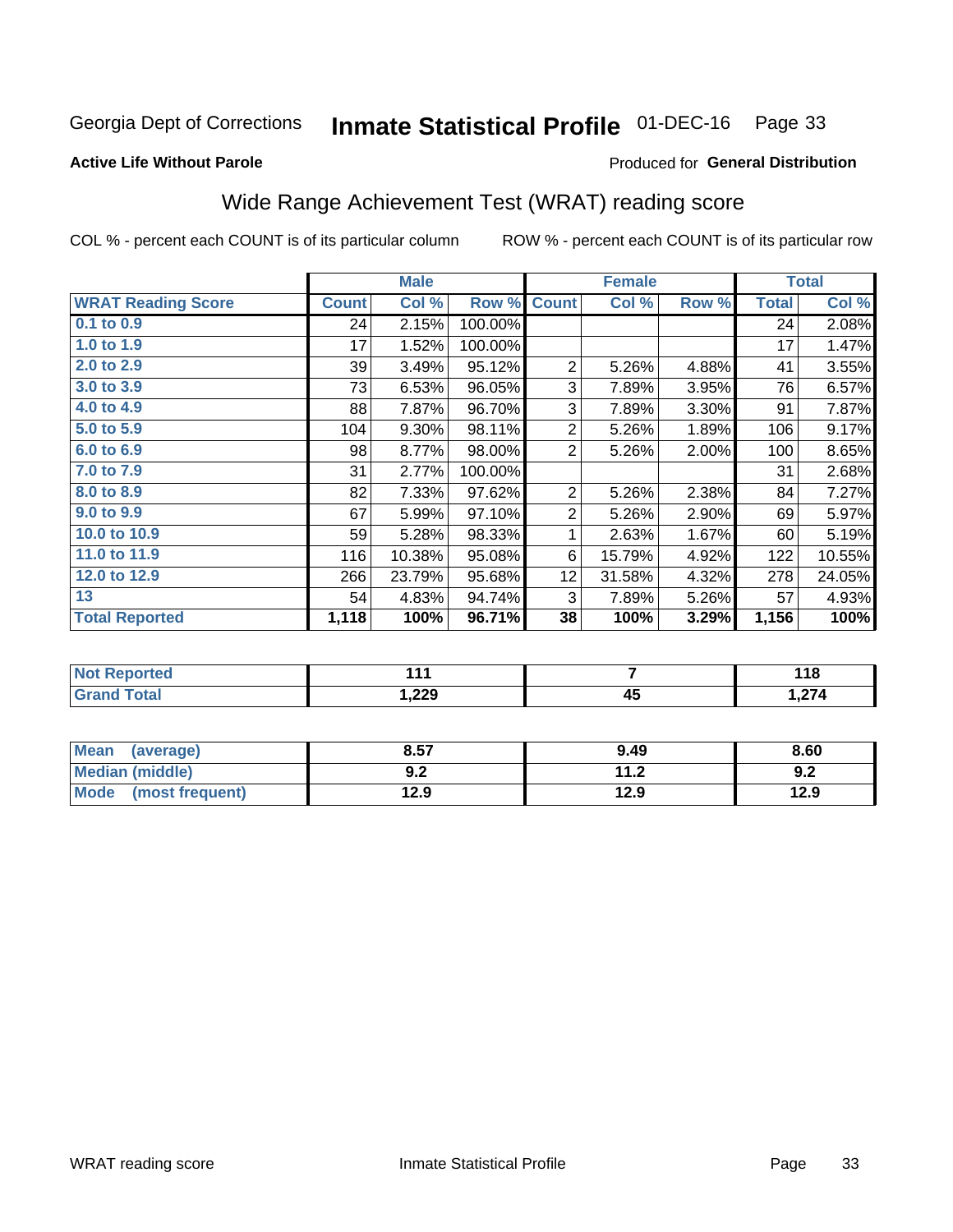Georgia Dept of Corrections **Inmate Statistical Profile** 01-DEC-16

**Active Life Without Parole**

Produced for **General Distribution**

## Wide Range Achievement Test (WRAT) reading score

COL % - percent each COUNT is of its particular column

ROW % - percent each COUNT is of its particular row

| | Male | | | Female | | | Total | |
|---|---|---|---|---|---|---|---|---|
| **WRAT Reading Score** | **Count** | **Col %** | **Row %** | **Count** | **Col %** | **Row %** | **Total** | **Col %** |
| 0.1 to 0.9 | 24 | 2.15% | 100.00% | | | | 24 | 2.08% |
| 1.0 to 1.9 | 17 | 1.52% | 100.00% | | | | 17 | 1.47% |
| 2.0 to 2.9 | 39 | 3.49% | 95.12% | 2 | 5.26% | 4.88% | 41 | 3.55% |
| 3.0 to 3.9 | 73 | 6.53% | 96.05% | 3 | 7.89% | 3.95% | 76 | 6.57% |
| 4.0 to 4.9 | 88 | 7.87% | 96.70% | 3 | 7.89% | 3.30% | 91 | 7.87% |
| 5.0 to 5.9 | 104 | 9.30% | 98.11% | 2 | 5.26% | 1.89% | 106 | 9.17% |
| 6.0 to 6.9 | 98 | 8.77% | 98.00% | 2 | 5.26% | 2.00% | 100 | 8.65% |
| 7.0 to 7.9 | 31 | 2.77% | 100.00% | | | | 31 | 2.68% |
| 8.0 to 8.9 | 82 | 7.33% | 97.62% | 2 | 5.26% | 2.38% | 84 | 7.27% |
| 9.0 to 9.9 | 67 | 5.99% | 97.10% | 2 | 5.26% | 2.90% | 69 | 5.97% |
| 10.0 to 10.9 | 59 | 5.28% | 98.33% | 1 | 2.63% | 1.67% | 60 | 5.19% |
| 11.0 to 11.9 | 116 | 10.38% | 95.08% | 6 | 15.79% | 4.92% | 122 | 10.55% |
| 12.0 to 12.9 | 266 | 23.79% | 95.68% | 12 | 31.58% | 4.32% | 278 | 24.05% |
| 13 | 54 | 4.83% | 94.74% | 3 | 7.89% | 5.26% | 57 | 4.93% |
| **Total Reported** | **1,118** | **100%** | **96.71%** | **38** | **100%** | **3.29%** | **1,156** | **100%** |

| | Male | Female | Total |
|---|---|---|---|
| **Not Reported** | **111** | **7** | **118** |
| **Grand Total** | **1,229** | **45** | **1,274** |

| | Male | Female | Total |
|---|---|---|---|
| **Mean (average)** | **8.57** | **9.49** | **8.60** |
| **Median (middle)** | **9.2** | **11.2** | **9.2** |
| **Mode (most frequent)** | **12.9** | **12.9** | **12.9** |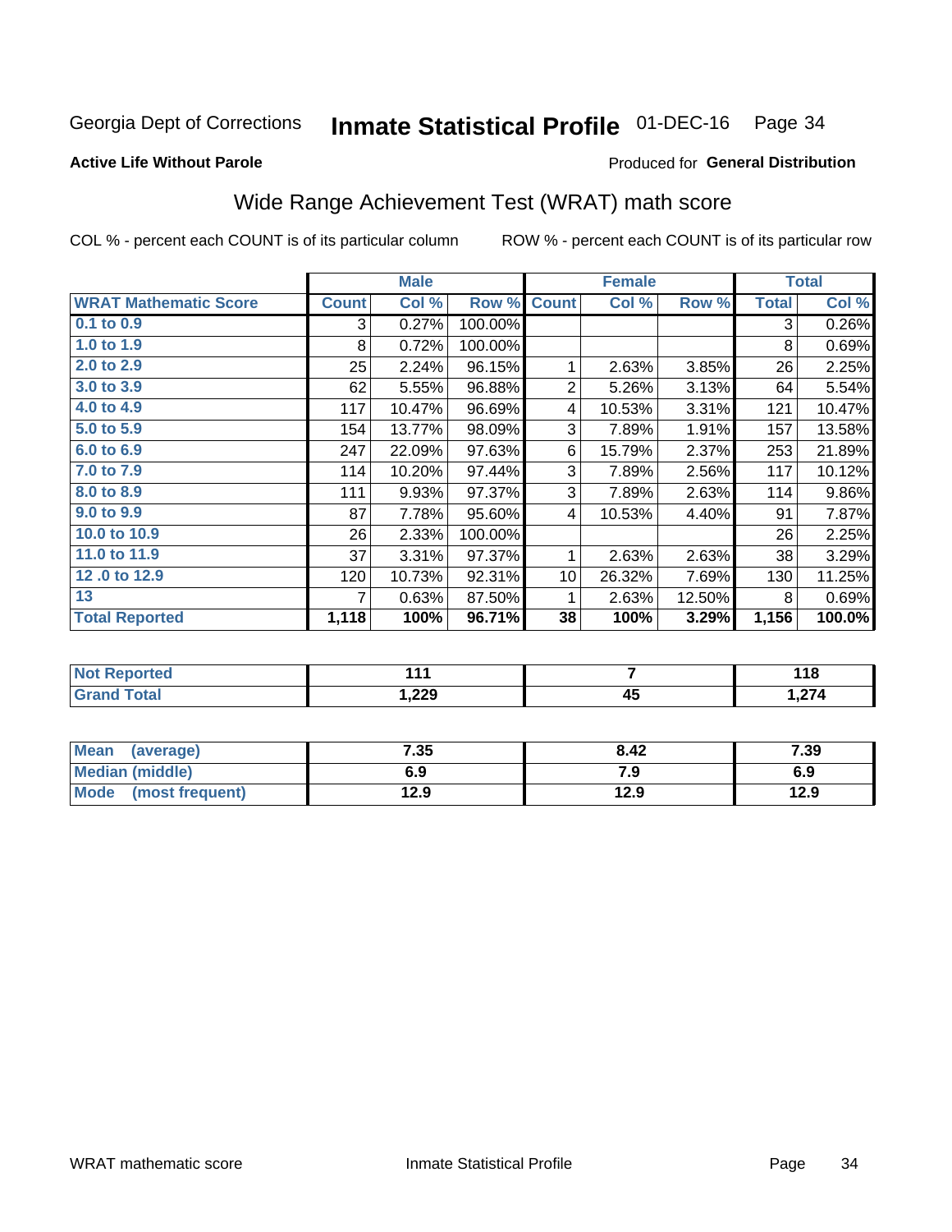Georgia Dept of Corrections **Inmate Statistical Profile** 01-DEC-16 Page 34

**Active Life Without Parole**

Produced for **General Distribution**

## Wide Range Achievement Test (WRAT) math score

COL % - percent each COUNT is of its particular column ROW % - percent each COUNT is of its particular row

| | Male | | | Female | | | Total | |
|---|---|---|---|---|---|---|---|---|
| **WRAT Mathematic Score** | **Count** | **Col %** | **Row %** | **Count** | **Col %** | **Row %** | **Total** | **Col %** |
| 0.1 to 0.9 | 3 | 0.27% | 100.00% | | | | 3 | 0.26% |
| 1.0 to 1.9 | 8 | 0.72% | 100.00% | | | | 8 | 0.69% |
| 2.0 to 2.9 | 25 | 2.24% | 96.15% | 1 | 2.63% | 3.85% | 26 | 2.25% |
| 3.0 to 3.9 | 62 | 5.55% | 96.88% | 2 | 5.26% | 3.13% | 64 | 5.54% |
| 4.0 to 4.9 | 117 | 10.47% | 96.69% | 4 | 10.53% | 3.31% | 121 | 10.47% |
| 5.0 to 5.9 | 154 | 13.77% | 98.09% | 3 | 7.89% | 1.91% | 157 | 13.58% |
| 6.0 to 6.9 | 247 | 22.09% | 97.63% | 6 | 15.79% | 2.37% | 253 | 21.89% |
| 7.0 to 7.9 | 114 | 10.20% | 97.44% | 3 | 7.89% | 2.56% | 117 | 10.12% |
| 8.0 to 8.9 | 111 | 9.93% | 97.37% | 3 | 7.89% | 2.63% | 114 | 9.86% |
| 9.0 to 9.9 | 87 | 7.78% | 95.60% | 4 | 10.53% | 4.40% | 91 | 7.87% |
| 10.0 to 10.9 | 26 | 2.33% | 100.00% | | | | 26 | 2.25% |
| 11.0 to 11.9 | 37 | 3.31% | 97.37% | 1 | 2.63% | 2.63% | 38 | 3.29% |
| 12 .0 to 12.9 | 120 | 10.73% | 92.31% | 10 | 26.32% | 7.69% | 130 | 11.25% |
| 13 | 7 | 0.63% | 87.50% | 1 | 2.63% | 12.50% | 8 | 0.69% |
| **Total Reported** | **1,118** | **100%** | **96.71%** | **38** | **100%** | **3.29%** | **1,156** | **100.0%** |

| | Male | Female | Total |
|---|---|---|---|
| Not Reported | 111 | 7 | 118 |
| Grand Total | 1,229 | 45 | 1,274 |

| | Male | Female | Total |
|---|---|---|---|
| Mean (average) | 7.35 | 8.42 | 7.39 |
| Median (middle) | 6.9 | 7.9 | 6.9 |
| Mode (most frequent) | 12.9 | 12.9 | 12.9 |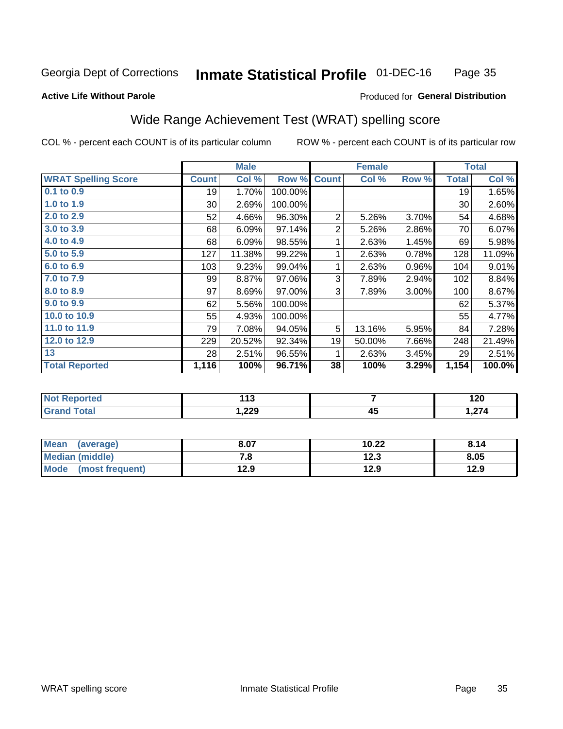Georgia Dept of Corrections **Inmate Statistical Profile** 01-DEC-16

**Active Life Without Parole**

Produced for **General Distribution**

## Wide Range Achievement Test (WRAT) spelling score

COL % - percent each COUNT is of its particular column ROW % - percent each COUNT is of its particular row

| | Male | | | Female | | | Total | |
|---|---|---|---|---|---|---|---|---|
| **WRAT Spelling Score** | **Count** | **Col %** | **Row %** | **Count** | **Col %** | **Row %** | **Total** | **Col %** |
| **0.1 to 0.9** | 19 | 1.70% | 100.00% | | | | 19 | 1.65% |
| **1.0 to 1.9** | 30 | 2.69% | 100.00% | | | | 30 | 2.60% |
| **2.0 to 2.9** | 52 | 4.66% | 96.30% | 2 | 5.26% | 3.70% | 54 | 4.68% |
| **3.0 to 3.9** | 68 | 6.09% | 97.14% | 2 | 5.26% | 2.86% | 70 | 6.07% |
| **4.0 to 4.9** | 68 | 6.09% | 98.55% | 1 | 2.63% | 1.45% | 69 | 5.98% |
| **5.0 to 5.9** | 127 | 11.38% | 99.22% | 1 | 2.63% | 0.78% | 128 | 11.09% |
| **6.0 to 6.9** | 103 | 9.23% | 99.04% | 1 | 2.63% | 0.96% | 104 | 9.01% |
| **7.0 to 7.9** | 99 | 8.87% | 97.06% | 3 | 7.89% | 2.94% | 102 | 8.84% |
| **8.0 to 8.9** | 97 | 8.69% | 97.00% | 3 | 7.89% | 3.00% | 100 | 8.67% |
| **9.0 to 9.9** | 62 | 5.56% | 100.00% | | | | 62 | 5.37% |
| **10.0 to 10.9** | 55 | 4.93% | 100.00% | | | | 55 | 4.77% |
| **11.0 to 11.9** | 79 | 7.08% | 94.05% | 5 | 13.16% | 5.95% | 84 | 7.28% |
| **12.0 to 12.9** | 229 | 20.52% | 92.34% | 19 | 50.00% | 7.66% | 248 | 21.49% |
| **13** | 28 | 2.51% | 96.55% | 1 | 2.63% | 3.45% | 29 | 2.51% |
| **Total Reported** | **1,116** | **100%** | **96.71%** | **38** | **100%** | **3.29%** | **1,154** | **100.0%** |

| | Male | Female | Total |
|---|---|---|---|
| **Not Reported** | **113** | **7** | **120** |
| **Grand Total** | **1,229** | **45** | **1,274** |

| | Male | Female | Total |
|---|---|---|---|
| **Mean (average)** | **8.07** | **10.22** | **8.14** |
| **Median (middle)** | **7.8** | **12.3** | **8.05** |
| **Mode (most frequent)** | **12.9** | **12.9** | **12.9** |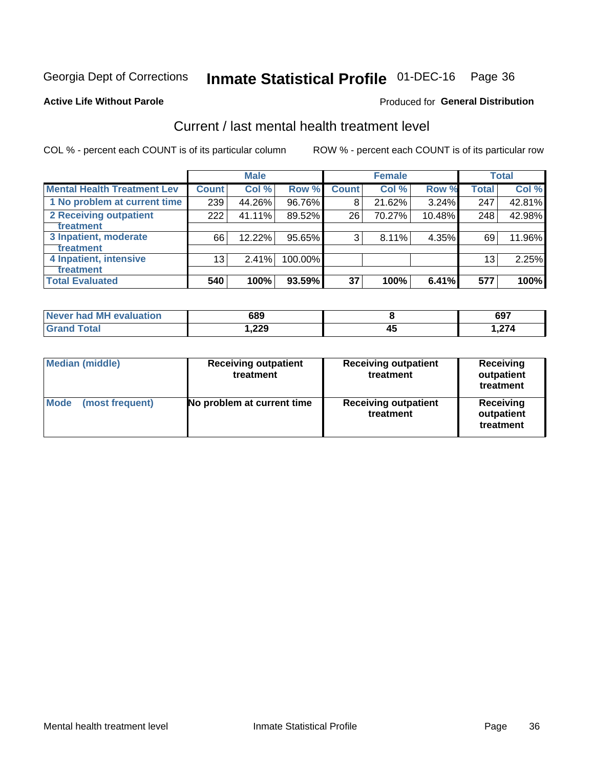Georgia Dept of Corrections **Inmate Statistical Profile** 01-DEC-16

**Active Life Without Parole**

Produced for **General Distribution**

## Current / last mental health treatment level

COL % - percent each COUNT is of its particular column

ROW % - percent each COUNT is of its particular row

| | Male | | | Female | | | Total | |
|---|---|---|---|---|---|---|---|---|
| **Mental Health Treatment Lev** | **Count** | **Col %** | **Row %** | **Count** | **Col %** | **Row %** | **Total** | **Col %** |
| 1 No problem at current time | 239 | 44.26% | 96.76% | 8 | 21.62% | 3.24% | 247 | 42.81% |
| 2 Receiving outpatient treatment | 222 | 41.11% | 89.52% | 26 | 70.27% | 10.48% | 248 | 42.98% |
| 3 Inpatient, moderate treatment | 66 | 12.22% | 95.65% | 3 | 8.11% | 4.35% | 69 | 11.96% |
| 4 Inpatient, intensive treatment | 13 | 2.41% | 100.00% | | | | 13 | 2.25% |
| **Total Evaluated** | **540** | **100%** | **93.59%** | **37** | **100%** | **6.41%** | **577** | **100%** |

| | Male | Female | Total |
|---|---|---|---|
| **Never had MH evaluation** | **689** | **8** | **697** |
| **Grand Total** | **1,229** | **45** | **1,274** |

| | Male | Female | Total |
|---|---|---|---|
| **Median (middle)** | **Receiving outpatient treatment** | **Receiving outpatient treatment** | **Receiving outpatient treatment** |
| **Mode (most frequent)** | **No problem at current time** | **Receiving outpatient treatment** | **Receiving outpatient treatment** |

Mental health treatment level    Inmate Statistical Profile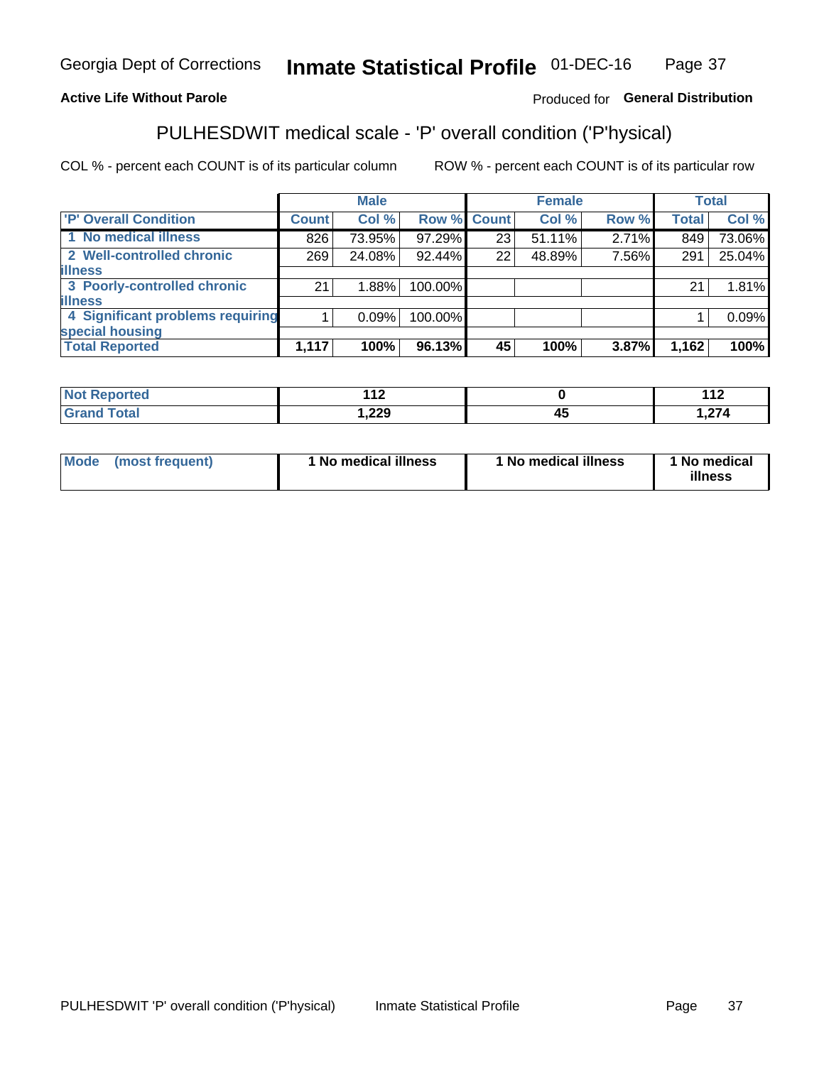Georgia Dept of Corrections **Inmate Statistical Profile** 01-DEC-16

**Active Life Without Parole**

Produced for **General Distribution**

## PULHESDWIT medical scale - 'P' overall condition ('P'hysical)

COL % - percent each COUNT is of its particular column

ROW % - percent each COUNT is of its particular row

| | Male | | | Female | | | Total | |
|---|---|---|---|---|---|---|---|---|
| 'P' Overall Condition | Count | Col % | Row % | Count | Col % | Row % | Total | Col % |
| 1 No medical illness | 826 | 73.95% | 97.29% | 23 | 51.11% | 2.71% | 849 | 73.06% |
| 2 Well-controlled chronic illness | 269 | 24.08% | 92.44% | 22 | 48.89% | 7.56% | 291 | 25.04% |
| 3 Poorly-controlled chronic illness | 21 | 1.88% | 100.00% | | | | 21 | 1.81% |
| 4 Significant problems requiring special housing | 1 | 0.09% | 100.00% | | | | 1 | 0.09% |
| **Total Reported** | **1,117** | **100%** | **96.13%** | **45** | **100%** | **3.87%** | **1,162** | **100%** |

| | Male | Female | Total |
|---|---|---|---|
| Not Reported | 112 | 0 | 112 |
| Grand Total | 1,229 | 45 | 1,274 |

| | Male | Female | Total |
|---|---|---|---|
| Mode (most frequent) | 1 No medical illness | 1 No medical illness | 1 No medical illness |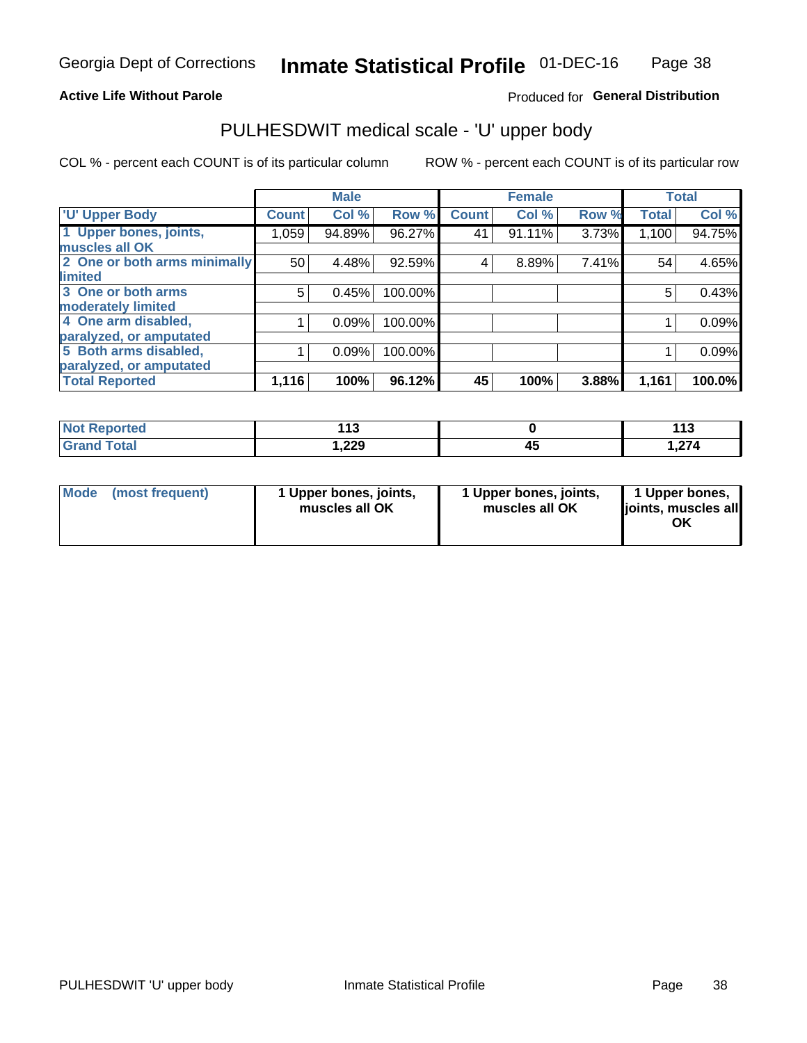Georgia Dept of Corrections **Inmate Statistical Profile** 01-DEC-16

**Active Life Without Parole**

Produced for **General Distribution**

# PULHESDWIT medical scale - 'U' upper body

COL % - percent each COUNT is of its particular column

ROW % - percent each COUNT is of its particular row

| | Male | | | Female | | | Total | |
|---|---|---|---|---|---|---|---|---|
| 'U' Upper Body | Count | Col % | Row % | Count | Col % | Row % | Total | Col % |
| 1 Upper bones, joints, muscles all OK | 1,059 | 94.89% | 96.27% | 41 | 91.11% | 3.73% | 1,100 | 94.75% |
| 2 One or both arms minimally limited | 50 | 4.48% | 92.59% | 4 | 8.89% | 7.41% | 54 | 4.65% |
| 3 One or both arms moderately limited | 5 | 0.45% | 100.00% | | | | 5 | 0.43% |
| 4 One arm disabled, paralyzed, or amputated | 1 | 0.09% | 100.00% | | | | 1 | 0.09% |
| 5 Both arms disabled, paralyzed, or amputated | 1 | 0.09% | 100.00% | | | | 1 | 0.09% |
| **Total Reported** | **1,116** | **100%** | **96.12%** | **45** | **100%** | **3.88%** | **1,161** | **100.0%** |

| | Male | Female | Total |
|---|---|---|---|
| Not Reported | 113 | 0 | 113 |
| Grand Total | 1,229 | 45 | 1,274 |

| | Male | Female | Total |
|---|---|---|---|
| Mode (most frequent) | 1 Upper bones, joints, muscles all OK | 1 Upper bones, joints, muscles all OK | 1 Upper bones, joints, muscles all OK |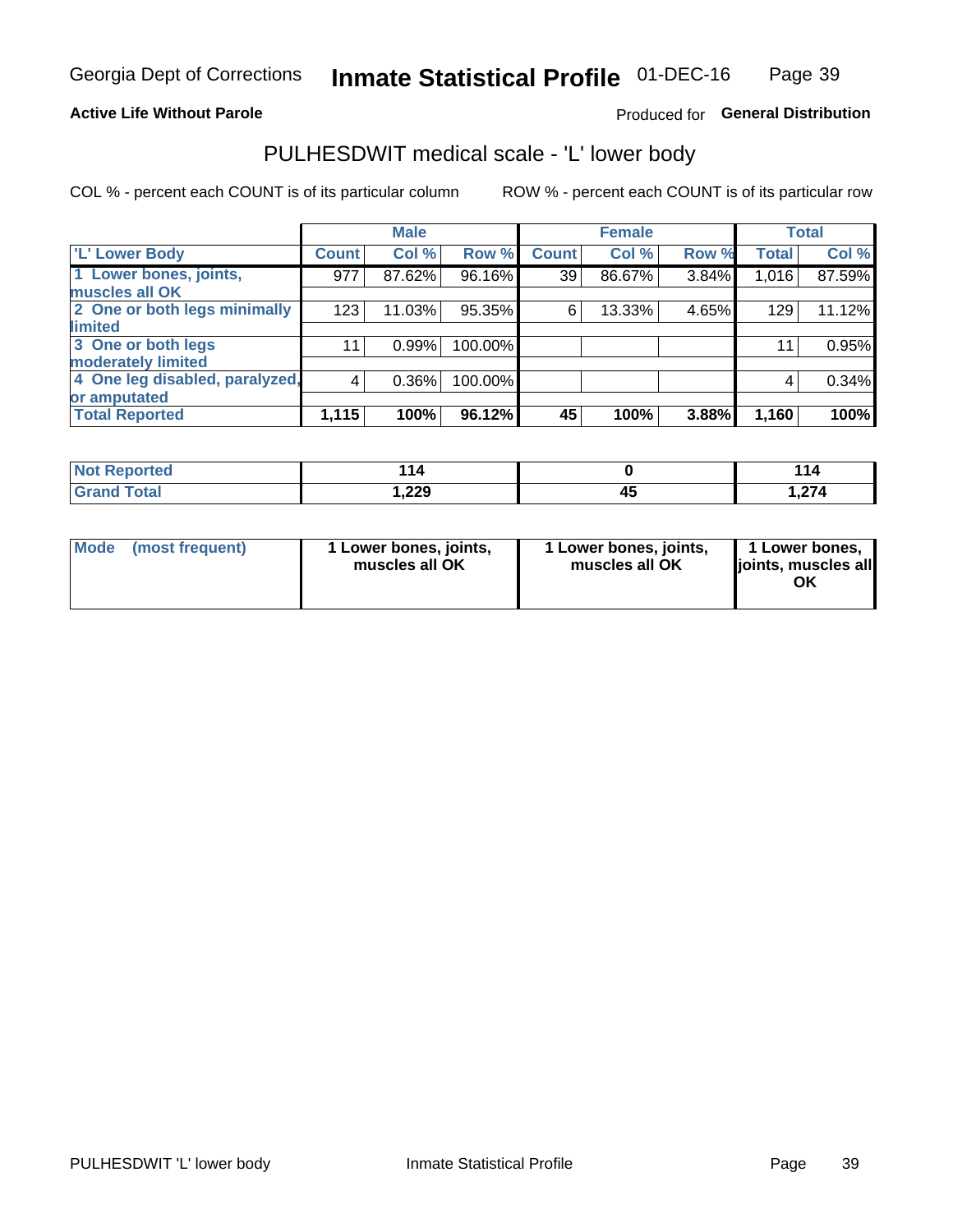Georgia Dept of Corrections **Inmate Statistical Profile** 01-DEC-16

**Active Life Without Parole**

Produced for **General Distribution**

## PULHESDWIT medical scale - 'L' lower body

COL % - percent each COUNT is of its particular column

ROW % - percent each COUNT is of its particular row

| | Male | | | Female | | | Total | |
|---|---|---|---|---|---|---|---|---|
| 'L' Lower Body | Count | Col % | Row % | Count | Col % | Row % | Total | Col % |
| 1 Lower bones, joints, muscles all OK | 977 | 87.62% | 96.16% | 39 | 86.67% | 3.84% | 1,016 | 87.59% |
| 2 One or both legs minimally limited | 123 | 11.03% | 95.35% | 6 | 13.33% | 4.65% | 129 | 11.12% |
| 3 One or both legs moderately limited | 11 | 0.99% | 100.00% | | | | 11 | 0.95% |
| 4 One leg disabled, paralyzed, or amputated | 4 | 0.36% | 100.00% | | | | 4 | 0.34% |
| **Total Reported** | **1,115** | **100%** | **96.12%** | **45** | **100%** | **3.88%** | **1,160** | **100%** |

| | Male | Female | Total |
|---|---|---|---|
| Not Reported | 114 | 0 | 114 |
| Grand Total | 1,229 | 45 | 1,274 |

| | Male | Female | Total |
|---|---|---|---|
| Mode (most frequent) | 1 Lower bones, joints, muscles all OK | 1 Lower bones, joints, muscles all OK | 1 Lower bones, joints, muscles all OK |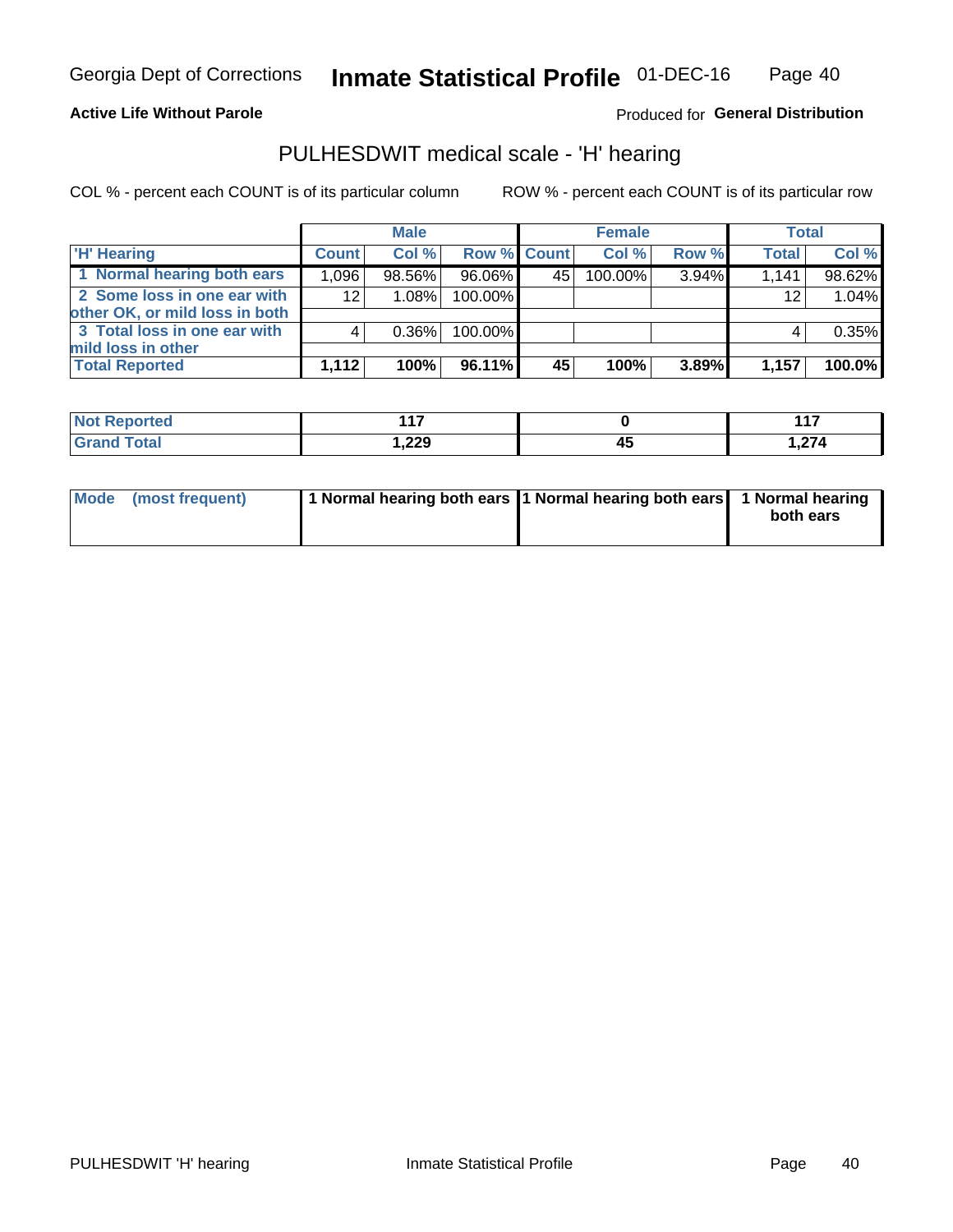Georgia Dept of Corrections **Inmate Statistical Profile** 01-DEC-16

**Active Life Without Parole**

Produced for **General Distribution**

## PULHESDWIT medical scale - 'H' hearing

COL % - percent each COUNT is of its particular column

ROW % - percent each COUNT is of its particular row

| | Male | | | Female | | | Total | |
|---|---|---|---|---|---|---|---|---|
| **'H' Hearing** | **Count** | **Col %** | **Row %** | **Count** | **Col %** | **Row %** | **Total** | **Col %** |
| **1 Normal hearing both ears** | 1,096 | 98.56% | 96.06% | 45 | 100.00% | 3.94% | 1,141 | 98.62% |
| **2 Some loss in one ear with other OK, or mild loss in both** | 12 | 1.08% | 100.00% | | | | 12 | 1.04% |
| **3 Total loss in one ear with mild loss in other** | 4 | 0.36% | 100.00% | | | | 4 | 0.35% |
| **Total Reported** | **1,112** | **100%** | **96.11%** | **45** | **100%** | **3.89%** | **1,157** | **100.0%** |

| | Male | Female | Total |
|---|---|---|---|
| **Not Reported** | **117** | **0** | **117** |
| **Grand Total** | **1,229** | **45** | **1,274** |

| | Male | Female | Total |
|---|---|---|---|
| **Mode (most frequent)** | **1 Normal hearing both ears** | **1 Normal hearing both ears** | **1 Normal hearing both ears** |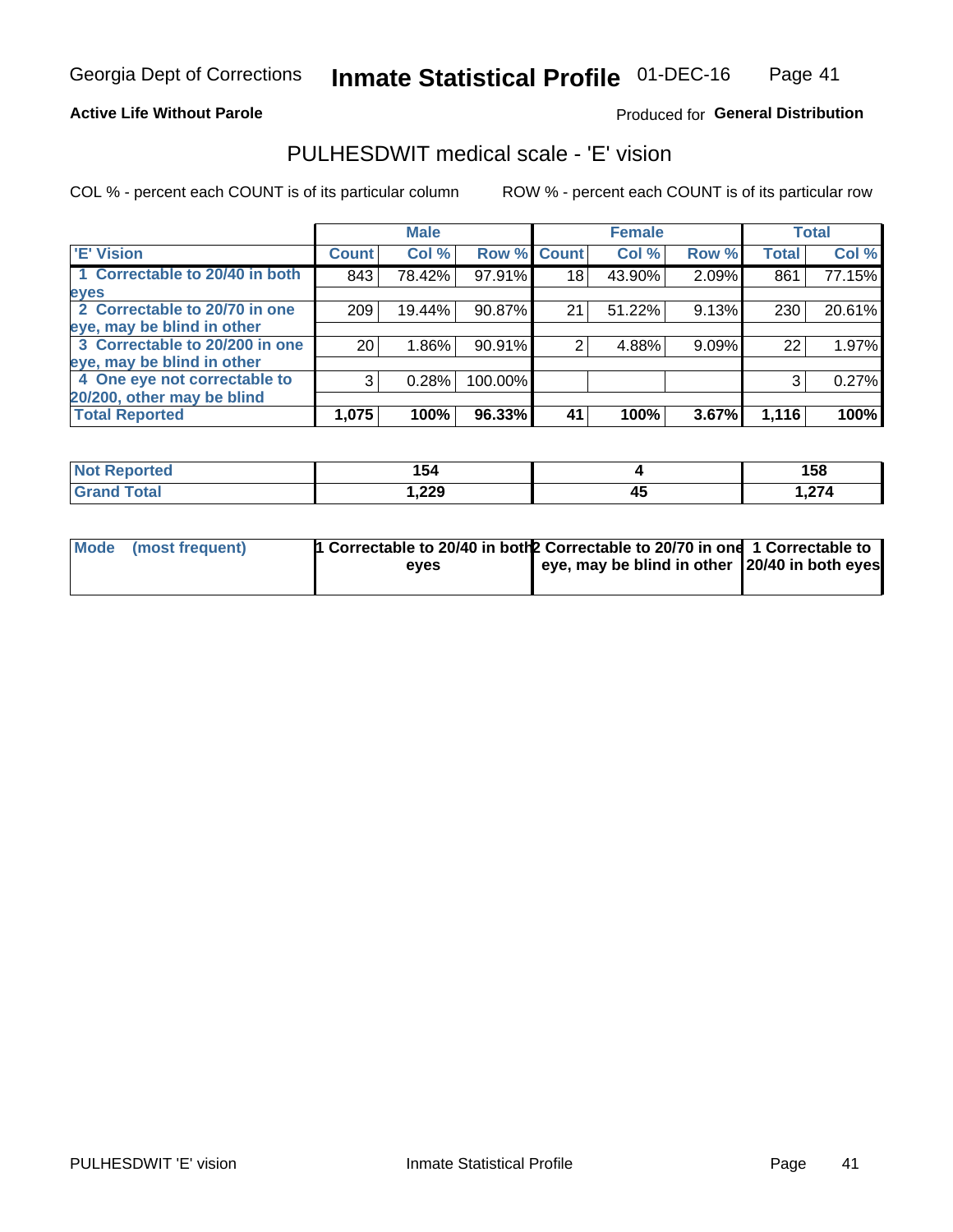Georgia Dept of Corrections **Inmate Statistical Profile** 01-DEC-16

**Active Life Without Parole**

Produced for **General Distribution**

## PULHESDWIT medical scale - 'E' vision

COL % - percent each COUNT is of its particular column ROW % - percent each COUNT is of its particular row

| | Male | | | Female | | | Total | |
|---|---|---|---|---|---|---|---|---|
| 'E' Vision | Count | Col % | Row % | Count | Col % | Row % | Total | Col % |
| 1 Correctable to 20/40 in both eyes | 843 | 78.42% | 97.91% | 18 | 43.90% | 2.09% | 861 | 77.15% |
| 2 Correctable to 20/70 in one eye, may be blind in other | 209 | 19.44% | 90.87% | 21 | 51.22% | 9.13% | 230 | 20.61% |
| 3 Correctable to 20/200 in one eye, may be blind in other | 20 | 1.86% | 90.91% | 2 | 4.88% | 9.09% | 22 | 1.97% |
| 4 One eye not correctable to 20/200, other may be blind | 3 | 0.28% | 100.00% | | | | 3 | 0.27% |
| **Total Reported** | **1,075** | **100%** | **96.33%** | **41** | **100%** | **3.67%** | **1,116** | **100%** |

| | Male | Female | Total |
|---|---|---|---|
| Not Reported | 154 | 4 | 158 |
| Grand Total | 1,229 | 45 | 1,274 |

| | Male | Female | Total |
|---|---|---|---|
| Mode (most frequent) | 1 Correctable to 20/40 in both eyes | 2 Correctable to 20/70 in one eye, may be blind in other | 1 Correctable to 20/40 in both eyes |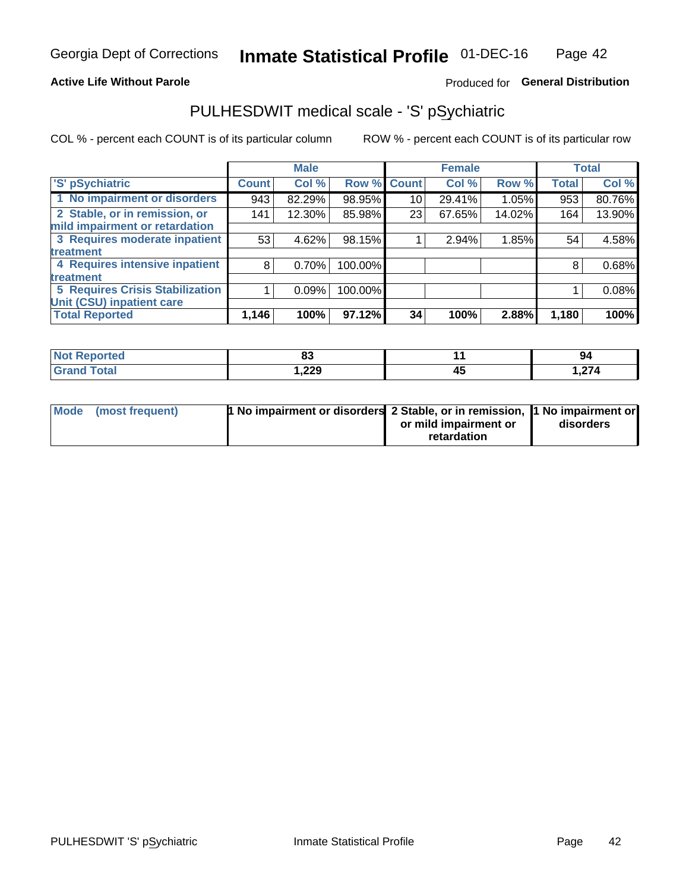Georgia Dept of Corrections **Inmate Statistical Profile** 01-DEC-16

**Active Life Without Parole**

Produced for **General Distribution**

## PULHESDWIT medical scale - 'S' pSychiatric

COL % - percent each COUNT is of its particular column

ROW % - percent each COUNT is of its particular row

| | Male | | | Female | | | Total | |
|---|---|---|---|---|---|---|---|---|
| 'S' pSychiatric | Count | Col % | Row % | Count | Col % | Row % | Total | Col % |
| 1 No impairment or disorders | 943 | 82.29% | 98.95% | 10 | 29.41% | 1.05% | 953 | 80.76% |
| 2 Stable, or in remission, or mild impairment or retardation | 141 | 12.30% | 85.98% | 23 | 67.65% | 14.02% | 164 | 13.90% |
| 3 Requires moderate inpatient treatment | 53 | 4.62% | 98.15% | 1 | 2.94% | 1.85% | 54 | 4.58% |
| 4 Requires intensive inpatient treatment | 8 | 0.70% | 100.00% | | | | 8 | 0.68% |
| 5 Requires Crisis Stabilization Unit (CSU) inpatient care | 1 | 0.09% | 100.00% | | | | 1 | 0.08% |
| **Total Reported** | **1,146** | **100%** | **97.12%** | **34** | **100%** | **2.88%** | **1,180** | **100%** |

| | Male | Female | Total |
|---|---|---|---|
| Not Reported | 83 | 11 | 94 |
| Grand Total | 1,229 | 45 | 1,274 |

| | Male | Female | Total |
|---|---|---|---|
| Mode (most frequent) | 1 No impairment or disorders | 2 Stable, or in remission, or mild impairment or retardation | 1 No impairment or disorders |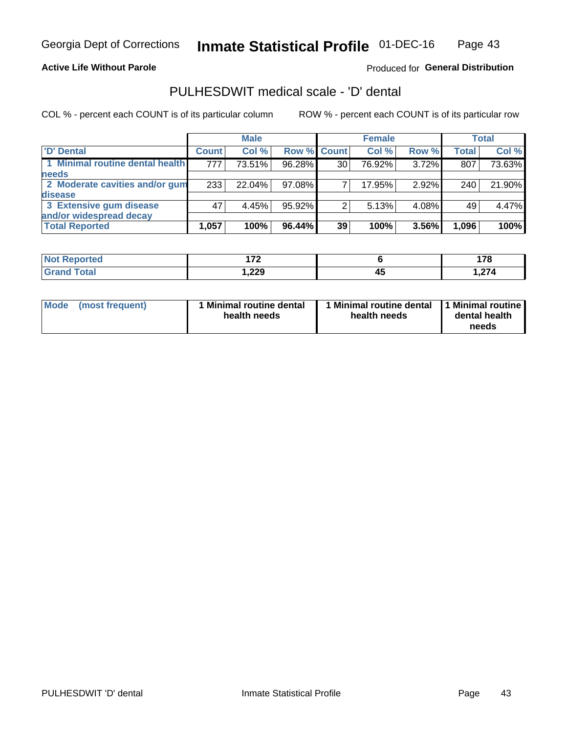Georgia Dept of Corrections **Inmate Statistical Profile** 01-DEC-16

**Active Life Without Parole**

Produced for **General Distribution**

## PULHESDWIT medical scale - 'D' dental

COL % - percent each COUNT is of its particular column

ROW % - percent each COUNT is of its particular row

| | Male | | | Female | | | Total | |
|---|---|---|---|---|---|---|---|---|
| 'D' Dental | Count | Col % | Row % | Count | Col % | Row % | Total | Col % |
| 1 Minimal routine dental health needs | 777 | 73.51% | 96.28% | 30 | 76.92% | 3.72% | 807 | 73.63% |
| 2 Moderate cavities and/or gum disease | 233 | 22.04% | 97.08% | 7 | 17.95% | 2.92% | 240 | 21.90% |
| 3 Extensive gum disease and/or widespread decay | 47 | 4.45% | 95.92% | 2 | 5.13% | 4.08% | 49 | 4.47% |
| **Total Reported** | **1,057** | **100%** | **96.44%** | **39** | **100%** | **3.56%** | **1,096** | **100%** |

| | Male | Female | Total |
|---|---|---|---|
| Not Reported | 172 | 6 | 178 |
| Grand Total | 1,229 | 45 | 1,274 |

| | Male | Female | Total |
|---|---|---|---|
| Mode (most frequent) | 1 Minimal routine dental health needs | 1 Minimal routine dental health needs | 1 Minimal routine dental health needs |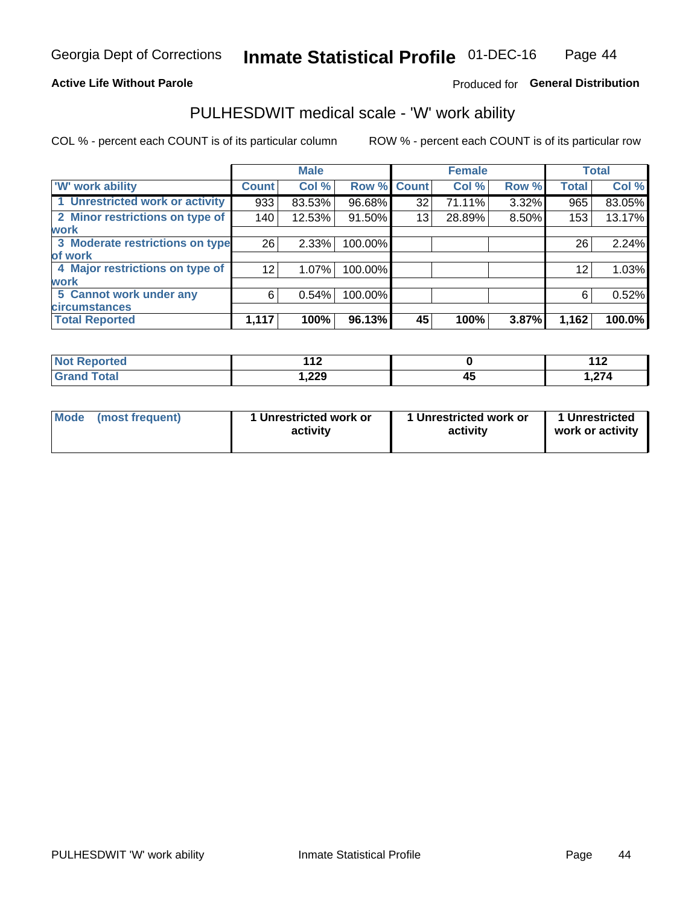Georgia Dept of Corrections **Inmate Statistical Profile** 01-DEC-16

**Active Life Without Parole**

Produced for **General Distribution**

## PULHESDWIT medical scale - 'W' work ability

COL % - percent each COUNT is of its particular column

ROW % - percent each COUNT is of its particular row

| | Male | | | Female | | | Total | |
|---|---|---|---|---|---|---|---|---|
| 'W' work ability | Count | Col % | Row % | Count | Col % | Row % | Total | Col % |
| 1 Unrestricted work or activity | 933 | 83.53% | 96.68% | 32 | 71.11% | 3.32% | 965 | 83.05% |
| 2 Minor restrictions on type of work | 140 | 12.53% | 91.50% | 13 | 28.89% | 8.50% | 153 | 13.17% |
| 3 Moderate restrictions on type of work | 26 | 2.33% | 100.00% | | | | 26 | 2.24% |
| 4 Major restrictions on type of work | 12 | 1.07% | 100.00% | | | | 12 | 1.03% |
| 5 Cannot work under any circumstances | 6 | 0.54% | 100.00% | | | | 6 | 0.52% |
| **Total Reported** | **1,117** | **100%** | **96.13%** | **45** | **100%** | **3.87%** | **1,162** | **100.0%** |

| | Male | Female | Total |
|---|---|---|---|
| Not Reported | 112 | 0 | 112 |
| Grand Total | 1,229 | 45 | 1,274 |

| | Male | Female | Total |
|---|---|---|---|
| Mode (most frequent) | 1 Unrestricted work or activity | 1 Unrestricted work or activity | 1 Unrestricted work or activity |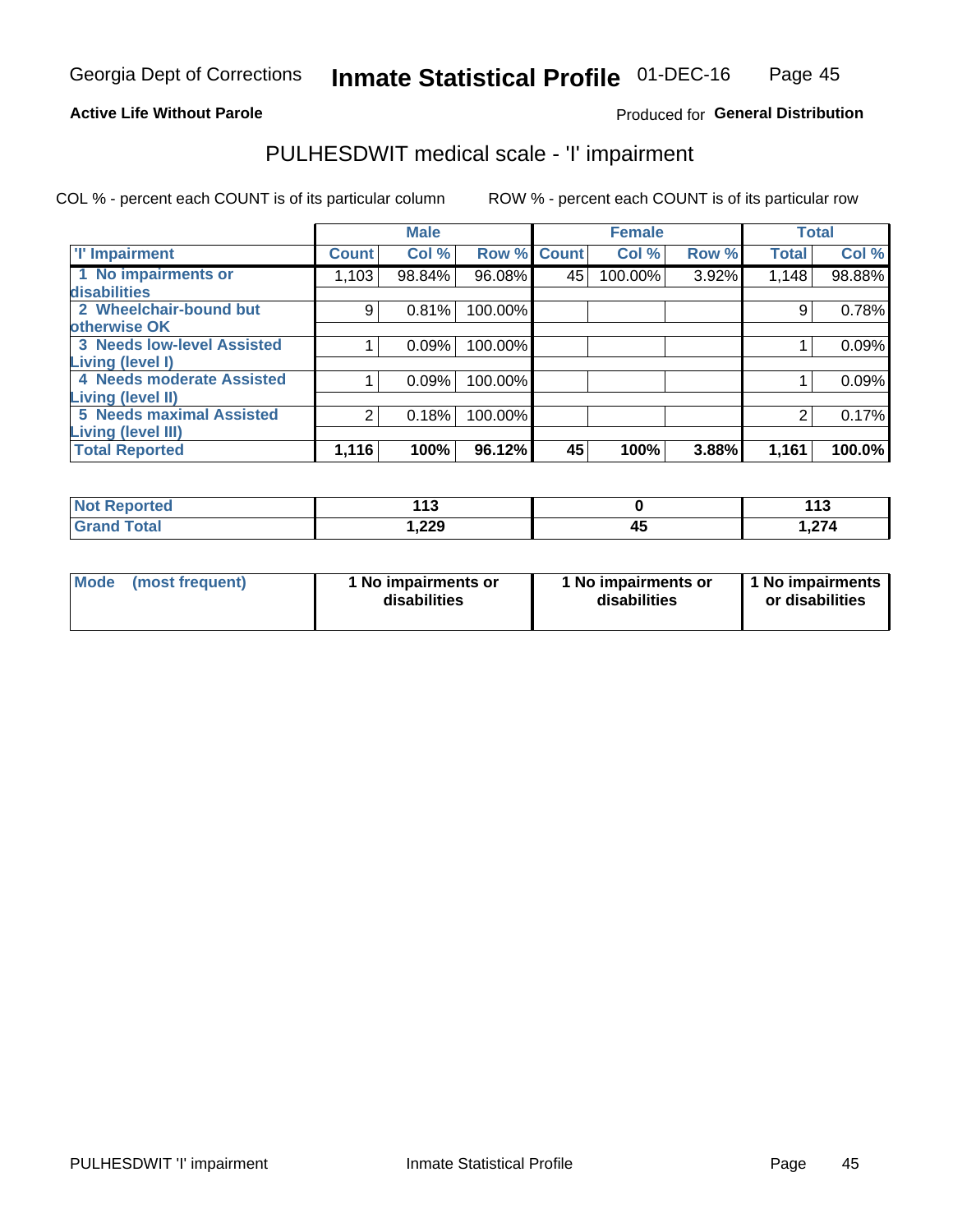Georgia Dept of Corrections **Inmate Statistical Profile** 01-DEC-16

**Active Life Without Parole**

Produced for **General Distribution**

## PULHESDWIT medical scale - 'I' impairment

COL % - percent each COUNT is of its particular column ROW % - percent each COUNT is of its particular row

| | Male | | | Female | | | Total | |
|---|---|---|---|---|---|---|---|---|
| **'I' Impairment** | **Count** | **Col %** | **Row %** | **Count** | **Col %** | **Row %** | **Total** | **Col %** |
| **1 No impairments or disabilities** | 1,103 | 98.84% | 96.08% | 45 | 100.00% | 3.92% | 1,148 | 98.88% |
| **2 Wheelchair-bound but otherwise OK** | 9 | 0.81% | 100.00% | | | | 9 | 0.78% |
| **3 Needs low-level Assisted Living (level I)** | 1 | 0.09% | 100.00% | | | | 1 | 0.09% |
| **4 Needs moderate Assisted Living (level II)** | 1 | 0.09% | 100.00% | | | | 1 | 0.09% |
| **5 Needs maximal Assisted Living (level III)** | 2 | 0.18% | 100.00% | | | | 2 | 0.17% |
| **Total Reported** | **1,116** | **100%** | **96.12%** | **45** | **100%** | **3.88%** | **1,161** | **100.0%** |

| | Male | Female | Total |
|---|---|---|---|
| **Not Reported** | **113** | **0** | **113** |
| **Grand Total** | **1,229** | **45** | **1,274** |

| | Male | Female | Total |
|---|---|---|---|
| **Mode (most frequent)** | **1 No impairments or disabilities** | **1 No impairments or disabilities** | **1 No impairments or disabilities** |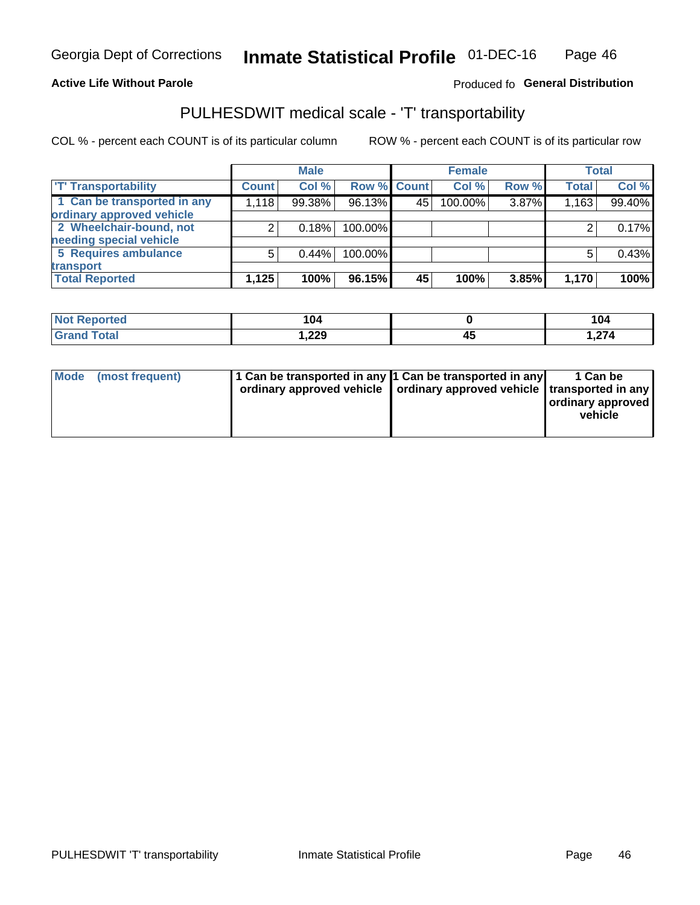Georgia Dept of Corrections **Inmate Statistical Profile** 01-DEC-16

**Active Life Without Parole** Produced fo **General Distribution**

## PULHESDWIT medical scale - 'T' transportability

COL % - percent each COUNT is of its particular column ROW % - percent each COUNT is of its particular row

| | Male | | | Female | | | Total | |
|---|---|---|---|---|---|---|---|---|
| 'T' Transportability | Count | Col % | Row % | Count | Col % | Row % | Total | Col % |
| 1 Can be transported in any ordinary approved vehicle | 1,118 | 99.38% | 96.13% | 45 | 100.00% | 3.87% | 1,163 | 99.40% |
| 2 Wheelchair-bound, not needing special vehicle | 2 | 0.18% | 100.00% | | | | 2 | 0.17% |
| 5 Requires ambulance transport | 5 | 0.44% | 100.00% | | | | 5 | 0.43% |
| **Total Reported** | **1,125** | **100%** | **96.15%** | **45** | **100%** | **3.85%** | **1,170** | **100%** |

| | Male | Female | Total |
|---|---|---|---|
| **Not Reported** | **104** | **0** | **104** |
| **Grand Total** | **1,229** | **45** | **1,274** |

| | Male | Female | Total |
|---|---|---|---|
| **Mode (most frequent)** | **1 Can be transported in any ordinary approved vehicle** | **1 Can be transported in any ordinary approved vehicle** | **1 Can be transported in any ordinary approved vehicle** |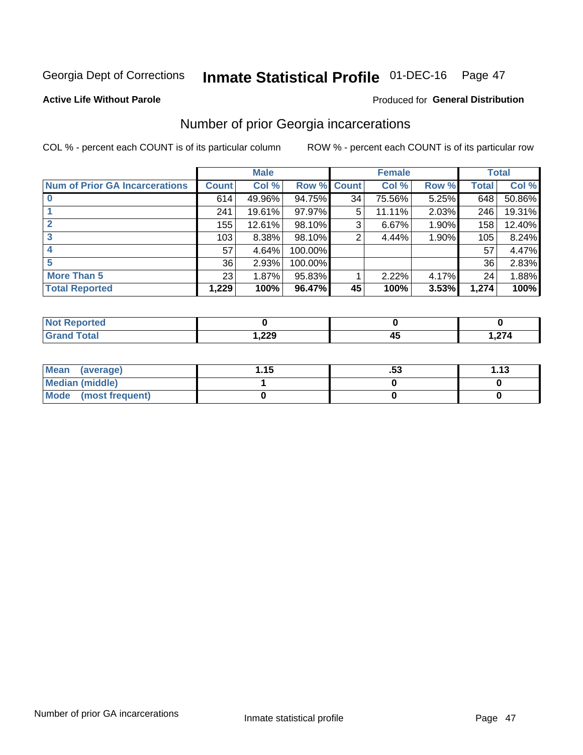Georgia Dept of Corrections **Inmate Statistical Profile** 01-DEC-16

**Active Life Without Parole**

Produced for **General Distribution**

## Number of prior Georgia incarcerations

COL % - percent each COUNT is of its particular column ROW % - percent each COUNT is of its particular row

| | Male | | | Female | | | Total | |
|---|---|---|---|---|---|---|---|---|
| **Num of Prior GA Incarcerations** | **Count** | **Col %** | **Row %** | **Count** | **Col %** | **Row %** | **Total** | **Col %** |
| **0** | 614 | 49.96% | 94.75% | 34 | 75.56% | 5.25% | 648 | 50.86% |
| **1** | 241 | 19.61% | 97.97% | 5 | 11.11% | 2.03% | 246 | 19.31% |
| **2** | 155 | 12.61% | 98.10% | 3 | 6.67% | 1.90% | 158 | 12.40% |
| **3** | 103 | 8.38% | 98.10% | 2 | 4.44% | 1.90% | 105 | 8.24% |
| **4** | 57 | 4.64% | 100.00% | | | | 57 | 4.47% |
| **5** | 36 | 2.93% | 100.00% | | | | 36 | 2.83% |
| **More Than 5** | 23 | 1.87% | 95.83% | 1 | 2.22% | 4.17% | 24 | 1.88% |
| **Total Reported** | **1,229** | **100%** | **96.47%** | **45** | **100%** | **3.53%** | **1,274** | **100%** |

| | Male | Female | Total |
|---|---|---|---|
| **Not Reported** | **0** | **0** | **0** |
| **Grand Total** | **1,229** | **45** | **1,274** |

| | Male | Female | Total |
|---|---|---|---|
| **Mean (average)** | **1.15** | **.53** | **1.13** |
| **Median (middle)** | **1** | **0** | **0** |
| **Mode (most frequent)** | **0** | **0** | **0** |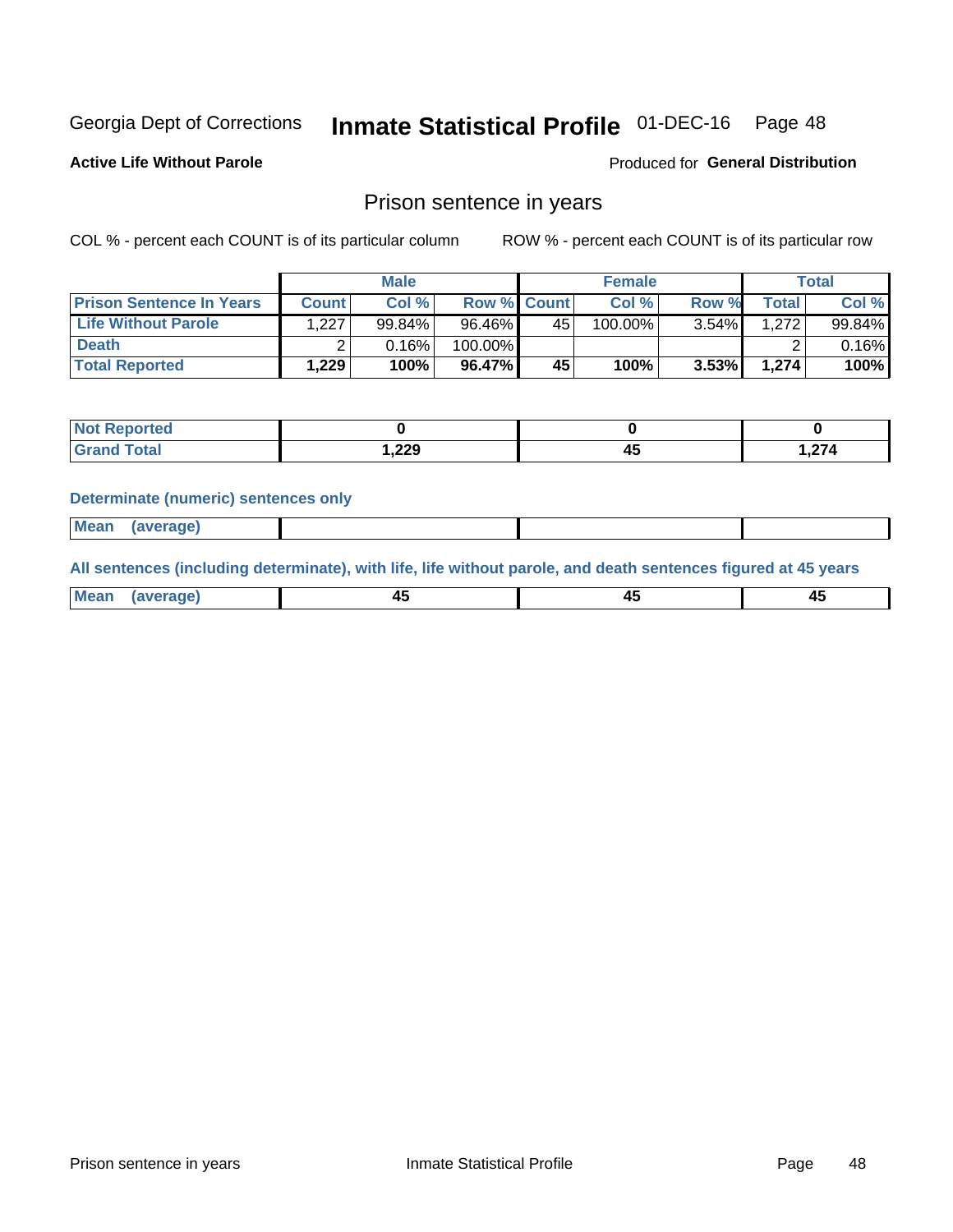# Georgia Dept of Corrections — Inmate Statistical Profile — 01-DEC-16

**Active Life Without Parole**

Produced for **General Distribution**

## Prison sentence in years

COL % - percent each COUNT is of its particular column

ROW % - percent each COUNT is of its particular row

| | Male | | | Female | | | Total | |
|---|---|---|---|---|---|---|---|---|
| **Prison Sentence In Years** | **Count** | **Col %** | **Row %** | **Count** | **Col %** | **Row %** | **Total** | **Col %** |
| **Life Without Parole** | 1,227 | 99.84% | 96.46% | 45 | 100.00% | 3.54% | 1,272 | 99.84% |
| **Death** | 2 | 0.16% | 100.00% | | | | 2 | 0.16% |
| **Total Reported** | **1,229** | **100%** | **96.47%** | **45** | **100%** | **3.53%** | **1,274** | **100%** |

| | Male | Female | Total |
|---|---|---|---|
| **Not Reported** | **0** | **0** | **0** |
| **Grand Total** | **1,229** | **45** | **1,274** |

### Determinate (numeric) sentences only

| | Male | Female | Total |
|---|---|---|---|
| **Mean (average)** | | | |

### All sentences (including determinate), with life, life without parole, and death sentences figured at 45 years

| | Male | Female | Total |
|---|---|---|---|
| **Mean (average)** | **45** | **45** | **45** |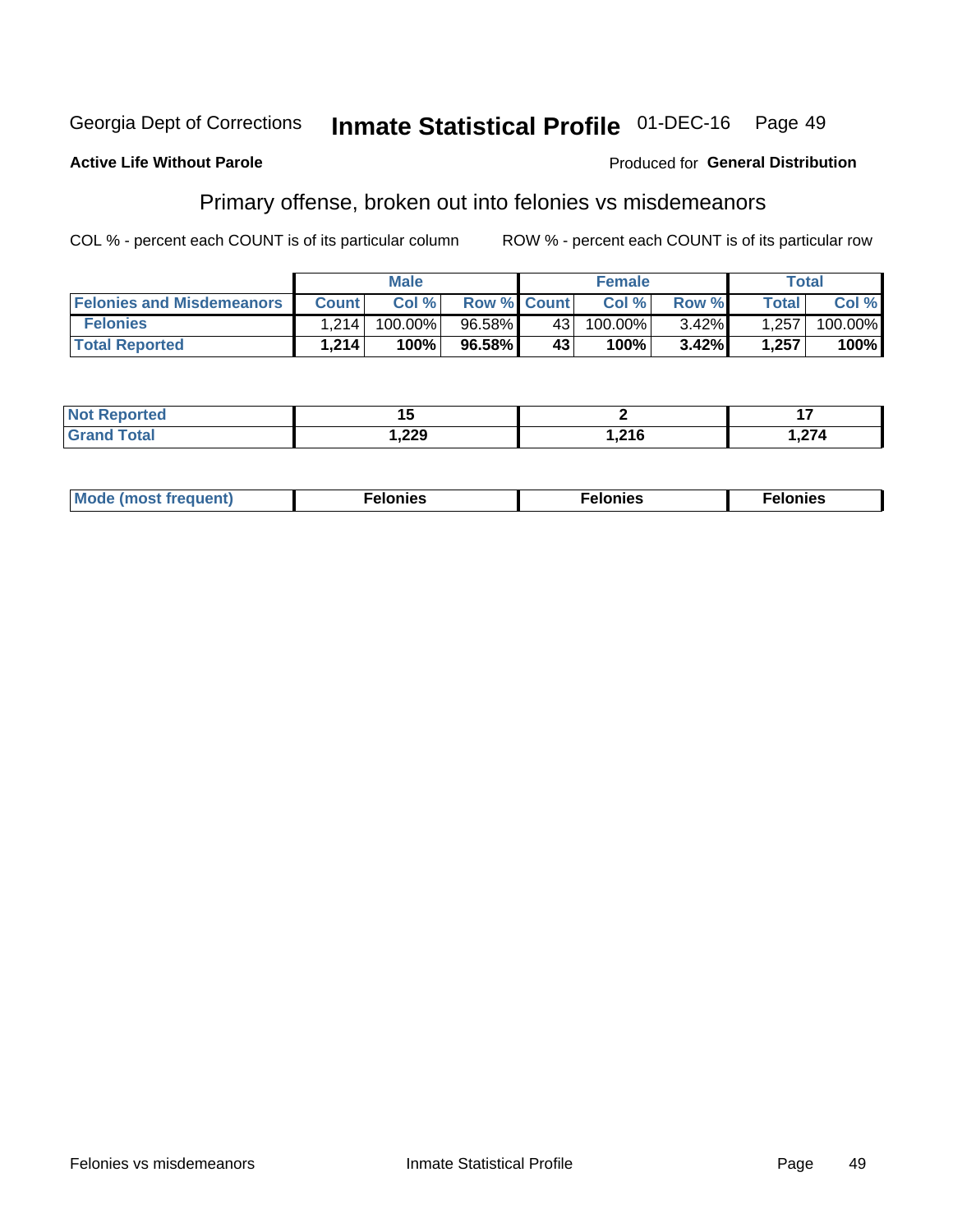Georgia Dept of Corrections **Inmate Statistical Profile** 01-DEC-16

**Active Life Without Parole**

Produced for **General Distribution**

## Primary offense, broken out into felonies vs misdemeanors

COL % - percent each COUNT is of its particular column

ROW % - percent each COUNT is of its particular row

| | Male | | | Female | | | Total | |
|---|---|---|---|---|---|---|---|---|
| **Felonies and Misdemeanors** | **Count** | **Col %** | **Row %** | **Count** | **Col %** | **Row %** | **Total** | **Col %** |
| **Felonies** | 1,214 | 100.00% | 96.58% | 43 | 100.00% | 3.42% | 1,257 | 100.00% |
| **Total Reported** | **1,214** | **100%** | **96.58%** | **43** | **100%** | **3.42%** | **1,257** | **100%** |

| | Male | Female | Total |
|---|---|---|---|
| **Not Reported** | **15** | **2** | **17** |
| **Grand Total** | **1,229** | **1,216** | **1,274** |

| | Male | Female | Total |
|---|---|---|---|
| **Mode (most frequent)** | **Felonies** | **Felonies** | **Felonies** |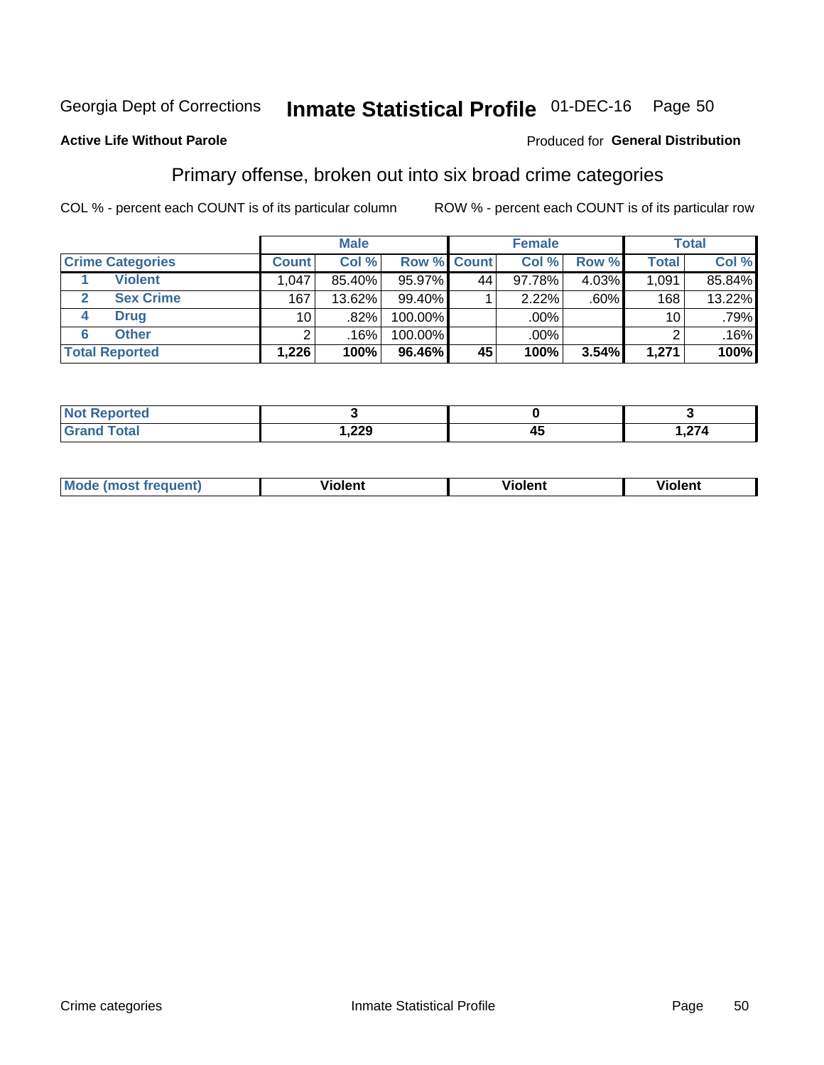Georgia Dept of Corrections **Inmate Statistical Profile** 01-DEC-16 Page 50

**Active Life Without Parole**

Produced for **General Distribution**

## Primary offense, broken out into six broad crime categories

COL % - percent each COUNT is of its particular column

ROW % - percent each COUNT is of its particular row

| | | Male | | | Female | | | Total | |
|---|---|---|---|---|---|---|---|---|---|
| **Crime Categories** | | **Count** | **Col %** | **Row %** | **Count** | **Col %** | **Row %** | **Total** | **Col %** |
| 1 | Violent | 1,047 | 85.40% | 95.97% | 44 | 97.78% | 4.03% | 1,091 | 85.84% |
| 2 | Sex Crime | 167 | 13.62% | 99.40% | 1 | 2.22% | .60% | 168 | 13.22% |
| 4 | Drug | 10 | .82% | 100.00% | | .00% | | 10 | .79% |
| 6 | Other | 2 | .16% | 100.00% | | .00% | | 2 | .16% |
| **Total Reported** | | **1,226** | **100%** | **96.46%** | **45** | **100%** | **3.54%** | **1,271** | **100%** |

| | Male | Female | Total |
|---|---|---|---|
| Not Reported | 3 | 0 | 3 |
| Grand Total | 1,229 | 45 | 1,274 |

| | Male | Female | Total |
|---|---|---|---|
| Mode (most frequent) | Violent | Violent | Violent |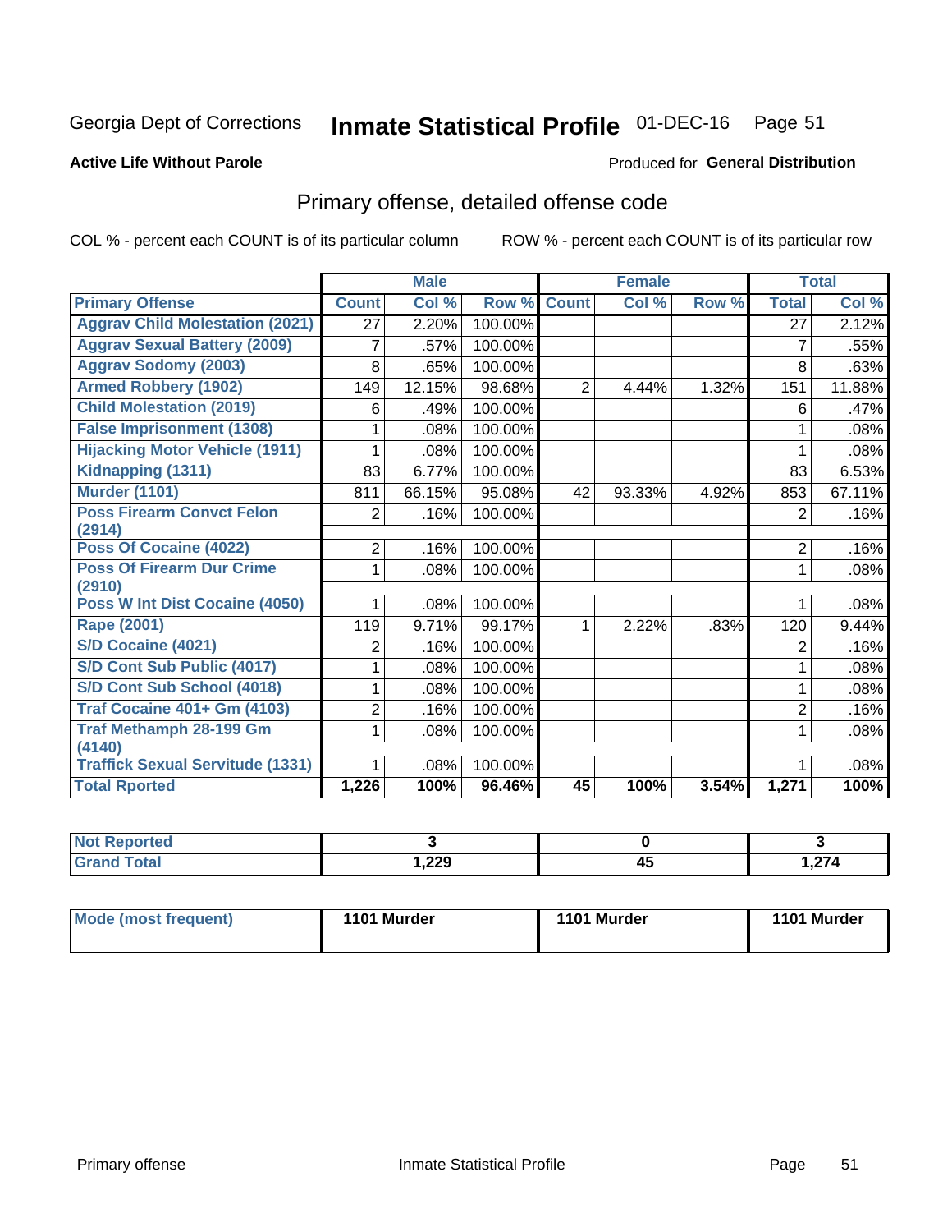Georgia Dept of Corrections **Inmate Statistical Profile** 01-DEC-16

**Active Life Without Parole**

Produced for **General Distribution**

## Primary offense, detailed offense code

COL % - percent each COUNT is of its particular column

ROW % - percent each COUNT is of its particular row

| | Male | | | Female | | | Total | |
|---|---|---|---|---|---|---|---|---|
| **Primary Offense** | **Count** | **Col %** | **Row %** | **Count** | **Col %** | **Row %** | **Total** | **Col %** |
| Aggrav Child Molestation (2021) | 27 | 2.20% | 100.00% | | | | 27 | 2.12% |
| Aggrav Sexual Battery (2009) | 7 | .57% | 100.00% | | | | 7 | .55% |
| Aggrav Sodomy (2003) | 8 | .65% | 100.00% | | | | 8 | .63% |
| Armed Robbery (1902) | 149 | 12.15% | 98.68% | 2 | 4.44% | 1.32% | 151 | 11.88% |
| Child Molestation (2019) | 6 | .49% | 100.00% | | | | 6 | .47% |
| False Imprisonment (1308) | 1 | .08% | 100.00% | | | | 1 | .08% |
| Hijacking Motor Vehicle (1911) | 1 | .08% | 100.00% | | | | 1 | .08% |
| Kidnapping (1311) | 83 | 6.77% | 100.00% | | | | 83 | 6.53% |
| Murder (1101) | 811 | 66.15% | 95.08% | 42 | 93.33% | 4.92% | 853 | 67.11% |
| Poss Firearm Convct Felon (2914) | 2 | .16% | 100.00% | | | | 2 | .16% |
| Poss Of Cocaine (4022) | 2 | .16% | 100.00% | | | | 2 | .16% |
| Poss Of Firearm Dur Crime (2910) | 1 | .08% | 100.00% | | | | 1 | .08% |
| Poss W Int Dist Cocaine (4050) | 1 | .08% | 100.00% | | | | 1 | .08% |
| Rape (2001) | 119 | 9.71% | 99.17% | 1 | 2.22% | .83% | 120 | 9.44% |
| S/D Cocaine (4021) | 2 | .16% | 100.00% | | | | 2 | .16% |
| S/D Cont Sub Public (4017) | 1 | .08% | 100.00% | | | | 1 | .08% |
| S/D Cont Sub School (4018) | 1 | .08% | 100.00% | | | | 1 | .08% |
| Traf Cocaine 401+ Gm (4103) | 2 | .16% | 100.00% | | | | 2 | .16% |
| Traf Methamph 28-199 Gm (4140) | 1 | .08% | 100.00% | | | | 1 | .08% |
| Traffick Sexual Servitude (1331) | 1 | .08% | 100.00% | | | | 1 | .08% |
| **Total Rported** | **1,226** | **100%** | **96.46%** | **45** | **100%** | **3.54%** | **1,271** | **100%** |

| | Male | Female | Total |
|---|---|---|---|
| Not Reported | 3 | 0 | 3 |
| Grand Total | 1,229 | 45 | 1,274 |

| | Male | Female | Total |
|---|---|---|---|
| Mode (most frequent) | 1101 Murder | 1101 Murder | 1101 Murder |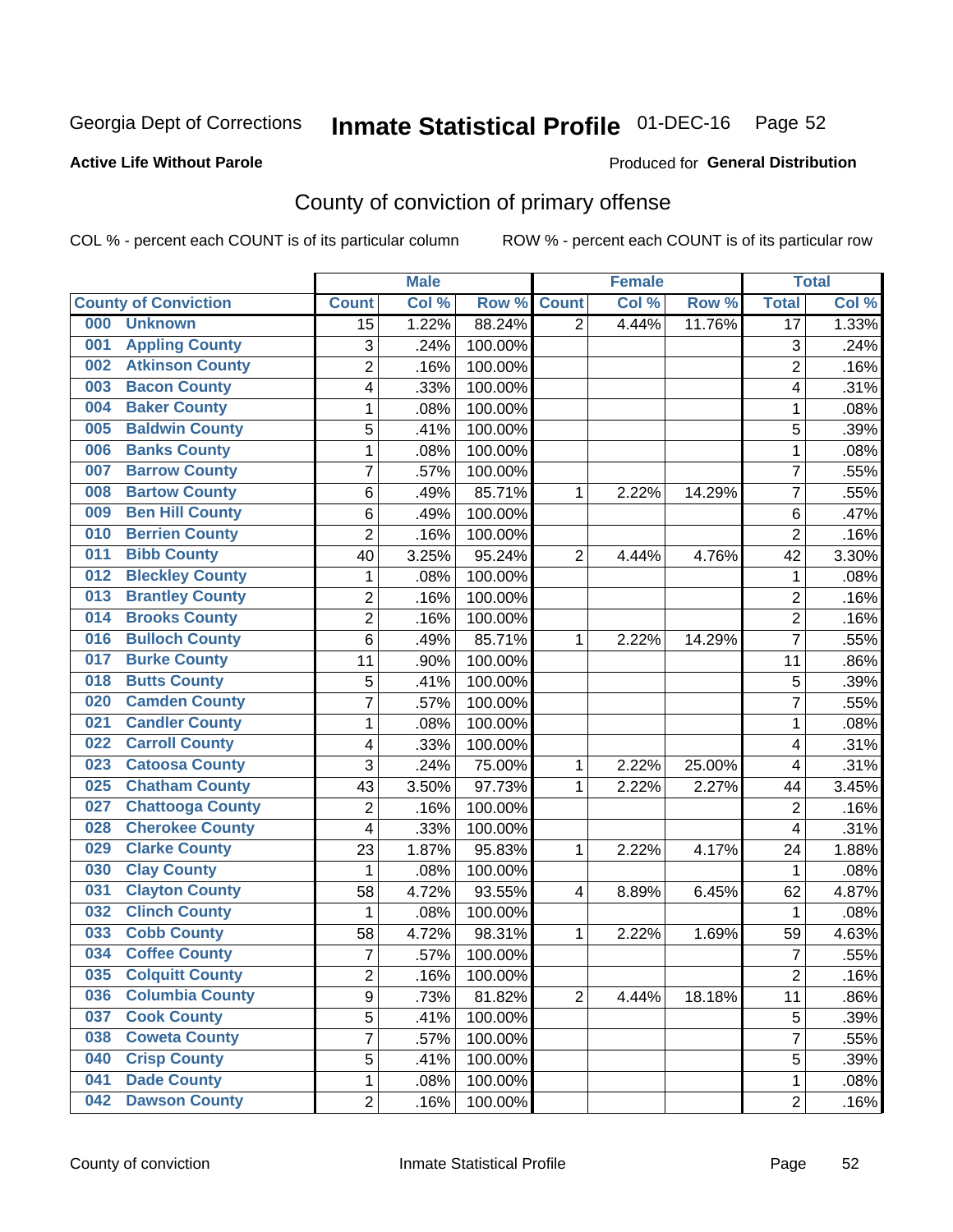Georgia Dept of Corrections **Inmate Statistical Profile** 01-DEC-16

**Active Life Without Parole**

Produced for **General Distribution**

## County of conviction of primary offense

COL % - percent each COUNT is of its particular column     ROW % - percent each COUNT is of its particular row

| County of Conviction | Male | | | Female | | | Total | |
|---|---|---|---|---|---|---|---|---|
| | Count | Col % | Row % | Count | Col % | Row % | Total | Col % |
| 000 Unknown | 15 | 1.22% | 88.24% | 2 | 4.44% | 11.76% | 17 | 1.33% |
| 001 Appling County | 3 | .24% | 100.00% | | | | 3 | .24% |
| 002 Atkinson County | 2 | .16% | 100.00% | | | | 2 | .16% |
| 003 Bacon County | 4 | .33% | 100.00% | | | | 4 | .31% |
| 004 Baker County | 1 | .08% | 100.00% | | | | 1 | .08% |
| 005 Baldwin County | 5 | .41% | 100.00% | | | | 5 | .39% |
| 006 Banks County | 1 | .08% | 100.00% | | | | 1 | .08% |
| 007 Barrow County | 7 | .57% | 100.00% | | | | 7 | .55% |
| 008 Bartow County | 6 | .49% | 85.71% | 1 | 2.22% | 14.29% | 7 | .55% |
| 009 Ben Hill County | 6 | .49% | 100.00% | | | | 6 | .47% |
| 010 Berrien County | 2 | .16% | 100.00% | | | | 2 | .16% |
| 011 Bibb County | 40 | 3.25% | 95.24% | 2 | 4.44% | 4.76% | 42 | 3.30% |
| 012 Bleckley County | 1 | .08% | 100.00% | | | | 1 | .08% |
| 013 Brantley County | 2 | .16% | 100.00% | | | | 2 | .16% |
| 014 Brooks County | 2 | .16% | 100.00% | | | | 2 | .16% |
| 016 Bulloch County | 6 | .49% | 85.71% | 1 | 2.22% | 14.29% | 7 | .55% |
| 017 Burke County | 11 | .90% | 100.00% | | | | 11 | .86% |
| 018 Butts County | 5 | .41% | 100.00% | | | | 5 | .39% |
| 020 Camden County | 7 | .57% | 100.00% | | | | 7 | .55% |
| 021 Candler County | 1 | .08% | 100.00% | | | | 1 | .08% |
| 022 Carroll County | 4 | .33% | 100.00% | | | | 4 | .31% |
| 023 Catoosa County | 3 | .24% | 75.00% | 1 | 2.22% | 25.00% | 4 | .31% |
| 025 Chatham County | 43 | 3.50% | 97.73% | 1 | 2.22% | 2.27% | 44 | 3.45% |
| 027 Chattooga County | 2 | .16% | 100.00% | | | | 2 | .16% |
| 028 Cherokee County | 4 | .33% | 100.00% | | | | 4 | .31% |
| 029 Clarke County | 23 | 1.87% | 95.83% | 1 | 2.22% | 4.17% | 24 | 1.88% |
| 030 Clay County | 1 | .08% | 100.00% | | | | 1 | .08% |
| 031 Clayton County | 58 | 4.72% | 93.55% | 4 | 8.89% | 6.45% | 62 | 4.87% |
| 032 Clinch County | 1 | .08% | 100.00% | | | | 1 | .08% |
| 033 Cobb County | 58 | 4.72% | 98.31% | 1 | 2.22% | 1.69% | 59 | 4.63% |
| 034 Coffee County | 7 | .57% | 100.00% | | | | 7 | .55% |
| 035 Colquitt County | 2 | .16% | 100.00% | | | | 2 | .16% |
| 036 Columbia County | 9 | .73% | 81.82% | 2 | 4.44% | 18.18% | 11 | .86% |
| 037 Cook County | 5 | .41% | 100.00% | | | | 5 | .39% |
| 038 Coweta County | 7 | .57% | 100.00% | | | | 7 | .55% |
| 040 Crisp County | 5 | .41% | 100.00% | | | | 5 | .39% |
| 041 Dade County | 1 | .08% | 100.00% | | | | 1 | .08% |
| 042 Dawson County | 2 | .16% | 100.00% | | | | 2 | .16% |

County of conviction     Inmate Statistical Profile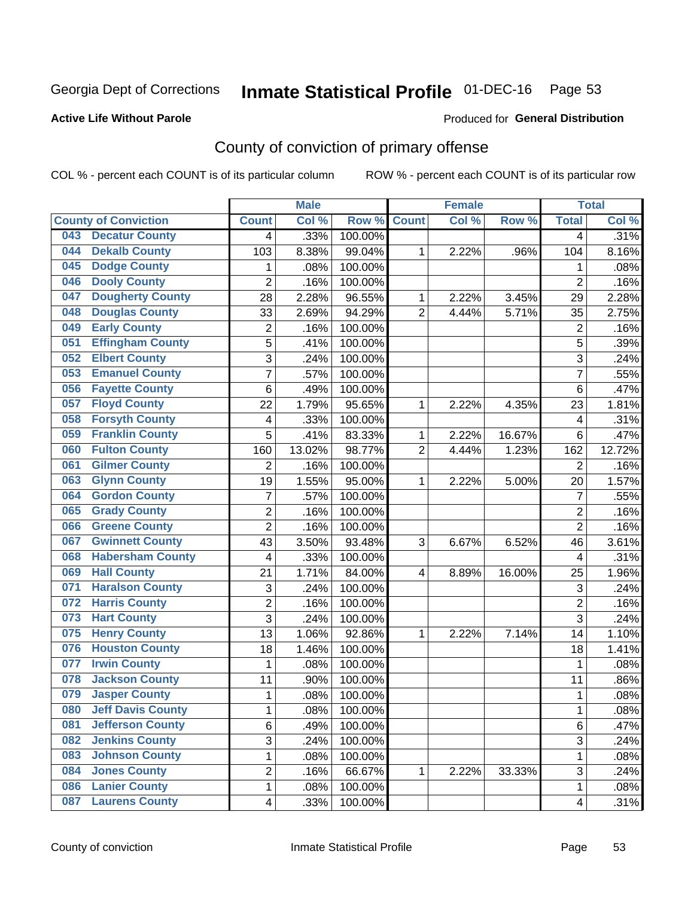Georgia Dept of Corrections **Inmate Statistical Profile** 01-DEC-16

**Active Life Without Parole**

Produced for **General Distribution**

## County of conviction of primary offense

COL % - percent each COUNT is of its particular column    ROW % - percent each COUNT is of its particular row

| County of Conviction | Male | | | Female | | | Total | |
|---|---|---|---|---|---|---|---|---|
| | Count | Col % | Row % | Count | Col % | Row % | Total | Col % |
| 043 Decatur County | 4 | .33% | 100.00% | | | | 4 | .31% |
| 044 Dekalb County | 103 | 8.38% | 99.04% | 1 | 2.22% | .96% | 104 | 8.16% |
| 045 Dodge County | 1 | .08% | 100.00% | | | | 1 | .08% |
| 046 Dooly County | 2 | .16% | 100.00% | | | | 2 | .16% |
| 047 Dougherty County | 28 | 2.28% | 96.55% | 1 | 2.22% | 3.45% | 29 | 2.28% |
| 048 Douglas County | 33 | 2.69% | 94.29% | 2 | 4.44% | 5.71% | 35 | 2.75% |
| 049 Early County | 2 | .16% | 100.00% | | | | 2 | .16% |
| 051 Effingham County | 5 | .41% | 100.00% | | | | 5 | .39% |
| 052 Elbert County | 3 | .24% | 100.00% | | | | 3 | .24% |
| 053 Emanuel County | 7 | .57% | 100.00% | | | | 7 | .55% |
| 056 Fayette County | 6 | .49% | 100.00% | | | | 6 | .47% |
| 057 Floyd County | 22 | 1.79% | 95.65% | 1 | 2.22% | 4.35% | 23 | 1.81% |
| 058 Forsyth County | 4 | .33% | 100.00% | | | | 4 | .31% |
| 059 Franklin County | 5 | .41% | 83.33% | 1 | 2.22% | 16.67% | 6 | .47% |
| 060 Fulton County | 160 | 13.02% | 98.77% | 2 | 4.44% | 1.23% | 162 | 12.72% |
| 061 Gilmer County | 2 | .16% | 100.00% | | | | 2 | .16% |
| 063 Glynn County | 19 | 1.55% | 95.00% | 1 | 2.22% | 5.00% | 20 | 1.57% |
| 064 Gordon County | 7 | .57% | 100.00% | | | | 7 | .55% |
| 065 Grady County | 2 | .16% | 100.00% | | | | 2 | .16% |
| 066 Greene County | 2 | .16% | 100.00% | | | | 2 | .16% |
| 067 Gwinnett County | 43 | 3.50% | 93.48% | 3 | 6.67% | 6.52% | 46 | 3.61% |
| 068 Habersham County | 4 | .33% | 100.00% | | | | 4 | .31% |
| 069 Hall County | 21 | 1.71% | 84.00% | 4 | 8.89% | 16.00% | 25 | 1.96% |
| 071 Haralson County | 3 | .24% | 100.00% | | | | 3 | .24% |
| 072 Harris County | 2 | .16% | 100.00% | | | | 2 | .16% |
| 073 Hart County | 3 | .24% | 100.00% | | | | 3 | .24% |
| 075 Henry County | 13 | 1.06% | 92.86% | 1 | 2.22% | 7.14% | 14 | 1.10% |
| 076 Houston County | 18 | 1.46% | 100.00% | | | | 18 | 1.41% |
| 077 Irwin County | 1 | .08% | 100.00% | | | | 1 | .08% |
| 078 Jackson County | 11 | .90% | 100.00% | | | | 11 | .86% |
| 079 Jasper County | 1 | .08% | 100.00% | | | | 1 | .08% |
| 080 Jeff Davis County | 1 | .08% | 100.00% | | | | 1 | .08% |
| 081 Jefferson County | 6 | .49% | 100.00% | | | | 6 | .47% |
| 082 Jenkins County | 3 | .24% | 100.00% | | | | 3 | .24% |
| 083 Johnson County | 1 | .08% | 100.00% | | | | 1 | .08% |
| 084 Jones County | 2 | .16% | 66.67% | 1 | 2.22% | 33.33% | 3 | .24% |
| 086 Lanier County | 1 | .08% | 100.00% | | | | 1 | .08% |
| 087 Laurens County | 4 | .33% | 100.00% | | | | 4 | .31% |

County of conviction    Inmate Statistical Profile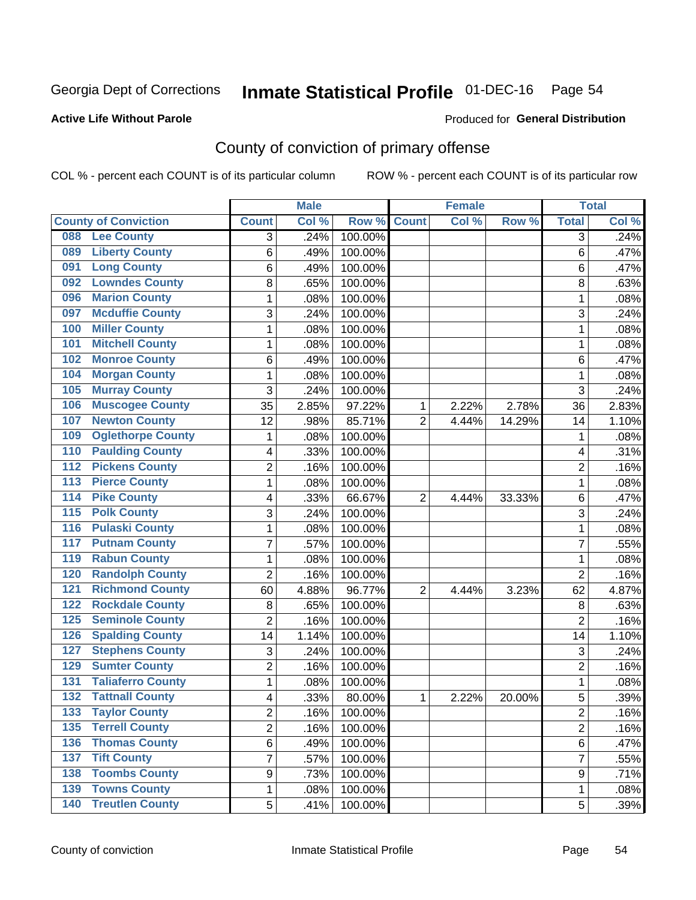Georgia Dept of Corrections **Inmate Statistical Profile** 01-DEC-16 Page 54

**Active Life Without Parole**

Produced for **General Distribution**

# County of conviction of primary offense

COL % - percent each COUNT is of its particular column ROW % - percent each COUNT is of its particular row

| County of Conviction | Male | | | Female | | | Total | |
|---|---|---|---|---|---|---|---|---|
| | Count | Col % | Row % | Count | Col % | Row % | Total | Col % |
| 088 Lee County | 3 | .24% | 100.00% | | | | 3 | .24% |
| 089 Liberty County | 6 | .49% | 100.00% | | | | 6 | .47% |
| 091 Long County | 6 | .49% | 100.00% | | | | 6 | .47% |
| 092 Lowndes County | 8 | .65% | 100.00% | | | | 8 | .63% |
| 096 Marion County | 1 | .08% | 100.00% | | | | 1 | .08% |
| 097 Mcduffie County | 3 | .24% | 100.00% | | | | 3 | .24% |
| 100 Miller County | 1 | .08% | 100.00% | | | | 1 | .08% |
| 101 Mitchell County | 1 | .08% | 100.00% | | | | 1 | .08% |
| 102 Monroe County | 6 | .49% | 100.00% | | | | 6 | .47% |
| 104 Morgan County | 1 | .08% | 100.00% | | | | 1 | .08% |
| 105 Murray County | 3 | .24% | 100.00% | | | | 3 | .24% |
| 106 Muscogee County | 35 | 2.85% | 97.22% | 1 | 2.22% | 2.78% | 36 | 2.83% |
| 107 Newton County | 12 | .98% | 85.71% | 2 | 4.44% | 14.29% | 14 | 1.10% |
| 109 Oglethorpe County | 1 | .08% | 100.00% | | | | 1 | .08% |
| 110 Paulding County | 4 | .33% | 100.00% | | | | 4 | .31% |
| 112 Pickens County | 2 | .16% | 100.00% | | | | 2 | .16% |
| 113 Pierce County | 1 | .08% | 100.00% | | | | 1 | .08% |
| 114 Pike County | 4 | .33% | 66.67% | 2 | 4.44% | 33.33% | 6 | .47% |
| 115 Polk County | 3 | .24% | 100.00% | | | | 3 | .24% |
| 116 Pulaski County | 1 | .08% | 100.00% | | | | 1 | .08% |
| 117 Putnam County | 7 | .57% | 100.00% | | | | 7 | .55% |
| 119 Rabun County | 1 | .08% | 100.00% | | | | 1 | .08% |
| 120 Randolph County | 2 | .16% | 100.00% | | | | 2 | .16% |
| 121 Richmond County | 60 | 4.88% | 96.77% | 2 | 4.44% | 3.23% | 62 | 4.87% |
| 122 Rockdale County | 8 | .65% | 100.00% | | | | 8 | .63% |
| 125 Seminole County | 2 | .16% | 100.00% | | | | 2 | .16% |
| 126 Spalding County | 14 | 1.14% | 100.00% | | | | 14 | 1.10% |
| 127 Stephens County | 3 | .24% | 100.00% | | | | 3 | .24% |
| 129 Sumter County | 2 | .16% | 100.00% | | | | 2 | .16% |
| 131 Taliaferro County | 1 | .08% | 100.00% | | | | 1 | .08% |
| 132 Tattnall County | 4 | .33% | 80.00% | 1 | 2.22% | 20.00% | 5 | .39% |
| 133 Taylor County | 2 | .16% | 100.00% | | | | 2 | .16% |
| 135 Terrell County | 2 | .16% | 100.00% | | | | 2 | .16% |
| 136 Thomas County | 6 | .49% | 100.00% | | | | 6 | .47% |
| 137 Tift County | 7 | .57% | 100.00% | | | | 7 | .55% |
| 138 Toombs County | 9 | .73% | 100.00% | | | | 9 | .71% |
| 139 Towns County | 1 | .08% | 100.00% | | | | 1 | .08% |
| 140 Treutlen County | 5 | .41% | 100.00% | | | | 5 | .39% |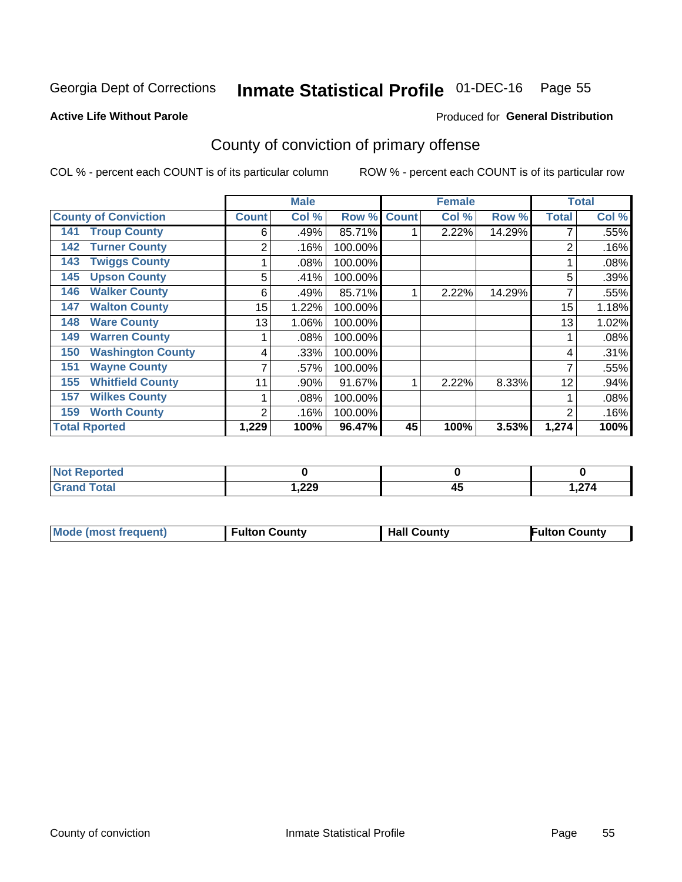Georgia Dept of Corrections **Inmate Statistical Profile** 01-DEC-16

**Active Life Without Parole**

Produced for **General Distribution**

## County of conviction of primary offense

COL % - percent each COUNT is of its particular column ROW % - percent each COUNT is of its particular row

| | Male | | | Female | | | Total | |
|---|---|---|---|---|---|---|---|---|
| **County of Conviction** | **Count** | **Col %** | **Row %** | **Count** | **Col %** | **Row %** | **Total** | **Col %** |
| 141 Troup County | 6 | .49% | 85.71% | 1 | 2.22% | 14.29% | 7 | .55% |
| 142 Turner County | 2 | .16% | 100.00% | | | | 2 | .16% |
| 143 Twiggs County | 1 | .08% | 100.00% | | | | 1 | .08% |
| 145 Upson County | 5 | .41% | 100.00% | | | | 5 | .39% |
| 146 Walker County | 6 | .49% | 85.71% | 1 | 2.22% | 14.29% | 7 | .55% |
| 147 Walton County | 15 | 1.22% | 100.00% | | | | 15 | 1.18% |
| 148 Ware County | 13 | 1.06% | 100.00% | | | | 13 | 1.02% |
| 149 Warren County | 1 | .08% | 100.00% | | | | 1 | .08% |
| 150 Washington County | 4 | .33% | 100.00% | | | | 4 | .31% |
| 151 Wayne County | 7 | .57% | 100.00% | | | | 7 | .55% |
| 155 Whitfield County | 11 | .90% | 91.67% | 1 | 2.22% | 8.33% | 12 | .94% |
| 157 Wilkes County | 1 | .08% | 100.00% | | | | 1 | .08% |
| 159 Worth County | 2 | .16% | 100.00% | | | | 2 | .16% |
| **Total Rported** | **1,229** | **100%** | **96.47%** | **45** | **100%** | **3.53%** | **1,274** | **100%** |

| | Male | Female | Total |
|---|---|---|---|
| Not Reported | 0 | 0 | 0 |
| Grand Total | 1,229 | 45 | 1,274 |

| | Male | Female | Total |
|---|---|---|---|
| Mode (most frequent) | Fulton County | Hall County | Fulton County |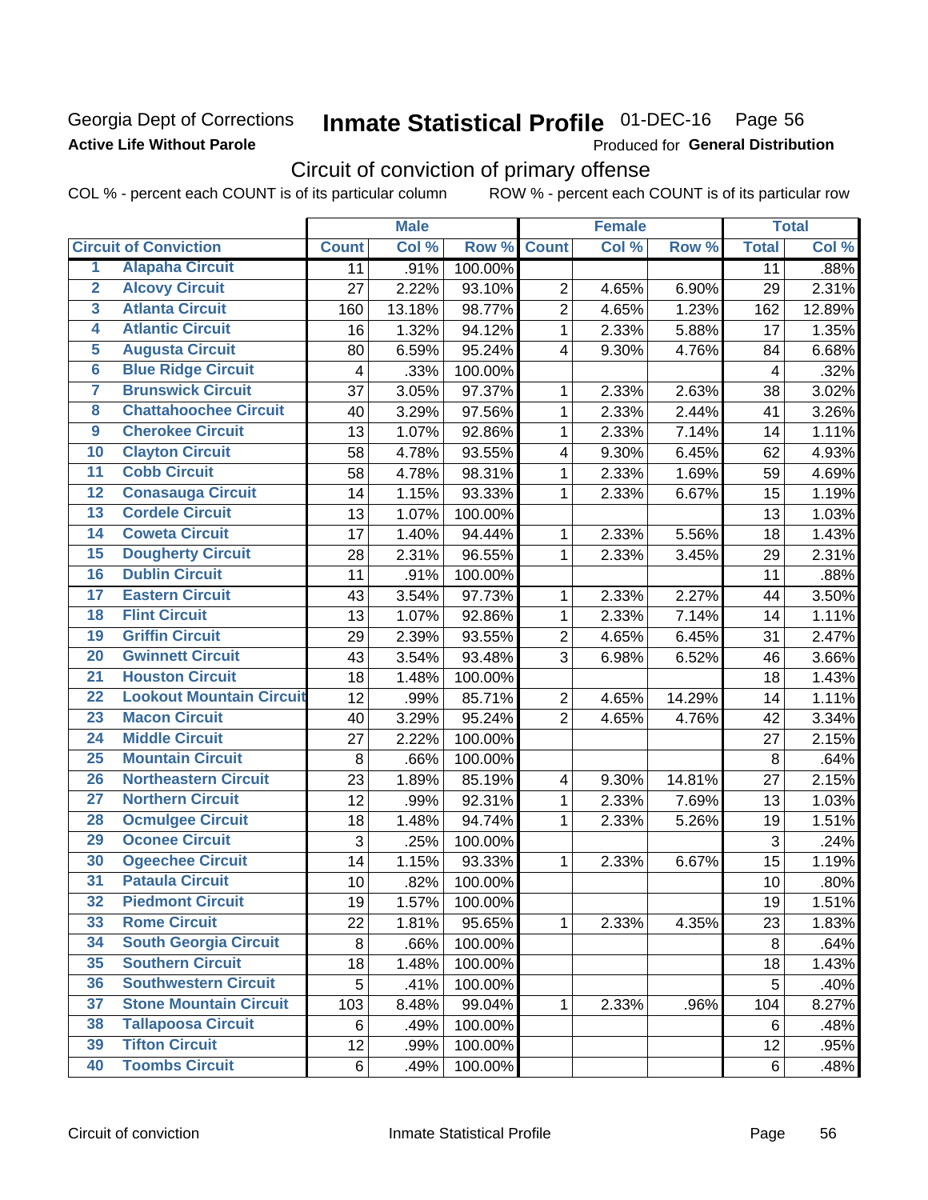Georgia Dept of Corrections **Inmate Statistical Profile** 01-DEC-16 Page 56

**Active Life Without Parole**

Produced for **General Distribution**

## Circuit of conviction of primary offense

COL % - percent each COUNT is of its particular column ROW % - percent each COUNT is of its particular row

| | | Male | | | Female | | | Total | |
|---|---|---|---|---|---|---|---|---|---|
| | Circuit of Conviction | Count | Col % | Row % | Count | Col % | Row % | Total | Col % |
| 1 | Alapaha Circuit | 11 | .91% | 100.00% | | | | 11 | .88% |
| 2 | Alcovy Circuit | 27 | 2.22% | 93.10% | 2 | 4.65% | 6.90% | 29 | 2.31% |
| 3 | Atlanta Circuit | 160 | 13.18% | 98.77% | 2 | 4.65% | 1.23% | 162 | 12.89% |
| 4 | Atlantic Circuit | 16 | 1.32% | 94.12% | 1 | 2.33% | 5.88% | 17 | 1.35% |
| 5 | Augusta Circuit | 80 | 6.59% | 95.24% | 4 | 9.30% | 4.76% | 84 | 6.68% |
| 6 | Blue Ridge Circuit | 4 | .33% | 100.00% | | | | 4 | .32% |
| 7 | Brunswick Circuit | 37 | 3.05% | 97.37% | 1 | 2.33% | 2.63% | 38 | 3.02% |
| 8 | Chattahoochee Circuit | 40 | 3.29% | 97.56% | 1 | 2.33% | 2.44% | 41 | 3.26% |
| 9 | Cherokee Circuit | 13 | 1.07% | 92.86% | 1 | 2.33% | 7.14% | 14 | 1.11% |
| 10 | Clayton Circuit | 58 | 4.78% | 93.55% | 4 | 9.30% | 6.45% | 62 | 4.93% |
| 11 | Cobb Circuit | 58 | 4.78% | 98.31% | 1 | 2.33% | 1.69% | 59 | 4.69% |
| 12 | Conasauga Circuit | 14 | 1.15% | 93.33% | 1 | 2.33% | 6.67% | 15 | 1.19% |
| 13 | Cordele Circuit | 13 | 1.07% | 100.00% | | | | 13 | 1.03% |
| 14 | Coweta Circuit | 17 | 1.40% | 94.44% | 1 | 2.33% | 5.56% | 18 | 1.43% |
| 15 | Dougherty Circuit | 28 | 2.31% | 96.55% | 1 | 2.33% | 3.45% | 29 | 2.31% |
| 16 | Dublin Circuit | 11 | .91% | 100.00% | | | | 11 | .88% |
| 17 | Eastern Circuit | 43 | 3.54% | 97.73% | 1 | 2.33% | 2.27% | 44 | 3.50% |
| 18 | Flint Circuit | 13 | 1.07% | 92.86% | 1 | 2.33% | 7.14% | 14 | 1.11% |
| 19 | Griffin Circuit | 29 | 2.39% | 93.55% | 2 | 4.65% | 6.45% | 31 | 2.47% |
| 20 | Gwinnett Circuit | 43 | 3.54% | 93.48% | 3 | 6.98% | 6.52% | 46 | 3.66% |
| 21 | Houston Circuit | 18 | 1.48% | 100.00% | | | | 18 | 1.43% |
| 22 | Lookout Mountain Circuit | 12 | .99% | 85.71% | 2 | 4.65% | 14.29% | 14 | 1.11% |
| 23 | Macon Circuit | 40 | 3.29% | 95.24% | 2 | 4.65% | 4.76% | 42 | 3.34% |
| 24 | Middle Circuit | 27 | 2.22% | 100.00% | | | | 27 | 2.15% |
| 25 | Mountain Circuit | 8 | .66% | 100.00% | | | | 8 | .64% |
| 26 | Northeastern Circuit | 23 | 1.89% | 85.19% | 4 | 9.30% | 14.81% | 27 | 2.15% |
| 27 | Northern Circuit | 12 | .99% | 92.31% | 1 | 2.33% | 7.69% | 13 | 1.03% |
| 28 | Ocmulgee Circuit | 18 | 1.48% | 94.74% | 1 | 2.33% | 5.26% | 19 | 1.51% |
| 29 | Oconee Circuit | 3 | .25% | 100.00% | | | | 3 | .24% |
| 30 | Ogeechee Circuit | 14 | 1.15% | 93.33% | 1 | 2.33% | 6.67% | 15 | 1.19% |
| 31 | Pataula Circuit | 10 | .82% | 100.00% | | | | 10 | .80% |
| 32 | Piedmont Circuit | 19 | 1.57% | 100.00% | | | | 19 | 1.51% |
| 33 | Rome Circuit | 22 | 1.81% | 95.65% | 1 | 2.33% | 4.35% | 23 | 1.83% |
| 34 | South Georgia Circuit | 8 | .66% | 100.00% | | | | 8 | .64% |
| 35 | Southern Circuit | 18 | 1.48% | 100.00% | | | | 18 | 1.43% |
| 36 | Southwestern Circuit | 5 | .41% | 100.00% | | | | 5 | .40% |
| 37 | Stone Mountain Circuit | 103 | 8.48% | 99.04% | 1 | 2.33% | .96% | 104 | 8.27% |
| 38 | Tallapoosa Circuit | 6 | .49% | 100.00% | | | | 6 | .48% |
| 39 | Tifton Circuit | 12 | .99% | 100.00% | | | | 12 | .95% |
| 40 | Toombs Circuit | 6 | .49% | 100.00% | | | | 6 | .48% |

Circuit of conviction Inmate Statistical Profile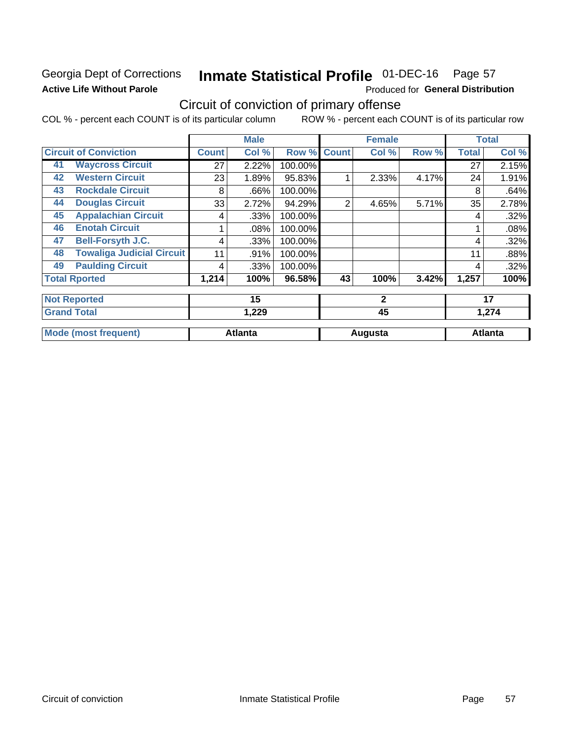Georgia Dept of Corrections
**Active Life Without Parole**

# Inmate Statistical Profile

01-DEC-16 Page 57

Produced for **General Distribution**

## Circuit of conviction of primary offense

COL % - percent each COUNT is of its particular column ROW % - percent each COUNT is of its particular row

| | | Male | | | Female | | | Total | |
|---|---|---|---|---|---|---|---|---|---|
| **Circuit of Conviction** | | **Count** | **Col %** | **Row %** | **Count** | **Col %** | **Row %** | **Total** | **Col %** |
| 41 | Waycross Circuit | 27 | 2.22% | 100.00% | | | | 27 | 2.15% |
| 42 | Western Circuit | 23 | 1.89% | 95.83% | 1 | 2.33% | 4.17% | 24 | 1.91% |
| 43 | Rockdale Circuit | 8 | .66% | 100.00% | | | | 8 | .64% |
| 44 | Douglas Circuit | 33 | 2.72% | 94.29% | 2 | 4.65% | 5.71% | 35 | 2.78% |
| 45 | Appalachian Circuit | 4 | .33% | 100.00% | | | | 4 | .32% |
| 46 | Enotah Circuit | 1 | .08% | 100.00% | | | | 1 | .08% |
| 47 | Bell-Forsyth J.C. | 4 | .33% | 100.00% | | | | 4 | .32% |
| 48 | Towaliga Judicial Circuit | 11 | .91% | 100.00% | | | | 11 | .88% |
| 49 | Paulding Circuit | 4 | .33% | 100.00% | | | | 4 | .32% |
| **Total Rported** | | **1,214** | **100%** | **96.58%** | **43** | **100%** | **3.42%** | **1,257** | **100%** |

| | Male | Female | Total |
|---|---|---|---|
| **Not Reported** | **15** | **2** | **17** |
| **Grand Total** | **1,229** | **45** | **1,274** |

| | Male | Female | Total |
|---|---|---|---|
| **Mode (most frequent)** | **Atlanta** | **Augusta** | **Atlanta** |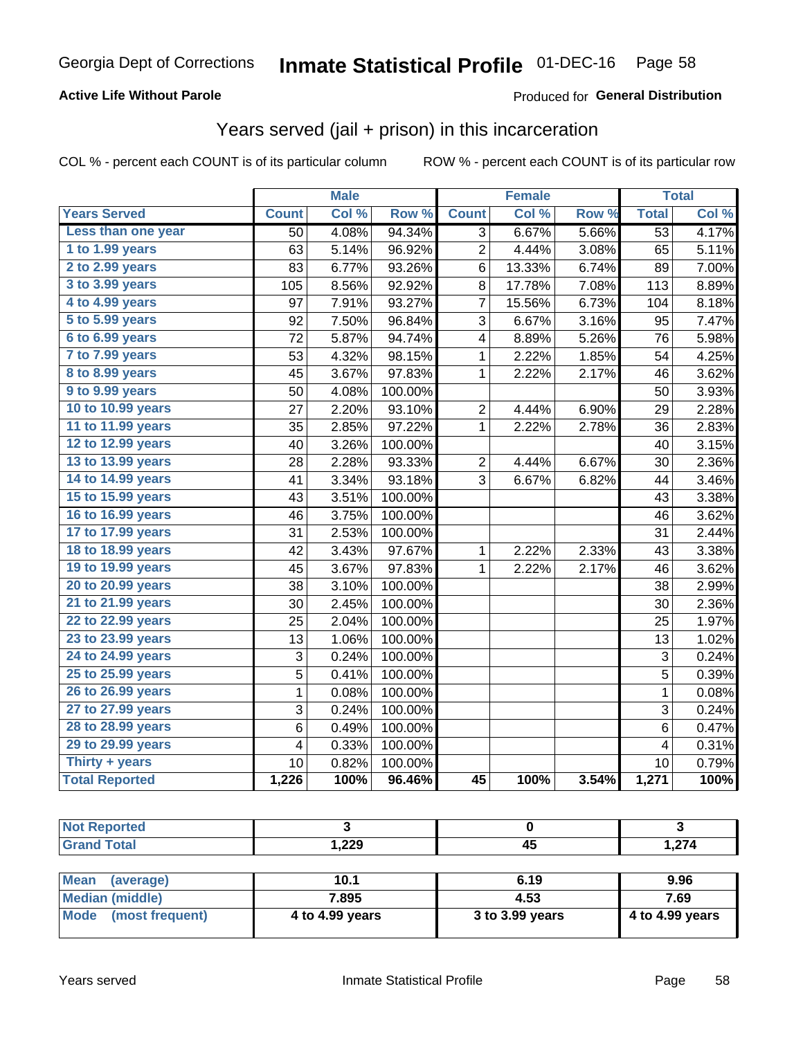Georgia Dept of Corrections **Inmate Statistical Profile** 01-DEC-16

**Active Life Without Parole**

Produced for **General Distribution**

## Years served (jail + prison) in this incarceration

COL % - percent each COUNT is of its particular column ROW % - percent each COUNT is of its particular row

| | Male | | | Female | | | Total | |
|---|---|---|---|---|---|---|---|---|
| **Years Served** | **Count** | **Col %** | **Row %** | **Count** | **Col %** | **Row %** | **Total** | **Col %** |
| Less than one year | 50 | 4.08% | 94.34% | 3 | 6.67% | 5.66% | 53 | 4.17% |
| 1 to 1.99 years | 63 | 5.14% | 96.92% | 2 | 4.44% | 3.08% | 65 | 5.11% |
| 2 to 2.99 years | 83 | 6.77% | 93.26% | 6 | 13.33% | 6.74% | 89 | 7.00% |
| 3 to 3.99 years | 105 | 8.56% | 92.92% | 8 | 17.78% | 7.08% | 113 | 8.89% |
| 4 to 4.99 years | 97 | 7.91% | 93.27% | 7 | 15.56% | 6.73% | 104 | 8.18% |
| 5 to 5.99 years | 92 | 7.50% | 96.84% | 3 | 6.67% | 3.16% | 95 | 7.47% |
| 6 to 6.99 years | 72 | 5.87% | 94.74% | 4 | 8.89% | 5.26% | 76 | 5.98% |
| 7 to 7.99 years | 53 | 4.32% | 98.15% | 1 | 2.22% | 1.85% | 54 | 4.25% |
| 8 to 8.99 years | 45 | 3.67% | 97.83% | 1 | 2.22% | 2.17% | 46 | 3.62% |
| 9 to 9.99 years | 50 | 4.08% | 100.00% | | | | 50 | 3.93% |
| 10 to 10.99 years | 27 | 2.20% | 93.10% | 2 | 4.44% | 6.90% | 29 | 2.28% |
| 11 to 11.99 years | 35 | 2.85% | 97.22% | 1 | 2.22% | 2.78% | 36 | 2.83% |
| 12 to 12.99 years | 40 | 3.26% | 100.00% | | | | 40 | 3.15% |
| 13 to 13.99 years | 28 | 2.28% | 93.33% | 2 | 4.44% | 6.67% | 30 | 2.36% |
| 14 to 14.99 years | 41 | 3.34% | 93.18% | 3 | 6.67% | 6.82% | 44 | 3.46% |
| 15 to 15.99 years | 43 | 3.51% | 100.00% | | | | 43 | 3.38% |
| 16 to 16.99 years | 46 | 3.75% | 100.00% | | | | 46 | 3.62% |
| 17 to 17.99 years | 31 | 2.53% | 100.00% | | | | 31 | 2.44% |
| 18 to 18.99 years | 42 | 3.43% | 97.67% | 1 | 2.22% | 2.33% | 43 | 3.38% |
| 19 to 19.99 years | 45 | 3.67% | 97.83% | 1 | 2.22% | 2.17% | 46 | 3.62% |
| 20 to 20.99 years | 38 | 3.10% | 100.00% | | | | 38 | 2.99% |
| 21 to 21.99 years | 30 | 2.45% | 100.00% | | | | 30 | 2.36% |
| 22 to 22.99 years | 25 | 2.04% | 100.00% | | | | 25 | 1.97% |
| 23 to 23.99 years | 13 | 1.06% | 100.00% | | | | 13 | 1.02% |
| 24 to 24.99 years | 3 | 0.24% | 100.00% | | | | 3 | 0.24% |
| 25 to 25.99 years | 5 | 0.41% | 100.00% | | | | 5 | 0.39% |
| 26 to 26.99 years | 1 | 0.08% | 100.00% | | | | 1 | 0.08% |
| 27 to 27.99 years | 3 | 0.24% | 100.00% | | | | 3 | 0.24% |
| 28 to 28.99 years | 6 | 0.49% | 100.00% | | | | 6 | 0.47% |
| 29 to 29.99 years | 4 | 0.33% | 100.00% | | | | 4 | 0.31% |
| Thirty + years | 10 | 0.82% | 100.00% | | | | 10 | 0.79% |
| **Total Reported** | **1,226** | **100%** | **96.46%** | **45** | **100%** | **3.54%** | **1,271** | **100%** |

| | Male | Female | Total |
|---|---|---|---|
| Not Reported | 3 | 0 | 3 |
| Grand Total | 1,229 | 45 | 1,274 |

| | Male | Female | Total |
|---|---|---|---|
| Mean (average) | 10.1 | 6.19 | 9.96 |
| Median (middle) | 7.895 | 4.53 | 7.69 |
| Mode (most frequent) | 4 to 4.99 years | 3 to 3.99 years | 4 to 4.99 years |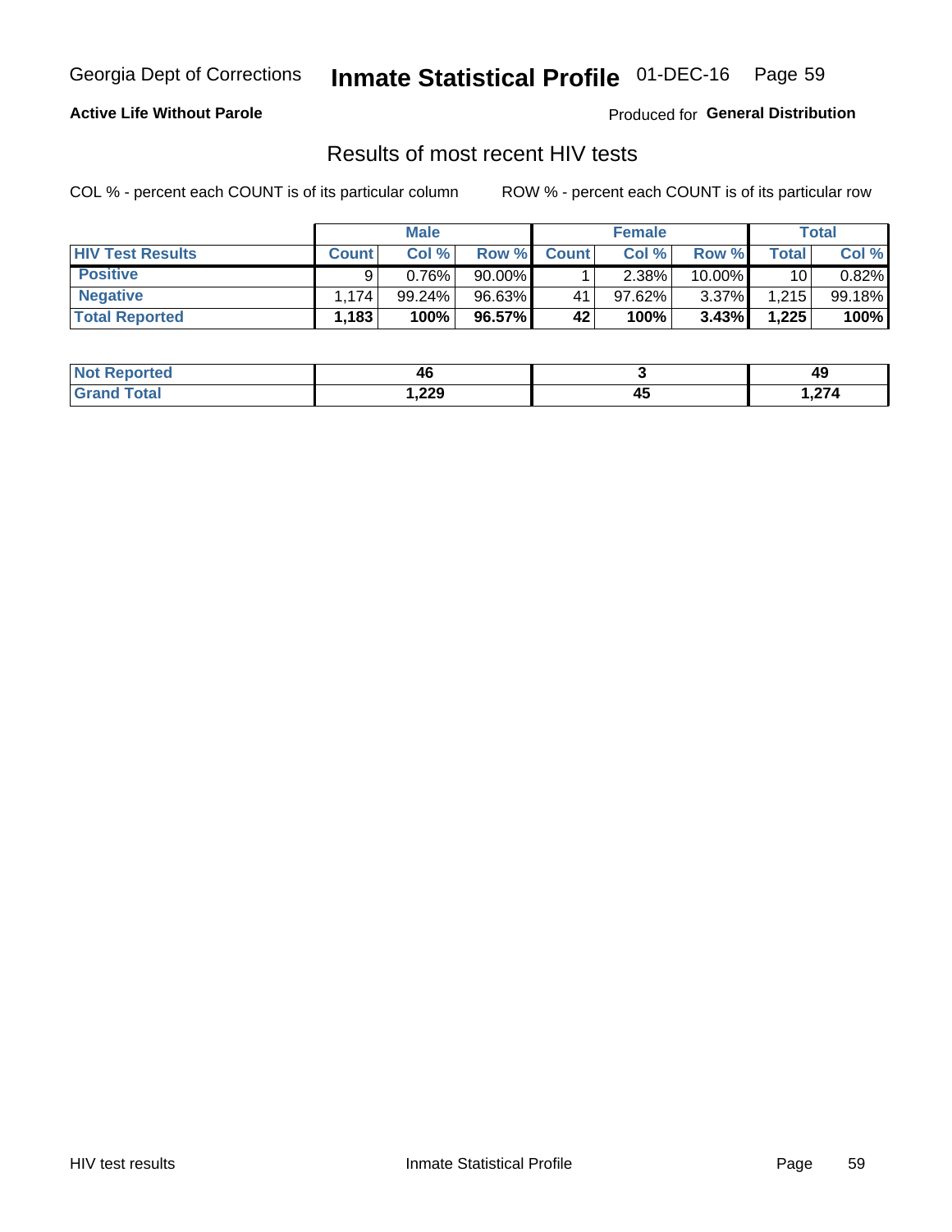Georgia Dept of Corrections **Inmate Statistical Profile** 01-DEC-16

**Active Life Without Parole**

Produced for **General Distribution**

## Results of most recent HIV tests

COL % - percent each COUNT is of its particular column    ROW % - percent each COUNT is of its particular row

| | Male | | | Female | | | Total | |
|---|---|---|---|---|---|---|---|---|
| **HIV Test Results** | **Count** | **Col %** | **Row %** | **Count** | **Col %** | **Row %** | **Total** | **Col %** |
| **Positive** | 9 | 0.76% | 90.00% | 1 | 2.38% | 10.00% | 10 | 0.82% |
| **Negative** | 1,174 | 99.24% | 96.63% | 41 | 97.62% | 3.37% | 1,215 | 99.18% |
| **Total Reported** | **1,183** | **100%** | **96.57%** | **42** | **100%** | **3.43%** | **1,225** | **100%** |

| | Male | Female | Total |
|---|---|---|---|
| **Not Reported** | **46** | **3** | **49** |
| **Grand Total** | **1,229** | **45** | **1,274** |

HIV test results    Inmate Statistical Profile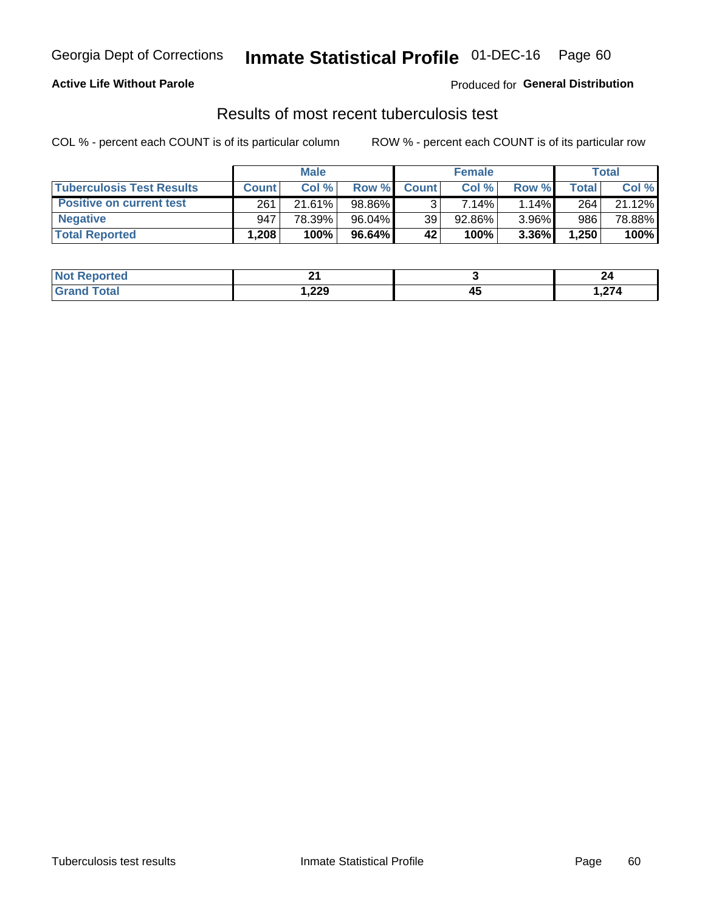Georgia Dept of Corrections **Inmate Statistical Profile** 01-DEC-16 Page 60

**Active Life Without Parole**

Produced for **General Distribution**

## Results of most recent tuberculosis test

COL % - percent each COUNT is of its particular column ROW % - percent each COUNT is of its particular row

| | Male | | | Female | | | Total | |
|---|---|---|---|---|---|---|---|---|
| **Tuberculosis Test Results** | **Count** | **Col %** | **Row %** | **Count** | **Col %** | **Row %** | **Total** | **Col %** |
| **Positive on current test** | 261 | 21.61% | 98.86% | 3 | 7.14% | 1.14% | 264 | 21.12% |
| **Negative** | 947 | 78.39% | 96.04% | 39 | 92.86% | 3.96% | 986 | 78.88% |
| **Total Reported** | **1,208** | **100%** | **96.64%** | **42** | **100%** | **3.36%** | **1,250** | **100%** |

| | Male | Female | Total |
|---|---|---|---|
| **Not Reported** | **21** | **3** | **24** |
| **Grand Total** | **1,229** | **45** | **1,274** |

Tuberculosis test results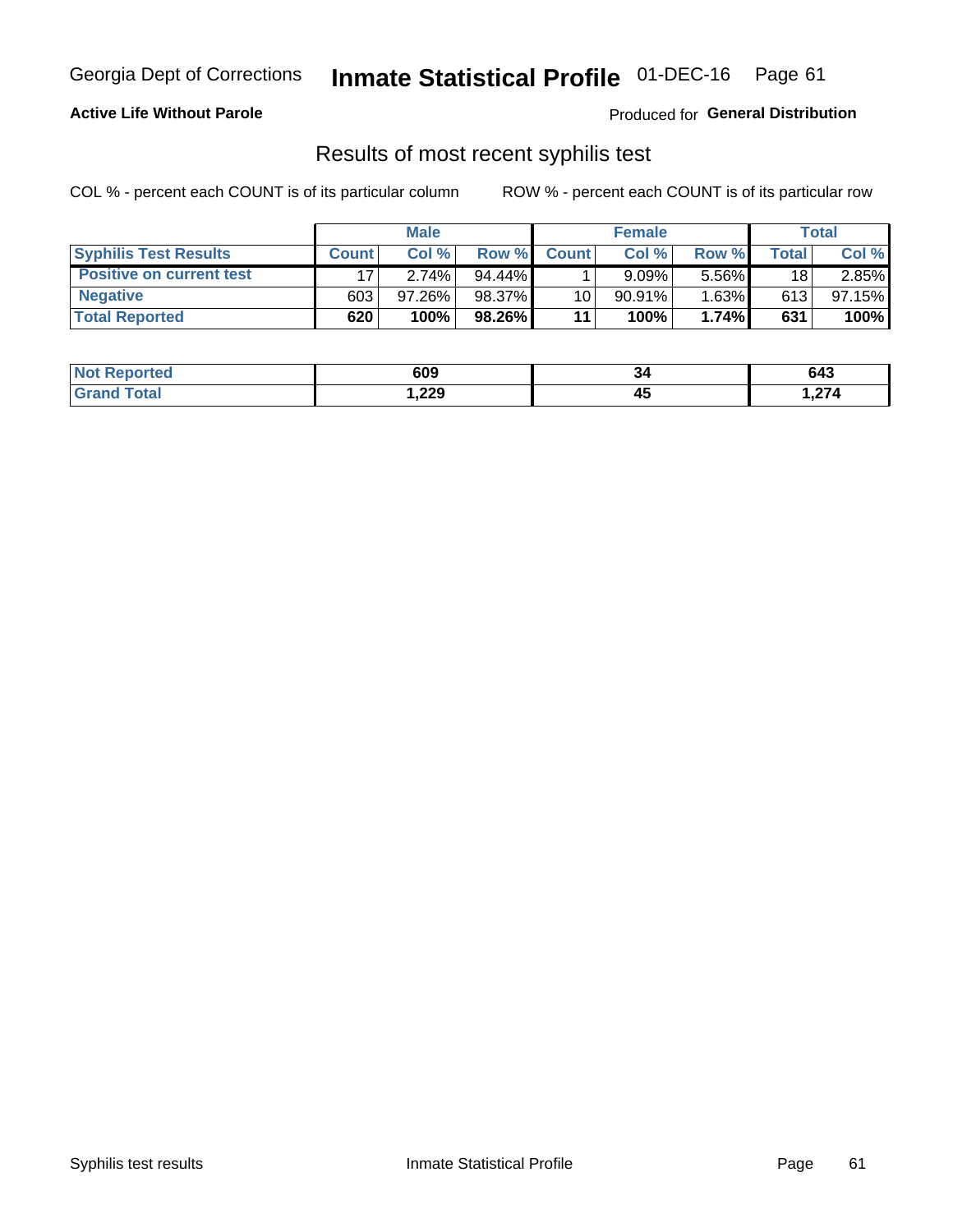Georgia Dept of Corrections **Inmate Statistical Profile** 01-DEC-16

**Active Life Without Parole**

Produced for **General Distribution**

## Results of most recent syphilis test

COL % - percent each COUNT is of its particular column     ROW % - percent each COUNT is of its particular row

| | Male | | | Female | | | Total | |
|---|---|---|---|---|---|---|---|---|
| **Syphilis Test Results** | **Count** | **Col %** | **Row %** | **Count** | **Col %** | **Row %** | **Total** | **Col %** |
| **Positive on current test** | 17 | 2.74% | 94.44% | 1 | 9.09% | 5.56% | 18 | 2.85% |
| **Negative** | 603 | 97.26% | 98.37% | 10 | 90.91% | 1.63% | 613 | 97.15% |
| **Total Reported** | **620** | **100%** | **98.26%** | **11** | **100%** | **1.74%** | **631** | **100%** |

| | Male | Female | Total |
|---|---|---|---|
| **Not Reported** | **609** | **34** | **643** |
| **Grand Total** | **1,229** | **45** | **1,274** |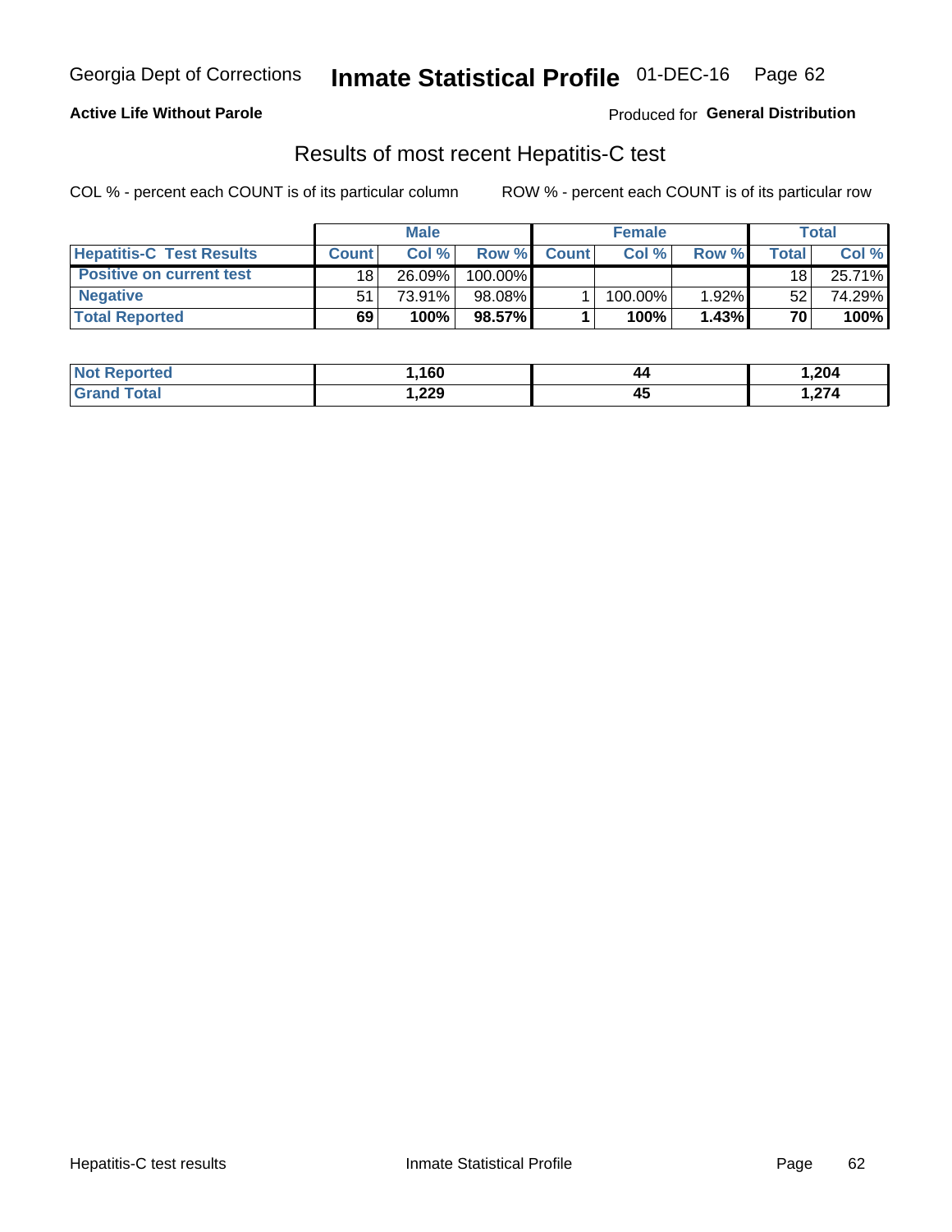Georgia Dept of Corrections **Inmate Statistical Profile** 01-DEC-16 Page 62

**Active Life Without Parole**

Produced for **General Distribution**

## Results of most recent Hepatitis-C test

COL % - percent each COUNT is of its particular column ROW % - percent each COUNT is of its particular row

| | Male | | | Female | | | Total | |
|---|---|---|---|---|---|---|---|---|
| **Hepatitis-C Test Results** | **Count** | **Col %** | **Row %** | **Count** | **Col %** | **Row %** | **Total** | **Col %** |
| **Positive on current test** | 18 | 26.09% | 100.00% | | | | 18 | 25.71% |
| **Negative** | 51 | 73.91% | 98.08% | 1 | 100.00% | 1.92% | 52 | 74.29% |
| **Total Reported** | **69** | **100%** | **98.57%** | **1** | **100%** | **1.43%** | **70** | **100%** |

| | Male | Female | Total |
|---|---|---|---|
| **Not Reported** | **1,160** | **44** | **1,204** |
| **Grand Total** | **1,229** | **45** | **1,274** |

Hepatitis-C test results Inmate Statistical Profile